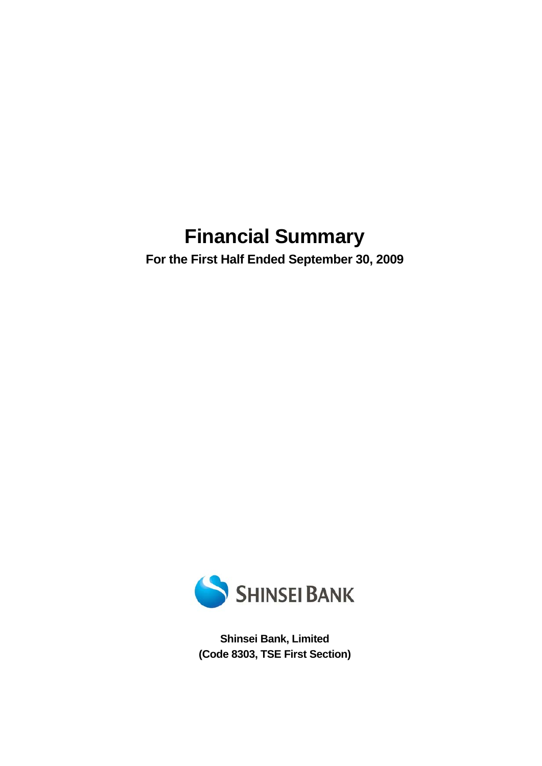# Financial Summary

**For the First Half Ended September 30, 2009**

SHINSEI BANK

**Shinsei Bank, Limited**
**(Code 8303, TSE First Section)**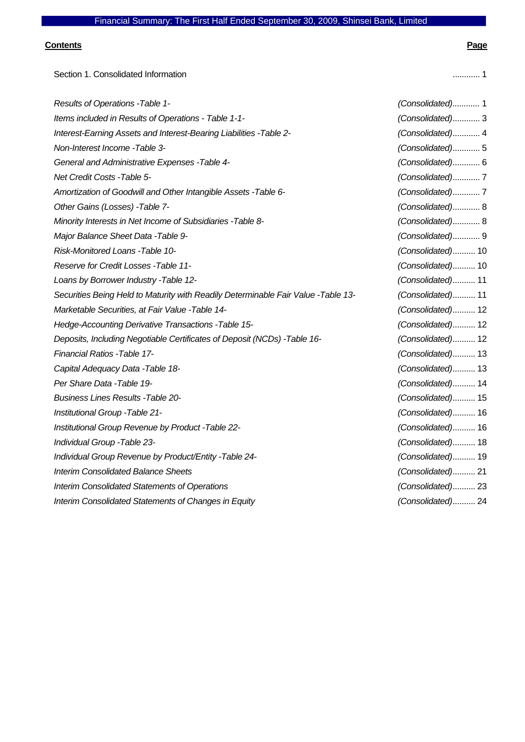Financial Summary: The First Half Ended September 30, 2009, Shinsei Bank, Limited

| **Contents** | **Page** |
|---|---|
| Section 1. Consolidated Information | ............ 1 |
| *Results of Operations -Table 1-* | *(Consolidated)*............ 1 |
| *Items included in Results of Operations - Table 1-1-* | *(Consolidated)*............ 3 |
| *Interest-Earning Assets and Interest-Bearing Liabilities -Table 2-* | *(Consolidated)*............ 4 |
| *Non-Interest Income -Table 3-* | *(Consolidated)*............ 5 |
| *General and Administrative Expenses -Table 4-* | *(Consolidated)*............ 6 |
| *Net Credit Costs -Table 5-* | *(Consolidated)*............ 7 |
| *Amortization of Goodwill and Other Intangible Assets -Table 6-* | *(Consolidated)*............ 7 |
| *Other Gains (Losses) -Table 7-* | *(Consolidated)*............ 8 |
| *Minority Interests in Net Income of Subsidiaries -Table 8-* | *(Consolidated)*............ 8 |
| *Major Balance Sheet Data -Table 9-* | *(Consolidated)*............ 9 |
| *Risk-Monitored Loans -Table 10-* | *(Consolidated)*.......... 10 |
| *Reserve for Credit Losses -Table 11-* | *(Consolidated)*.......... 10 |
| *Loans by Borrower Industry -Table 12-* | *(Consolidated)*.......... 11 |
| *Securities Being Held to Maturity with Readily Determinable Fair Value -Table 13-* | *(Consolidated)*.......... 11 |
| *Marketable Securities, at Fair Value -Table 14-* | *(Consolidated)*.......... 12 |
| *Hedge-Accounting Derivative Transactions -Table 15-* | *(Consolidated)*.......... 12 |
| *Deposits, Including Negotiable Certificates of Deposit (NCDs) -Table 16-* | *(Consolidated)*.......... 12 |
| *Financial Ratios -Table 17-* | *(Consolidated)*.......... 13 |
| *Capital Adequacy Data -Table 18-* | *(Consolidated)*.......... 13 |
| *Per Share Data -Table 19-* | *(Consolidated)*.......... 14 |
| *Business Lines Results -Table 20-* | *(Consolidated)*.......... 15 |
| *Institutional Group -Table 21-* | *(Consolidated)*.......... 16 |
| *Institutional Group Revenue by Product -Table 22-* | *(Consolidated)*.......... 16 |
| *Individual Group -Table 23-* | *(Consolidated)*.......... 18 |
| *Individual Group Revenue by Product/Entity -Table 24-* | *(Consolidated)*.......... 19 |
| *Interim Consolidated Balance Sheets* | *(Consolidated)*.......... 21 |
| *Interim Consolidated Statements of Operations* | *(Consolidated)*.......... 23 |
| *Interim Consolidated Statements of Changes in Equity* | *(Consolidated)*.......... 24 |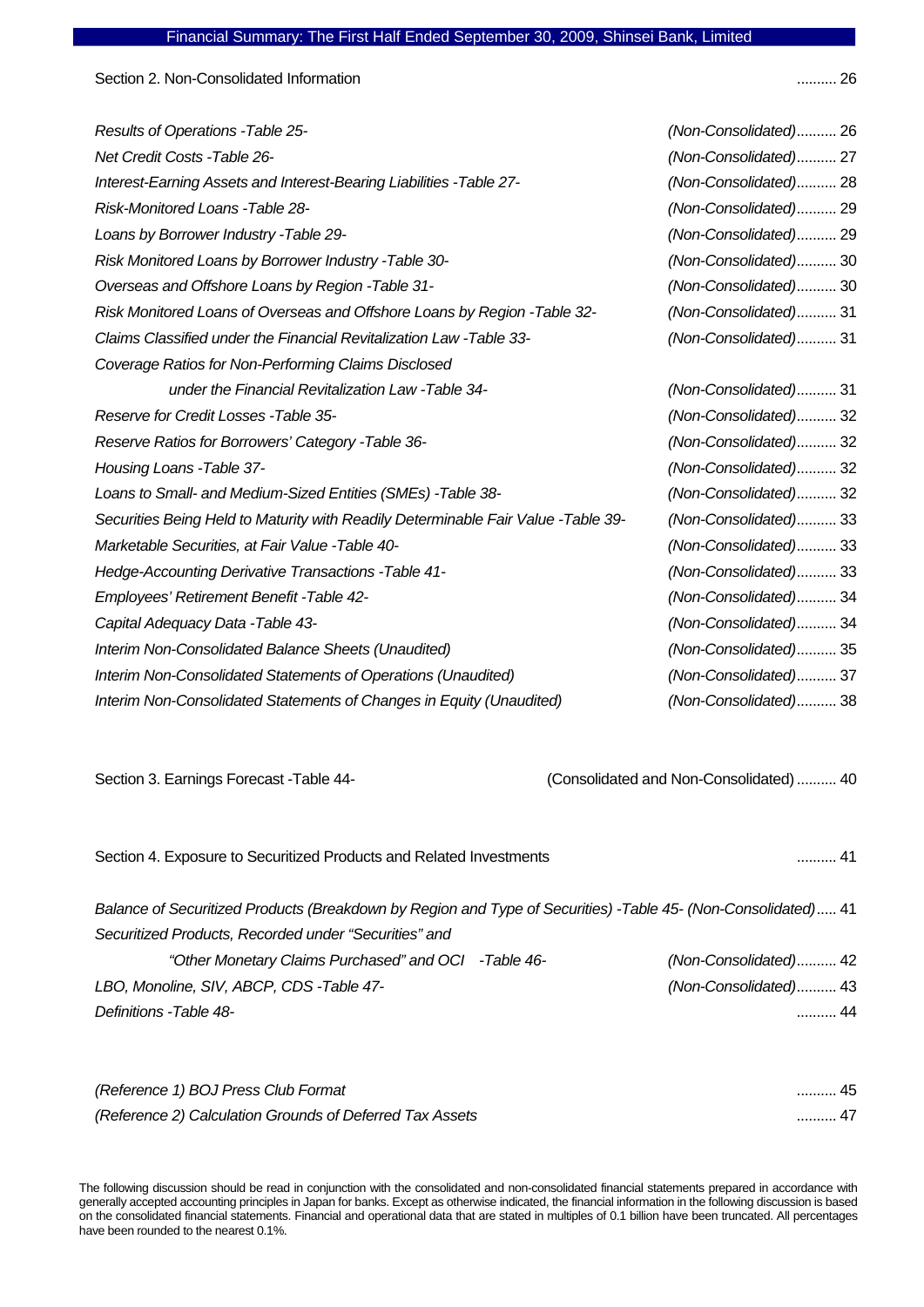Section 2. Non-Consolidated Information .......... 26

*Results of Operations -Table 25- (Non-Consolidated).......... 26*
*Net Credit Costs -Table 26- (Non-Consolidated).......... 27*
*Interest-Earning Assets and Interest-Bearing Liabilities -Table 27- (Non-Consolidated).......... 28*
*Risk-Monitored Loans -Table 28- (Non-Consolidated).......... 29*
*Loans by Borrower Industry -Table 29- (Non-Consolidated).......... 29*
*Risk Monitored Loans by Borrower Industry -Table 30- (Non-Consolidated).......... 30*
*Overseas and Offshore Loans by Region -Table 31- (Non-Consolidated).......... 30*
*Risk Monitored Loans of Overseas and Offshore Loans by Region -Table 32- (Non-Consolidated).......... 31*
*Claims Classified under the Financial Revitalization Law -Table 33- (Non-Consolidated).......... 31*
*Coverage Ratios for Non-Performing Claims Disclosed under the Financial Revitalization Law -Table 34- (Non-Consolidated).......... 31*
*Reserve for Credit Losses -Table 35- (Non-Consolidated).......... 32*
*Reserve Ratios for Borrowers' Category -Table 36- (Non-Consolidated).......... 32*
*Housing Loans -Table 37- (Non-Consolidated).......... 32*
*Loans to Small- and Medium-Sized Entities (SMEs) -Table 38- (Non-Consolidated).......... 32*
*Securities Being Held to Maturity with Readily Determinable Fair Value -Table 39- (Non-Consolidated).......... 33*
*Marketable Securities, at Fair Value -Table 40- (Non-Consolidated).......... 33*
*Hedge-Accounting Derivative Transactions -Table 41- (Non-Consolidated).......... 33*
*Employees' Retirement Benefit -Table 42- (Non-Consolidated).......... 34*
*Capital Adequacy Data -Table 43- (Non-Consolidated).......... 34*
*Interim Non-Consolidated Balance Sheets (Unaudited) (Non-Consolidated).......... 35*
*Interim Non-Consolidated Statements of Operations (Unaudited) (Non-Consolidated).......... 37*
*Interim Non-Consolidated Statements of Changes in Equity (Unaudited) (Non-Consolidated).......... 38*

Section 3. Earnings Forecast -Table 44- (Consolidated and Non-Consolidated) .......... 40

Section 4. Exposure to Securitized Products and Related Investments .......... 41

*Balance of Securitized Products (Breakdown by Region and Type of Securities) -Table 45- (Non-Consolidated)..... 41*
*Securitized Products, Recorded under "Securities" and "Other Monetary Claims Purchased" and OCI -Table 46- (Non-Consolidated).......... 42*
*LBO, Monoline, SIV, ABCP, CDS -Table 47- (Non-Consolidated).......... 43*
*Definitions -Table 48- .......... 44*

*(Reference 1) BOJ Press Club Format .......... 45*
*(Reference 2) Calculation Grounds of Deferred Tax Assets .......... 47*

The following discussion should be read in conjunction with the consolidated and non-consolidated financial statements prepared in accordance with generally accepted accounting principles in Japan for banks. Except as otherwise indicated, the financial information in the following discussion is based on the consolidated financial statements. Financial and operational data that are stated in multiples of 0.1 billion have been truncated. All percentages have been rounded to the nearest 0.1%.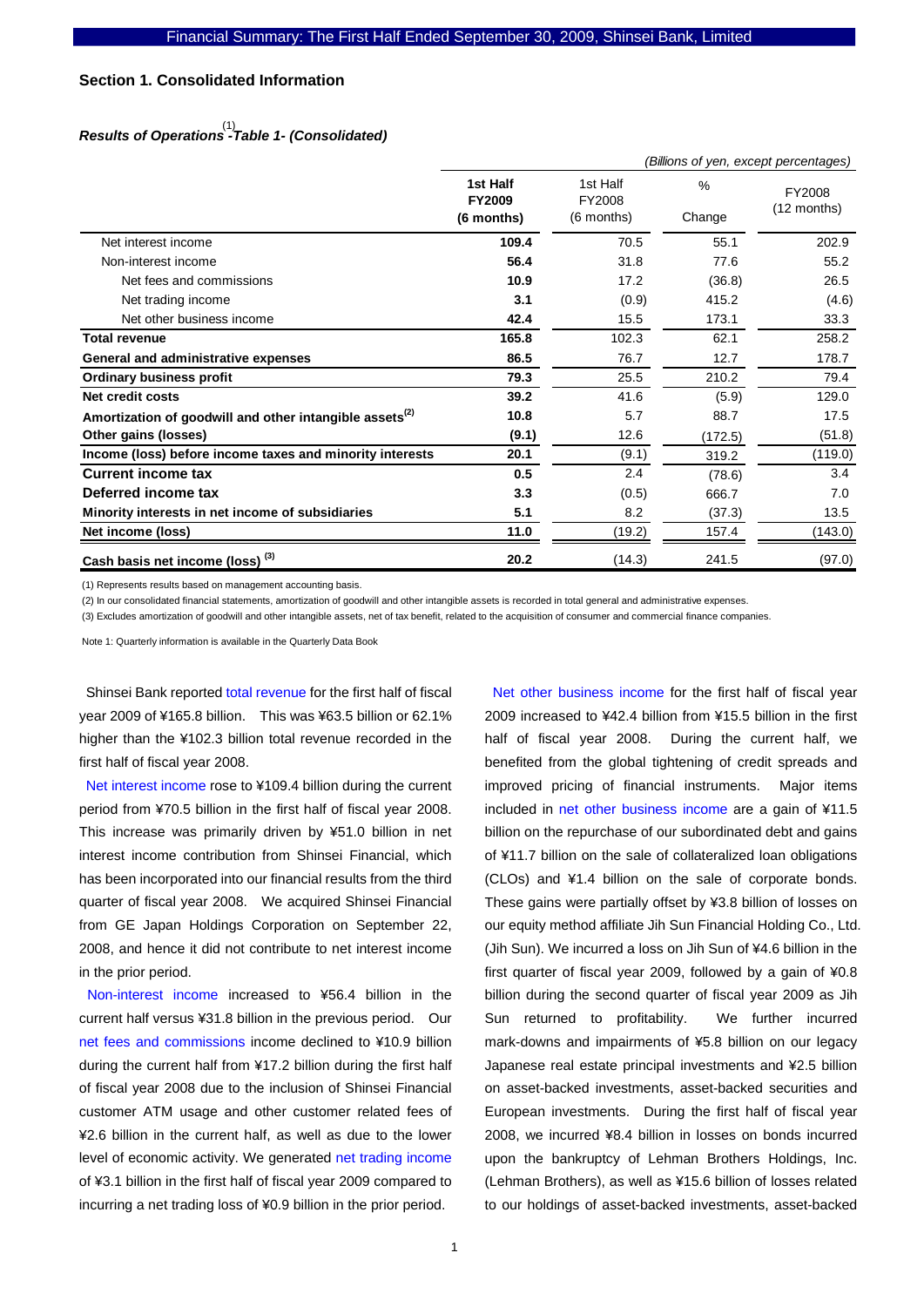## Section 1. Consolidated Information

### *Results of Operations[1] -Table 1- (Consolidated)*

*(Billions of yen, except percentages)*

| | **1st Half FY2009 (6 months)** | 1st Half FY2008 (6 months) | % Change | FY2008 (12 months) |
|---|---|---|---|---|
| Net interest income | **109.4** | 70.5 | 55.1 | 202.9 |
| Non-interest income | **56.4** | 31.8 | 77.6 | 55.2 |
| Net fees and commissions | **10.9** | 17.2 | (36.8) | 26.5 |
| Net trading income | **3.1** | (0.9) | 415.2 | (4.6) |
| Net other business income | **42.4** | 15.5 | 173.1 | 33.3 |
| **Total revenue** | **165.8** | 102.3 | 62.1 | 258.2 |
| **General and administrative expenses** | **86.5** | 76.7 | 12.7 | 178.7 |
| **Ordinary business profit** | **79.3** | 25.5 | 210.2 | 79.4 |
| **Net credit costs** | **39.2** | 41.6 | (5.9) | 129.0 |
| **Amortization of goodwill and other intangible assets[2]** | **10.8** | 5.7 | 88.7 | 17.5 |
| **Other gains (losses)** | **(9.1)** | 12.6 | (172.5) | (51.8) |
| **Income (loss) before income taxes and minority interests** | **20.1** | (9.1) | 319.2 | (119.0) |
| **Current income tax** | **0.5** | 2.4 | (78.6) | 3.4 |
| **Deferred income tax** | **3.3** | (0.5) | 666.7 | 7.0 |
| **Minority interests in net income of subsidiaries** | **5.1** | 8.2 | (37.3) | 13.5 |
| **Net income (loss)** | **11.0** | (19.2) | 157.4 | (143.0) |
| **Cash basis net income (loss) [3]** | **20.2** | (14.3) | 241.5 | (97.0) |

(1) Represents results based on management accounting basis.

(2) In our consolidated financial statements, amortization of goodwill and other intangible assets is recorded in total general and administrative expenses.

(3) Excludes amortization of goodwill and other intangible assets, net of tax benefit, related to the acquisition of consumer and commercial finance companies.

Note 1: Quarterly information is available in the Quarterly Data Book

Shinsei Bank reported total revenue for the first half of fiscal year 2009 of ¥165.8 billion. This was ¥63.5 billion or 62.1% higher than the ¥102.3 billion total revenue recorded in the first half of fiscal year 2008.

Net interest income rose to ¥109.4 billion during the current period from ¥70.5 billion in the first half of fiscal year 2008. This increase was primarily driven by ¥51.0 billion in net interest income contribution from Shinsei Financial, which has been incorporated into our financial results from the third quarter of fiscal year 2008. We acquired Shinsei Financial from GE Japan Holdings Corporation on September 22, 2008, and hence it did not contribute to net interest income in the prior period.

Non-interest income increased to ¥56.4 billion in the current half versus ¥31.8 billion in the previous period. Our net fees and commissions income declined to ¥10.9 billion during the current half from ¥17.2 billion during the first half of fiscal year 2008 due to the inclusion of Shinsei Financial customer ATM usage and other customer related fees of ¥2.6 billion in the current half, as well as due to the lower level of economic activity. We generated net trading income of ¥3.1 billion in the first half of fiscal year 2009 compared to incurring a net trading loss of ¥0.9 billion in the prior period.

Net other business income for the first half of fiscal year 2009 increased to ¥42.4 billion from ¥15.5 billion in the first half of fiscal year 2008. During the current half, we benefited from the global tightening of credit spreads and improved pricing of financial instruments. Major items included in net other business income are a gain of ¥11.5 billion on the repurchase of our subordinated debt and gains of ¥11.7 billion on the sale of collateralized loan obligations (CLOs) and ¥1.4 billion on the sale of corporate bonds. These gains were partially offset by ¥3.8 billion of losses on our equity method affiliate Jih Sun Financial Holding Co., Ltd. (Jih Sun). We incurred a loss on Jih Sun of ¥4.6 billion in the first quarter of fiscal year 2009, followed by a gain of ¥0.8 billion during the second quarter of fiscal year 2009 as Jih Sun returned to profitability. We further incurred mark-downs and impairments of ¥5.8 billion on our legacy Japanese real estate principal investments and ¥2.5 billion on asset-backed investments, asset-backed securities and European investments. During the first half of fiscal year 2008, we incurred ¥8.4 billion in losses on bonds incurred upon the bankruptcy of Lehman Brothers Holdings, Inc. (Lehman Brothers), as well as ¥15.6 billion of losses related to our holdings of asset-backed investments, asset-backed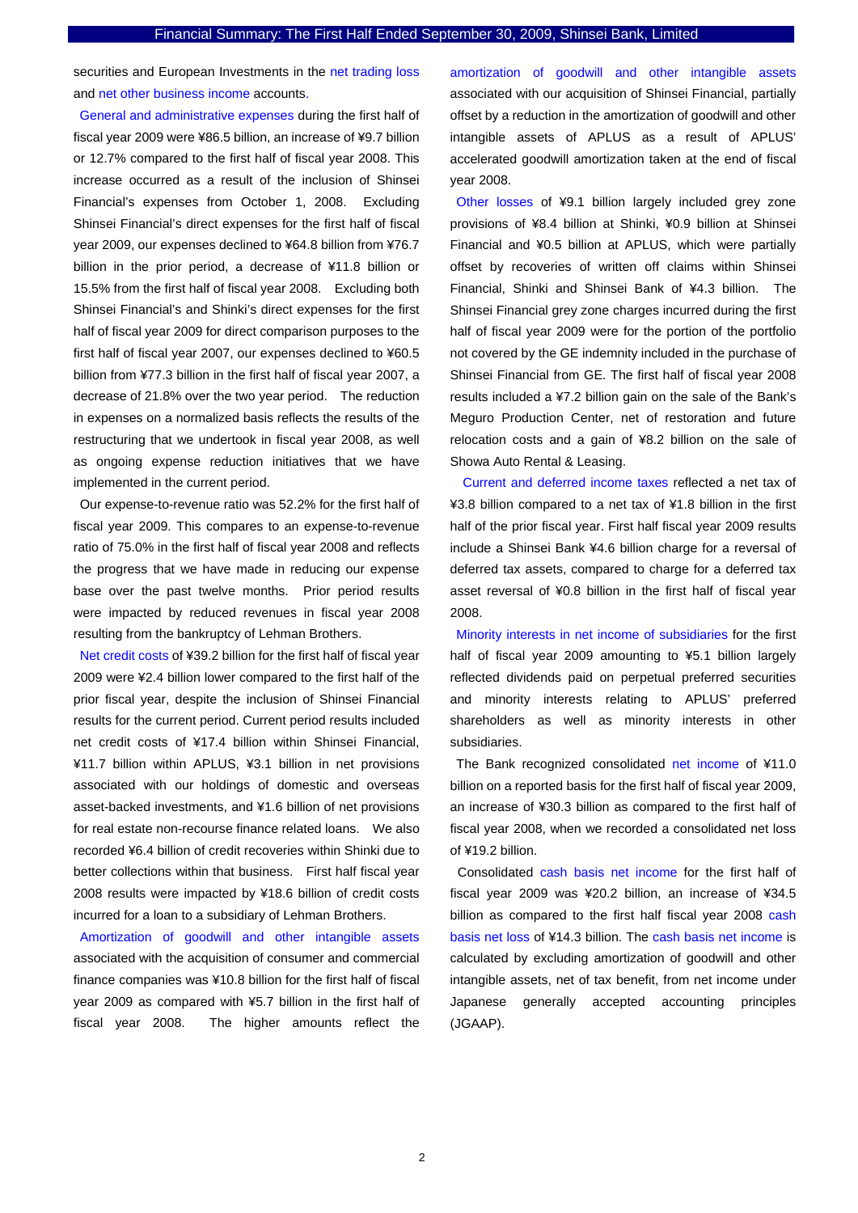securities and European Investments in the net trading loss and net other business income accounts.

General and administrative expenses during the first half of fiscal year 2009 were ¥86.5 billion, an increase of ¥9.7 billion or 12.7% compared to the first half of fiscal year 2008. This increase occurred as a result of the inclusion of Shinsei Financial's expenses from October 1, 2008. Excluding Shinsei Financial's direct expenses for the first half of fiscal year 2009, our expenses declined to ¥64.8 billion from ¥76.7 billion in the prior period, a decrease of ¥11.8 billion or 15.5% from the first half of fiscal year 2008. Excluding both Shinsei Financial's and Shinki's direct expenses for the first half of fiscal year 2009 for direct comparison purposes to the first half of fiscal year 2007, our expenses declined to ¥60.5 billion from ¥77.3 billion in the first half of fiscal year 2007, a decrease of 21.8% over the two year period. The reduction in expenses on a normalized basis reflects the results of the restructuring that we undertook in fiscal year 2008, as well as ongoing expense reduction initiatives that we have implemented in the current period.

Our expense-to-revenue ratio was 52.2% for the first half of fiscal year 2009. This compares to an expense-to-revenue ratio of 75.0% in the first half of fiscal year 2008 and reflects the progress that we have made in reducing our expense base over the past twelve months. Prior period results were impacted by reduced revenues in fiscal year 2008 resulting from the bankruptcy of Lehman Brothers.

Net credit costs of ¥39.2 billion for the first half of fiscal year 2009 were ¥2.4 billion lower compared to the first half of the prior fiscal year, despite the inclusion of Shinsei Financial results for the current period. Current period results included net credit costs of ¥17.4 billion within Shinsei Financial, ¥11.7 billion within APLUS, ¥3.1 billion in net provisions associated with our holdings of domestic and overseas asset-backed investments, and ¥1.6 billion of net provisions for real estate non-recourse finance related loans. We also recorded ¥6.4 billion of credit recoveries within Shinki due to better collections within that business. First half fiscal year 2008 results were impacted by ¥18.6 billion of credit costs incurred for a loan to a subsidiary of Lehman Brothers.

Amortization of goodwill and other intangible assets associated with the acquisition of consumer and commercial finance companies was ¥10.8 billion for the first half of fiscal year 2009 as compared with ¥5.7 billion in the first half of fiscal year 2008. The higher amounts reflect the amortization of goodwill and other intangible assets associated with our acquisition of Shinsei Financial, partially offset by a reduction in the amortization of goodwill and other intangible assets of APLUS as a result of APLUS' accelerated goodwill amortization taken at the end of fiscal year 2008.

Other losses of ¥9.1 billion largely included grey zone provisions of ¥8.4 billion at Shinki, ¥0.9 billion at Shinsei Financial and ¥0.5 billion at APLUS, which were partially offset by recoveries of written off claims within Shinsei Financial, Shinki and Shinsei Bank of ¥4.3 billion. The Shinsei Financial grey zone charges incurred during the first half of fiscal year 2009 were for the portion of the portfolio not covered by the GE indemnity included in the purchase of Shinsei Financial from GE. The first half of fiscal year 2008 results included a ¥7.2 billion gain on the sale of the Bank's Meguro Production Center, net of restoration and future relocation costs and a gain of ¥8.2 billion on the sale of Showa Auto Rental & Leasing.

Current and deferred income taxes reflected a net tax of ¥3.8 billion compared to a net tax of ¥1.8 billion in the first half of the prior fiscal year. First half fiscal year 2009 results include a Shinsei Bank ¥4.6 billion charge for a reversal of deferred tax assets, compared to charge for a deferred tax asset reversal of ¥0.8 billion in the first half of fiscal year 2008.

Minority interests in net income of subsidiaries for the first half of fiscal year 2009 amounting to ¥5.1 billion largely reflected dividends paid on perpetual preferred securities and minority interests relating to APLUS' preferred shareholders as well as minority interests in other subsidiaries.

The Bank recognized consolidated net income of ¥11.0 billion on a reported basis for the first half of fiscal year 2009, an increase of ¥30.3 billion as compared to the first half of fiscal year 2008, when we recorded a consolidated net loss of ¥19.2 billion.

Consolidated cash basis net income for the first half of fiscal year 2009 was ¥20.2 billion, an increase of ¥34.5 billion as compared to the first half fiscal year 2008 cash basis net loss of ¥14.3 billion. The cash basis net income is calculated by excluding amortization of goodwill and other intangible assets, net of tax benefit, from net income under Japanese generally accepted accounting principles (JGAAP).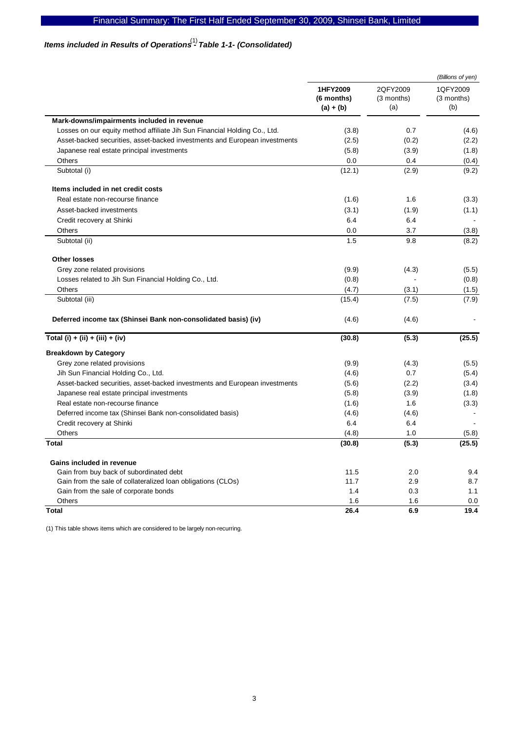## *Items included in Results of Operations[1] - Table 1-1- (Consolidated)*

*(Billions of yen)*

| | **1HFY2009 (6 months) (a) + (b)** | 2QFY2009 (3 months) (a) | 1QFY2009 (3 months) (b) |
|---|---|---|---|
| **Mark-downs/impairments included in revenue** | | | |
| Losses on our equity method affiliate Jih Sun Financial Holding Co., Ltd. | (3.8) | 0.7 | (4.6) |
| Asset-backed securities, asset-backed investments and European investments | (2.5) | (0.2) | (2.2) |
| Japanese real estate principal investments | (5.8) | (3.9) | (1.8) |
| Others | 0.0 | 0.4 | (0.4) |
| Subtotal (i) | (12.1) | (2.9) | (9.2) |
| **Items included in net credit costs** | | | |
| Real estate non-recourse finance | (1.6) | 1.6 | (3.3) |
| Asset-backed investments | (3.1) | (1.9) | (1.1) |
| Credit recovery at Shinki | 6.4 | 6.4 | - |
| Others | 0.0 | 3.7 | (3.8) |
| Subtotal (ii) | 1.5 | 9.8 | (8.2) |
| **Other losses** | | | |
| Grey zone related provisions | (9.9) | (4.3) | (5.5) |
| Losses related to Jih Sun Financial Holding Co., Ltd. | (0.8) | - | (0.8) |
| Others | (4.7) | (3.1) | (1.5) |
| Subtotal (iii) | (15.4) | (7.5) | (7.9) |
| **Deferred income tax (Shinsei Bank non-consolidated basis) (iv)** | (4.6) | (4.6) | - |
| **Total (i) + (ii) + (iii) + (iv)** | **(30.8)** | **(5.3)** | **(25.5)** |
| **Breakdown by Category** | | | |
| Grey zone related provisions | (9.9) | (4.3) | (5.5) |
| Jih Sun Financial Holding Co., Ltd. | (4.6) | 0.7 | (5.4) |
| Asset-backed securities, asset-backed investments and European investments | (5.6) | (2.2) | (3.4) |
| Japanese real estate principal investments | (5.8) | (3.9) | (1.8) |
| Real estate non-recourse finance | (1.6) | 1.6 | (3.3) |
| Deferred income tax (Shinsei Bank non-consolidated basis) | (4.6) | (4.6) | - |
| Credit recovery at Shinki | 6.4 | 6.4 | - |
| Others | (4.8) | 1.0 | (5.8) |
| **Total** | **(30.8)** | **(5.3)** | **(25.5)** |
| **Gains included in revenue** | | | |
| Gain from buy back of subordinated debt | 11.5 | 2.0 | 9.4 |
| Gain from the sale of collateralized loan obligations (CLOs) | 11.7 | 2.9 | 8.7 |
| Gain from the sale of corporate bonds | 1.4 | 0.3 | 1.1 |
| Others | 1.6 | 1.6 | 0.0 |
| **Total** | **26.4** | **6.9** | **19.4** |

(1) This table shows items which are considered to be largely non-recurring.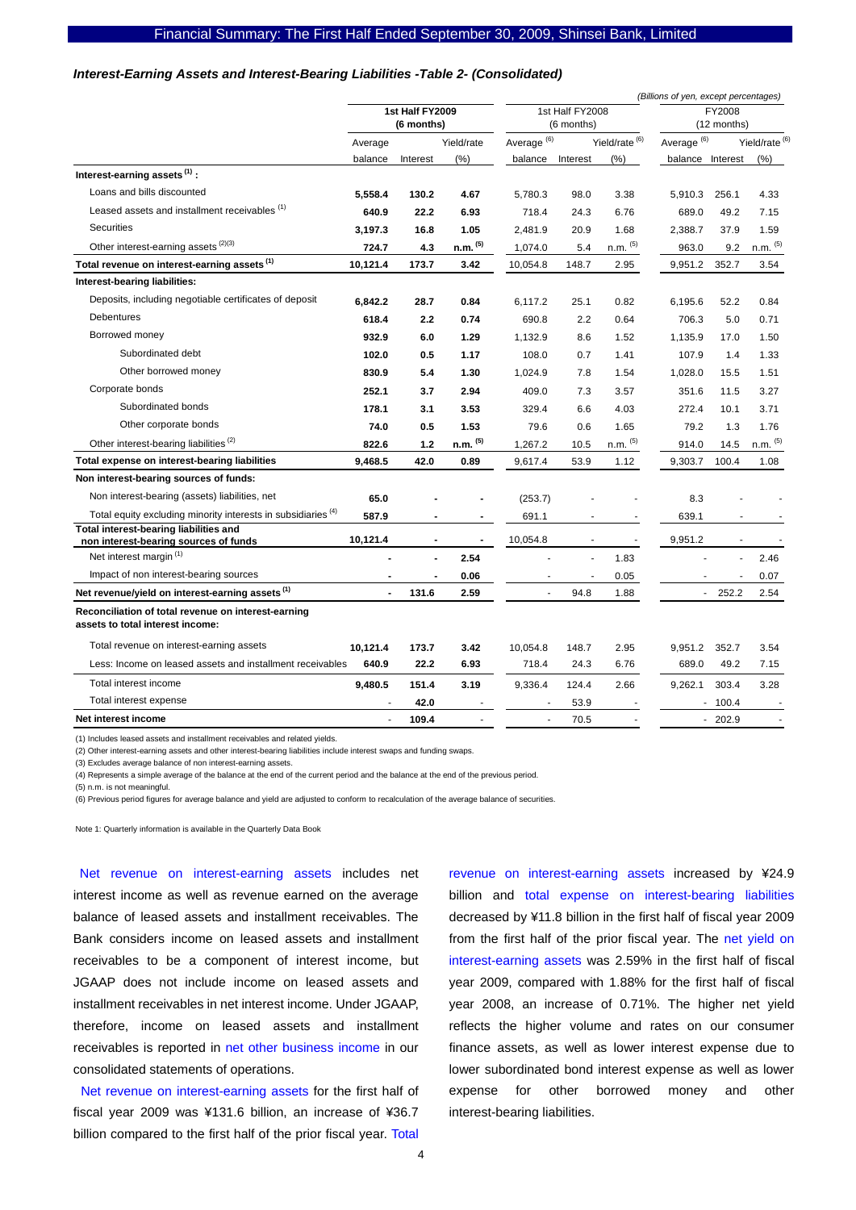### *Interest-Earning Assets and Interest-Bearing Liabilities -Table 2- (Consolidated)*

*(Billions of yen, except percentages)*

| | 1st Half FY2009 (6 months) | | | 1st Half FY2008 (6 months) | | | FY2008 (12 months) | | |
|---|---|---|---|---|---|---|---|---|---|
| | Average balance | Interest | Yield/rate (%) | Average [6] balance | Interest | Yield/rate [6] (%) | Average [6] balance | Interest | Yield/rate [6] (%) |
| **Interest-earning assets [1] :** | | | | | | | | | |
| Loans and bills discounted | **5,558.4** | **130.2** | **4.67** | 5,780.3 | 98.0 | 3.38 | 5,910.3 | 256.1 | 4.33 |
| Leased assets and installment receivables [1] | **640.9** | **22.2** | **6.93** | 718.4 | 24.3 | 6.76 | 689.0 | 49.2 | 7.15 |
| Securities | **3,197.3** | **16.8** | **1.05** | 2,481.9 | 20.9 | 1.68 | 2,388.7 | 37.9 | 1.59 |
| Other interest-earning assets [2][3] | **724.7** | **4.3** | **n.m. [5]** | 1,074.0 | 5.4 | n.m. [5] | 963.0 | 9.2 | n.m. [5] |
| **Total revenue on interest-earning assets [1]** | **10,121.4** | **173.7** | **3.42** | 10,054.8 | 148.7 | 2.95 | 9,951.2 | 352.7 | 3.54 |
| **Interest-bearing liabilities:** | | | | | | | | | |
| Deposits, including negotiable certificates of deposit | **6,842.2** | **28.7** | **0.84** | 6,117.2 | 25.1 | 0.82 | 6,195.6 | 52.2 | 0.84 |
| Debentures | **618.4** | **2.2** | **0.74** | 690.8 | 2.2 | 0.64 | 706.3 | 5.0 | 0.71 |
| Borrowed money | **932.9** | **6.0** | **1.29** | 1,132.9 | 8.6 | 1.52 | 1,135.9 | 17.0 | 1.50 |
| Subordinated debt | **102.0** | **0.5** | **1.17** | 108.0 | 0.7 | 1.41 | 107.9 | 1.4 | 1.33 |
| Other borrowed money | **830.9** | **5.4** | **1.30** | 1,024.9 | 7.8 | 1.54 | 1,028.0 | 15.5 | 1.51 |
| Corporate bonds | **252.1** | **3.7** | **2.94** | 409.0 | 7.3 | 3.57 | 351.6 | 11.5 | 3.27 |
| Subordinated bonds | **178.1** | **3.1** | **3.53** | 329.4 | 6.6 | 4.03 | 272.4 | 10.1 | 3.71 |
| Other corporate bonds | **74.0** | **0.5** | **1.53** | 79.6 | 0.6 | 1.65 | 79.2 | 1.3 | 1.76 |
| Other interest-bearing liabilities [2] | **822.6** | **1.2** | **n.m. [5]** | 1,267.2 | 10.5 | n.m. [5] | 914.0 | 14.5 | n.m. [5] |
| **Total expense on interest-bearing liabilities** | **9,468.5** | **42.0** | **0.89** | 9,617.4 | 53.9 | 1.12 | 9,303.7 | 100.4 | 1.08 |
| **Non interest-bearing sources of funds:** | | | | | | | | | |
| Non interest-bearing (assets) liabilities, net | **65.0** | **-** | **-** | (253.7) | - | - | 8.3 | - | - |
| Total equity excluding minority interests in subsidiaries [4] | **587.9** | **-** | **-** | 691.1 | - | - | 639.1 | - | - |
| **Total interest-bearing liabilities and non interest-bearing sources of funds** | **10,121.4** | **-** | **-** | 10,054.8 | - | - | 9,951.2 | - | - |
| Net interest margin [1] | **-** | **-** | **2.54** | - | - | 1.83 | - | - | 2.46 |
| Impact of non interest-bearing sources | **-** | **-** | **0.06** | - | - | 0.05 | - | - | 0.07 |
| **Net revenue/yield on interest-earning assets [1]** | **-** | **131.6** | **2.59** | - | 94.8 | 1.88 | - | 252.2 | 2.54 |
| **Reconciliation of total revenue on interest-earning assets to total interest income:** | | | | | | | | | |
| Total revenue on interest-earning assets | **10,121.4** | **173.7** | **3.42** | 10,054.8 | 148.7 | 2.95 | 9,951.2 | 352.7 | 3.54 |
| Less: Income on leased assets and installment receivables | **640.9** | **22.2** | **6.93** | 718.4 | 24.3 | 6.76 | 689.0 | 49.2 | 7.15 |
| Total interest income | **9,480.5** | **151.4** | **3.19** | 9,336.4 | 124.4 | 2.66 | 9,262.1 | 303.4 | 3.28 |
| Total interest expense | **-** | **42.0** | **-** | - | 53.9 | - | - | 100.4 | - |
| **Net interest income** | **-** | **109.4** | **-** | - | 70.5 | - | - | 202.9 | - |

(1) Includes leased assets and installment receivables and related yields.
(2) Other interest-earning assets and other interest-bearing liabilities include interest swaps and funding swaps.
(3) Excludes average balance of non interest-earning assets.
(4) Represents a simple average of the balance at the end of the current period and the balance at the end of the previous period.
(5) n.m. is not meaningful.
(6) Previous period figures for average balance and yield are adjusted to conform to recalculation of the average balance of securities.

Note 1: Quarterly information is available in the Quarterly Data Book

Net revenue on interest-earning assets includes net interest income as well as revenue earned on the average balance of leased assets and installment receivables. The Bank considers income on leased assets and installment receivables to be a component of interest income, but JGAAP does not include income on leased assets and installment receivables in net interest income. Under JGAAP, therefore, income on leased assets and installment receivables is reported in net other business income in our consolidated statements of operations.

Net revenue on interest-earning assets for the first half of fiscal year 2009 was ¥131.6 billion, an increase of ¥36.7 billion compared to the first half of the prior fiscal year. Total revenue on interest-earning assets increased by ¥24.9 billion and total expense on interest-bearing liabilities decreased by ¥11.8 billion in the first half of fiscal year 2009 from the first half of the prior fiscal year. The net yield on interest-earning assets was 2.59% in the first half of fiscal year 2009, compared with 1.88% for the first half of fiscal year 2008, an increase of 0.71%. The higher net yield reflects the higher volume and rates on our consumer finance assets, as well as lower interest expense due to lower subordinated bond interest expense as well as lower expense for other borrowed money and other interest-bearing liabilities.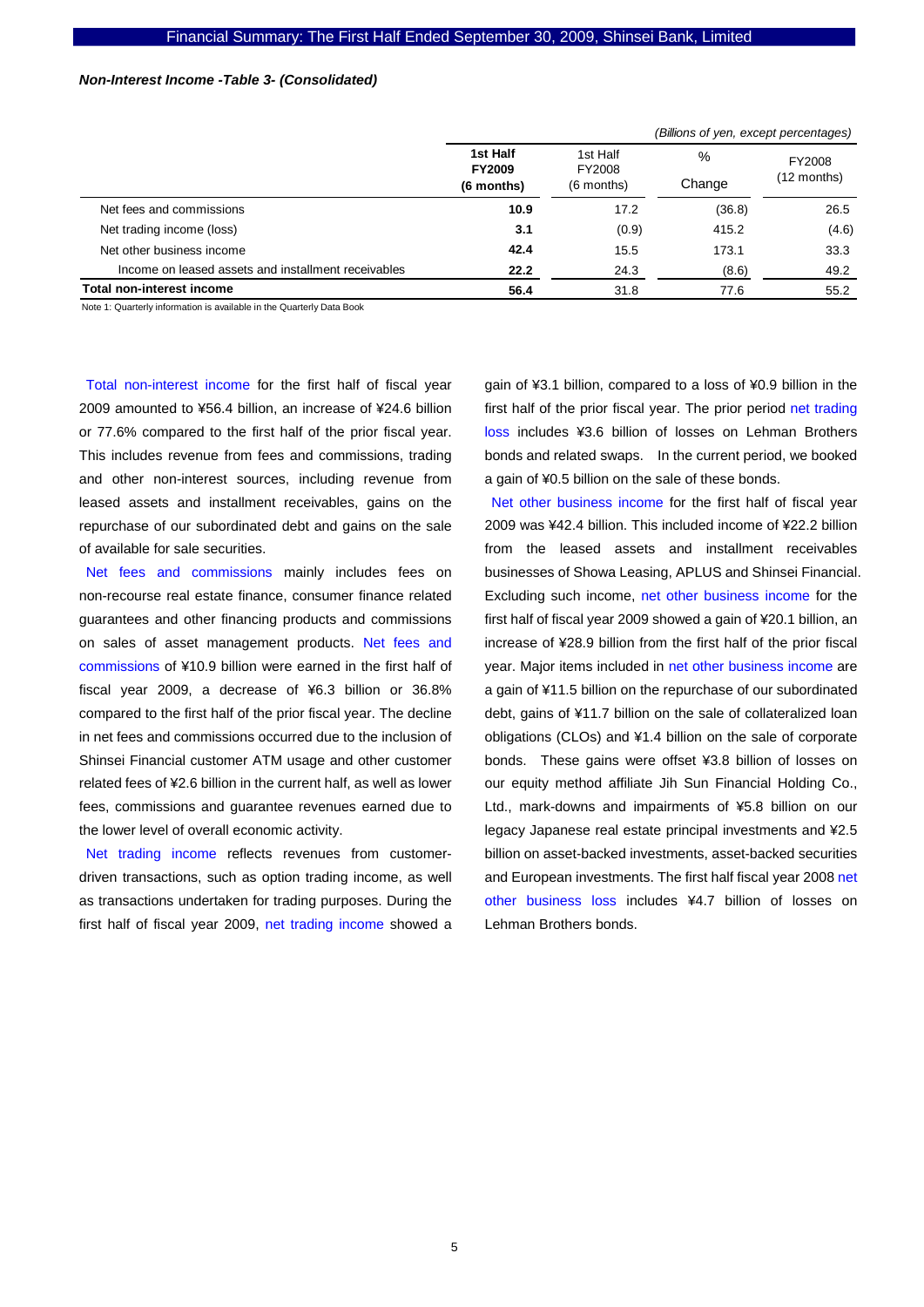***Non-Interest Income -Table 3- (Consolidated)***

*(Billions of yen, except percentages)*

| | **1st Half FY2009 (6 months)** | 1st Half FY2008 (6 months) | % Change | FY2008 (12 months) |
|---|---|---|---|---|
| Net fees and commissions | **10.9** | 17.2 | (36.8) | 26.5 |
| Net trading income (loss) | **3.1** | (0.9) | 415.2 | (4.6) |
| Net other business income | **42.4** | 15.5 | 173.1 | 33.3 |
| Income on leased assets and installment receivables | **22.2** | 24.3 | (8.6) | 49.2 |
| **Total non-interest income** | **56.4** | 31.8 | 77.6 | 55.2 |

Note 1: Quarterly information is available in the Quarterly Data Book

Total non-interest income for the first half of fiscal year 2009 amounted to ¥56.4 billion, an increase of ¥24.6 billion or 77.6% compared to the first half of the prior fiscal year. This includes revenue from fees and commissions, trading and other non-interest sources, including revenue from leased assets and installment receivables, gains on the repurchase of our subordinated debt and gains on the sale of available for sale securities.

Net fees and commissions mainly includes fees on non-recourse real estate finance, consumer finance related guarantees and other financing products and commissions on sales of asset management products. Net fees and commissions of ¥10.9 billion were earned in the first half of fiscal year 2009, a decrease of ¥6.3 billion or 36.8% compared to the first half of the prior fiscal year. The decline in net fees and commissions occurred due to the inclusion of Shinsei Financial customer ATM usage and other customer related fees of ¥2.6 billion in the current half, as well as lower fees, commissions and guarantee revenues earned due to the lower level of overall economic activity.

Net trading income reflects revenues from customer-driven transactions, such as option trading income, as well as transactions undertaken for trading purposes. During the first half of fiscal year 2009, net trading income showed a gain of ¥3.1 billion, compared to a loss of ¥0.9 billion in the first half of the prior fiscal year. The prior period net trading loss includes ¥3.6 billion of losses on Lehman Brothers bonds and related swaps. In the current period, we booked a gain of ¥0.5 billion on the sale of these bonds.

Net other business income for the first half of fiscal year 2009 was ¥42.4 billion. This included income of ¥22.2 billion from the leased assets and installment receivables businesses of Showa Leasing, APLUS and Shinsei Financial. Excluding such income, net other business income for the first half of fiscal year 2009 showed a gain of ¥20.1 billion, an increase of ¥28.9 billion from the first half of the prior fiscal year. Major items included in net other business income are a gain of ¥11.5 billion on the repurchase of our subordinated debt, gains of ¥11.7 billion on the sale of collateralized loan obligations (CLOs) and ¥1.4 billion on the sale of corporate bonds. These gains were offset ¥3.8 billion of losses on our equity method affiliate Jih Sun Financial Holding Co., Ltd., mark-downs and impairments of ¥5.8 billion on our legacy Japanese real estate principal investments and ¥2.5 billion on asset-backed investments, asset-backed securities and European investments. The first half fiscal year 2008 net other business loss includes ¥4.7 billion of losses on Lehman Brothers bonds.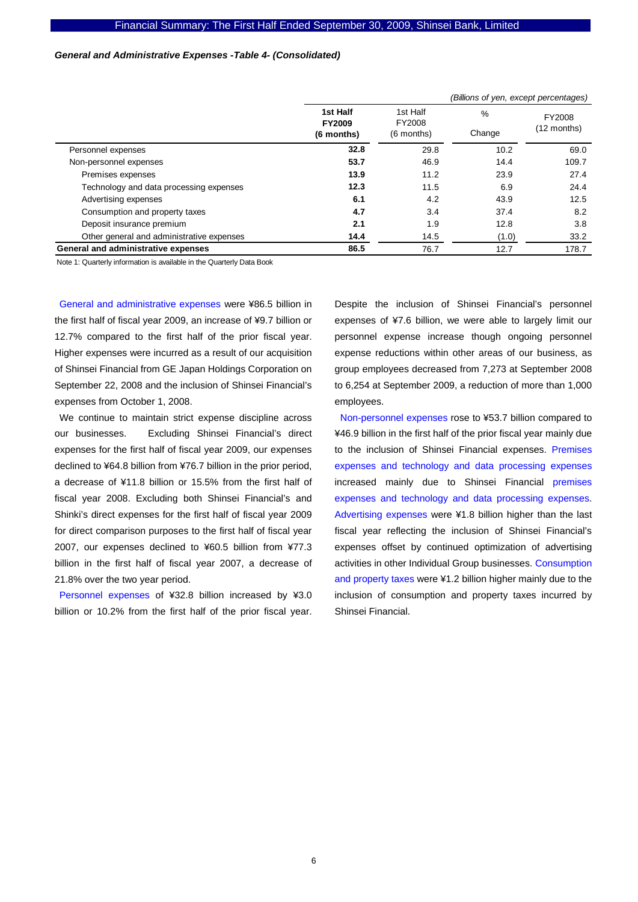***General and Administrative Expenses -Table 4- (Consolidated)***

*(Billions of yen, except percentages)*

| | **1st Half FY2009 (6 months)** | 1st Half FY2008 (6 months) | % Change | FY2008 (12 months) |
|---|---|---|---|---|
| Personnel expenses | **32.8** | 29.8 | 10.2 | 69.0 |
| Non-personnel expenses | **53.7** | 46.9 | 14.4 | 109.7 |
| Premises expenses | **13.9** | 11.2 | 23.9 | 27.4 |
| Technology and data processing expenses | **12.3** | 11.5 | 6.9 | 24.4 |
| Advertising expenses | **6.1** | 4.2 | 43.9 | 12.5 |
| Consumption and property taxes | **4.7** | 3.4 | 37.4 | 8.2 |
| Deposit insurance premium | **2.1** | 1.9 | 12.8 | 3.8 |
| Other general and administrative expenses | **14.4** | 14.5 | (1.0) | 33.2 |
| **General and administrative expenses** | **86.5** | 76.7 | 12.7 | 178.7 |

Note 1: Quarterly information is available in the Quarterly Data Book

General and administrative expenses were ¥86.5 billion in the first half of fiscal year 2009, an increase of ¥9.7 billion or 12.7% compared to the first half of the prior fiscal year. Higher expenses were incurred as a result of our acquisition of Shinsei Financial from GE Japan Holdings Corporation on September 22, 2008 and the inclusion of Shinsei Financial's expenses from October 1, 2008.

We continue to maintain strict expense discipline across our businesses. Excluding Shinsei Financial's direct expenses for the first half of fiscal year 2009, our expenses declined to ¥64.8 billion from ¥76.7 billion in the prior period, a decrease of ¥11.8 billion or 15.5% from the first half of fiscal year 2008. Excluding both Shinsei Financial's and Shinki's direct expenses for the first half of fiscal year 2009 for direct comparison purposes to the first half of fiscal year 2007, our expenses declined to ¥60.5 billion from ¥77.3 billion in the first half of fiscal year 2007, a decrease of 21.8% over the two year period.

Personnel expenses of ¥32.8 billion increased by ¥3.0 billion or 10.2% from the first half of the prior fiscal year. Despite the inclusion of Shinsei Financial's personnel expenses of ¥7.6 billion, we were able to largely limit our personnel expense increase though ongoing personnel expense reductions within other areas of our business, as group employees decreased from 7,273 at September 2008 to 6,254 at September 2009, a reduction of more than 1,000 employees.

Non-personnel expenses rose to ¥53.7 billion compared to ¥46.9 billion in the first half of the prior fiscal year mainly due to the inclusion of Shinsei Financial expenses. Premises expenses and technology and data processing expenses increased mainly due to Shinsei Financial premises expenses and technology and data processing expenses. Advertising expenses were ¥1.8 billion higher than the last fiscal year reflecting the inclusion of Shinsei Financial's expenses offset by continued optimization of advertising activities in other Individual Group businesses. Consumption and property taxes were ¥1.2 billion higher mainly due to the inclusion of consumption and property taxes incurred by Shinsei Financial.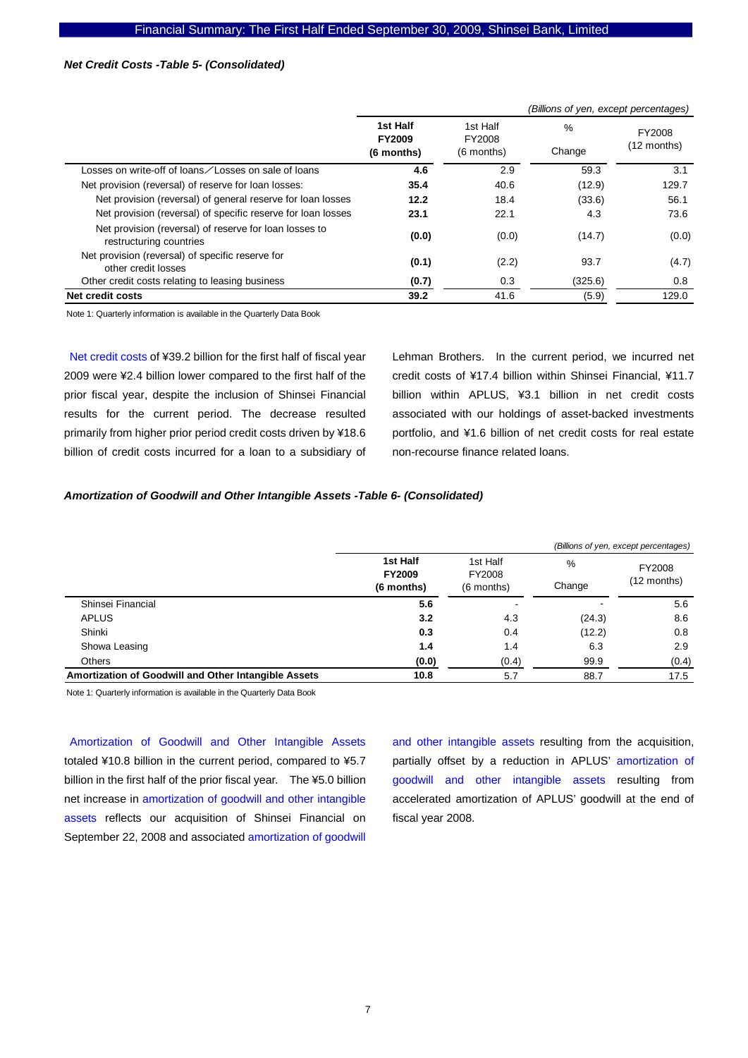***Net Credit Costs -Table 5- (Consolidated)***

*(Billions of yen, except percentages)*

| | **1st Half FY2009 (6 months)** | 1st Half FY2008 (6 months) | % Change | FY2008 (12 months) |
|---|---|---|---|---|
| Losses on write-off of loans／Losses on sale of loans | **4.6** | 2.9 | 59.3 | 3.1 |
| Net provision (reversal) of reserve for loan losses: | **35.4** | 40.6 | (12.9) | 129.7 |
| Net provision (reversal) of general reserve for loan losses | **12.2** | 18.4 | (33.6) | 56.1 |
| Net provision (reversal) of specific reserve for loan losses | **23.1** | 22.1 | 4.3 | 73.6 |
| Net provision (reversal) of reserve for loan losses to restructuring countries | **(0.0)** | (0.0) | (14.7) | (0.0) |
| Net provision (reversal) of specific reserve for other credit losses | **(0.1)** | (2.2) | 93.7 | (4.7) |
| Other credit costs relating to leasing business | **(0.7)** | 0.3 | (325.6) | 0.8 |
| **Net credit costs** | **39.2** | 41.6 | (5.9) | 129.0 |

Note 1: Quarterly information is available in the Quarterly Data Book

Net credit costs of ¥39.2 billion for the first half of fiscal year 2009 were ¥2.4 billion lower compared to the first half of the prior fiscal year, despite the inclusion of Shinsei Financial results for the current period. The decrease resulted primarily from higher prior period credit costs driven by ¥18.6 billion of credit costs incurred for a loan to a subsidiary of Lehman Brothers. In the current period, we incurred net credit costs of ¥17.4 billion within Shinsei Financial, ¥11.7 billion within APLUS, ¥3.1 billion in net credit costs associated with our holdings of asset-backed investments portfolio, and ¥1.6 billion of net credit costs for real estate non-recourse finance related loans.

***Amortization of Goodwill and Other Intangible Assets -Table 6- (Consolidated)***

*(Billions of yen, except percentages)*

| | **1st Half FY2009 (6 months)** | 1st Half FY2008 (6 months) | % Change | FY2008 (12 months) |
|---|---|---|---|---|
| Shinsei Financial | **5.6** | - | - | 5.6 |
| APLUS | **3.2** | 4.3 | (24.3) | 8.6 |
| Shinki | **0.3** | 0.4 | (12.2) | 0.8 |
| Showa Leasing | **1.4** | 1.4 | 6.3 | 2.9 |
| Others | **(0.0)** | (0.4) | 99.9 | (0.4) |
| **Amortization of Goodwill and Other Intangible Assets** | **10.8** | 5.7 | 88.7 | 17.5 |

Note 1: Quarterly information is available in the Quarterly Data Book

Amortization of Goodwill and Other Intangible Assets totaled ¥10.8 billion in the current period, compared to ¥5.7 billion in the first half of the prior fiscal year. The ¥5.0 billion net increase in amortization of goodwill and other intangible assets reflects our acquisition of Shinsei Financial on September 22, 2008 and associated amortization of goodwill and other intangible assets resulting from the acquisition, partially offset by a reduction in APLUS' amortization of goodwill and other intangible assets resulting from accelerated amortization of APLUS' goodwill at the end of fiscal year 2008.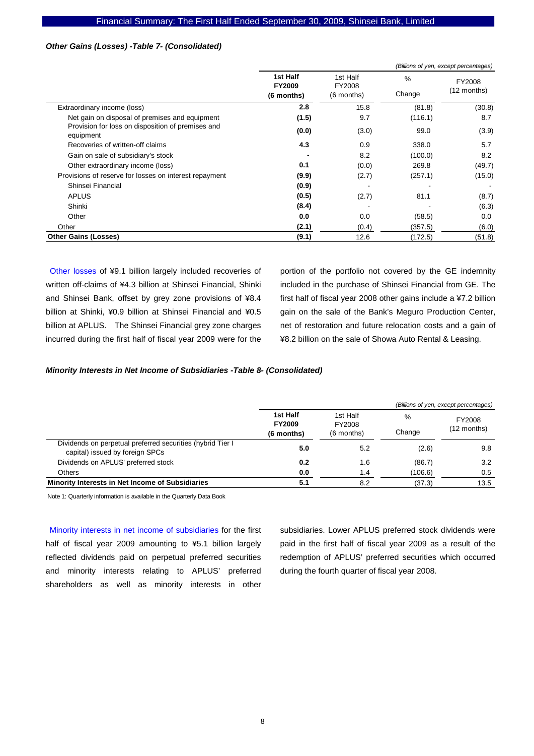### *Other Gains (Losses) -Table 7- (Consolidated)*

*(Billions of yen, except percentages)*

| | **1st Half FY2009 (6 months)** | 1st Half FY2008 (6 months) | % Change | FY2008 (12 months) |
|---|---|---|---|---|
| Extraordinary income (loss) | **2.8** | 15.8 | (81.8) | (30.8) |
| Net gain on disposal of premises and equipment | **(1.5)** | 9.7 | (116.1) | 8.7 |
| Provision for loss on disposition of premises and equipment | **(0.0)** | (3.0) | 99.0 | (3.9) |
| Recoveries of written-off claims | **4.3** | 0.9 | 338.0 | 5.7 |
| Gain on sale of subsidiary's stock | **-** | 8.2 | (100.0) | 8.2 |
| Other extraordinary income (loss) | **0.1** | (0.0) | 269.8 | (49.7) |
| Provisions of reserve for losses on interest repayment | **(9.9)** | (2.7) | (257.1) | (15.0) |
| Shinsei Financial | **(0.9)** | - | - | - |
| APLUS | **(0.5)** | (2.7) | 81.1 | (8.7) |
| Shinki | **(8.4)** | - | - | (6.3) |
| Other | **0.0** | 0.0 | (58.5) | 0.0 |
| Other | **(2.1)** | (0.4) | (357.5) | (6.0) |
| **Other Gains (Losses)** | **(9.1)** | 12.6 | (172.5) | (51.8) |

Other losses of ¥9.1 billion largely included recoveries of written off-claims of ¥4.3 billion at Shinsei Financial, Shinki and Shinsei Bank, offset by grey zone provisions of ¥8.4 billion at Shinki, ¥0.9 billion at Shinsei Financial and ¥0.5 billion at APLUS. The Shinsei Financial grey zone charges incurred during the first half of fiscal year 2009 were for the portion of the portfolio not covered by the GE indemnity included in the purchase of Shinsei Financial from GE. The first half of fiscal year 2008 other gains include a ¥7.2 billion gain on the sale of the Bank's Meguro Production Center, net of restoration and future relocation costs and a gain of ¥8.2 billion on the sale of Showa Auto Rental & Leasing.

### *Minority Interests in Net Income of Subsidiaries -Table 8- (Consolidated)*

*(Billions of yen, except percentages)*

| | **1st Half FY2009 (6 months)** | 1st Half FY2008 (6 months) | % Change | FY2008 (12 months) |
|---|---|---|---|---|
| Dividends on perpetual preferred securities (hybrid Tier I capital) issued by foreign SPCs | **5.0** | 5.2 | (2.6) | 9.8 |
| Dividends on APLUS' preferred stock | **0.2** | 1.6 | (86.7) | 3.2 |
| Others | **0.0** | 1.4 | (106.6) | 0.5 |
| **Minority Interests in Net Income of Subsidiaries** | **5.1** | 8.2 | (37.3) | 13.5 |

Note 1: Quarterly information is available in the Quarterly Data Book

Minority interests in net income of subsidiaries for the first half of fiscal year 2009 amounting to ¥5.1 billion largely reflected dividends paid on perpetual preferred securities and minority interests relating to APLUS' preferred shareholders as well as minority interests in other subsidiaries. Lower APLUS preferred stock dividends were paid in the first half of fiscal year 2009 as a result of the redemption of APLUS' preferred securities which occurred during the fourth quarter of fiscal year 2008.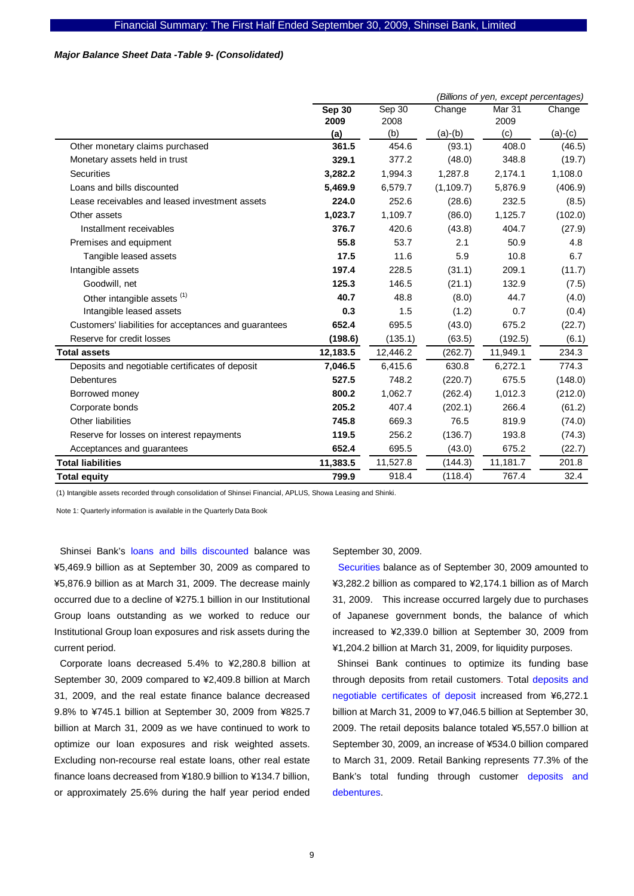***Major Balance Sheet Data -Table 9- (Consolidated)***

*(Billions of yen, except percentages)*

| | **Sep 30 2009 (a)** | Sep 30 2008 (b) | Change (a)-(b) | Mar 31 2009 (c) | Change (a)-(c) |
|---|---|---|---|---|---|
| Other monetary claims purchased | **361.5** | 454.6 | (93.1) | 408.0 | (46.5) |
| Monetary assets held in trust | **329.1** | 377.2 | (48.0) | 348.8 | (19.7) |
| Securities | **3,282.2** | 1,994.3 | 1,287.8 | 2,174.1 | 1,108.0 |
| Loans and bills discounted | **5,469.9** | 6,579.7 | (1,109.7) | 5,876.9 | (406.9) |
| Lease receivables and leased investment assets | **224.0** | 252.6 | (28.6) | 232.5 | (8.5) |
| Other assets | **1,023.7** | 1,109.7 | (86.0) | 1,125.7 | (102.0) |
| Installment receivables | **376.7** | 420.6 | (43.8) | 404.7 | (27.9) |
| Premises and equipment | **55.8** | 53.7 | 2.1 | 50.9 | 4.8 |
| Tangible leased assets | **17.5** | 11.6 | 5.9 | 10.8 | 6.7 |
| Intangible assets | **197.4** | 228.5 | (31.1) | 209.1 | (11.7) |
| Goodwill, net | **125.3** | 146.5 | (21.1) | 132.9 | (7.5) |
| Other intangible assets (1) | **40.7** | 48.8 | (8.0) | 44.7 | (4.0) |
| Intangible leased assets | **0.3** | 1.5 | (1.2) | 0.7 | (0.4) |
| Customers' liabilities for acceptances and guarantees | **652.4** | 695.5 | (43.0) | 675.2 | (22.7) |
| Reserve for credit losses | **(198.6)** | (135.1) | (63.5) | (192.5) | (6.1) |
| **Total assets** | **12,183.5** | 12,446.2 | (262.7) | 11,949.1 | 234.3 |
| Deposits and negotiable certificates of deposit | **7,046.5** | 6,415.6 | 630.8 | 6,272.1 | 774.3 |
| Debentures | **527.5** | 748.2 | (220.7) | 675.5 | (148.0) |
| Borrowed money | **800.2** | 1,062.7 | (262.4) | 1,012.3 | (212.0) |
| Corporate bonds | **205.2** | 407.4 | (202.1) | 266.4 | (61.2) |
| Other liabilities | **745.8** | 669.3 | 76.5 | 819.9 | (74.0) |
| Reserve for losses on interest repayments | **119.5** | 256.2 | (136.7) | 193.8 | (74.3) |
| Acceptances and guarantees | **652.4** | 695.5 | (43.0) | 675.2 | (22.7) |
| **Total liabilities** | **11,383.5** | 11,527.8 | (144.3) | 11,181.7 | 201.8 |
| **Total equity** | **799.9** | 918.4 | (118.4) | 767.4 | 32.4 |

(1) Intangible assets recorded through consolidation of Shinsei Financial, APLUS, Showa Leasing and Shinki.

Note 1: Quarterly information is available in the Quarterly Data Book

Shinsei Bank's loans and bills discounted balance was ¥5,469.9 billion as at September 30, 2009 as compared to ¥5,876.9 billion as at March 31, 2009. The decrease mainly occurred due to a decline of ¥275.1 billion in our Institutional Group loans outstanding as we worked to reduce our Institutional Group loan exposures and risk assets during the current period.

Corporate loans decreased 5.4% to ¥2,280.8 billion at September 30, 2009 compared to ¥2,409.8 billion at March 31, 2009, and the real estate finance balance decreased 9.8% to ¥745.1 billion at September 30, 2009 from ¥825.7 billion at March 31, 2009 as we have continued to work to optimize our loan exposures and risk weighted assets. Excluding non-recourse real estate loans, other real estate finance loans decreased from ¥180.9 billion to ¥134.7 billion, or approximately 25.6% during the half year period ended September 30, 2009.

Securities balance as of September 30, 2009 amounted to ¥3,282.2 billion as compared to ¥2,174.1 billion as of March 31, 2009. This increase occurred largely due to purchases of Japanese government bonds, the balance of which increased to ¥2,339.0 billion at September 30, 2009 from ¥1,204.2 billion at March 31, 2009, for liquidity purposes.

Shinsei Bank continues to optimize its funding base through deposits from retail customers. Total deposits and negotiable certificates of deposit increased from ¥6,272.1 billion at March 31, 2009 to ¥7,046.5 billion at September 30, 2009. The retail deposits balance totaled ¥5,557.0 billion at September 30, 2009, an increase of ¥534.0 billion compared to March 31, 2009. Retail Banking represents 77.3% of the Bank's total funding through customer deposits and debentures.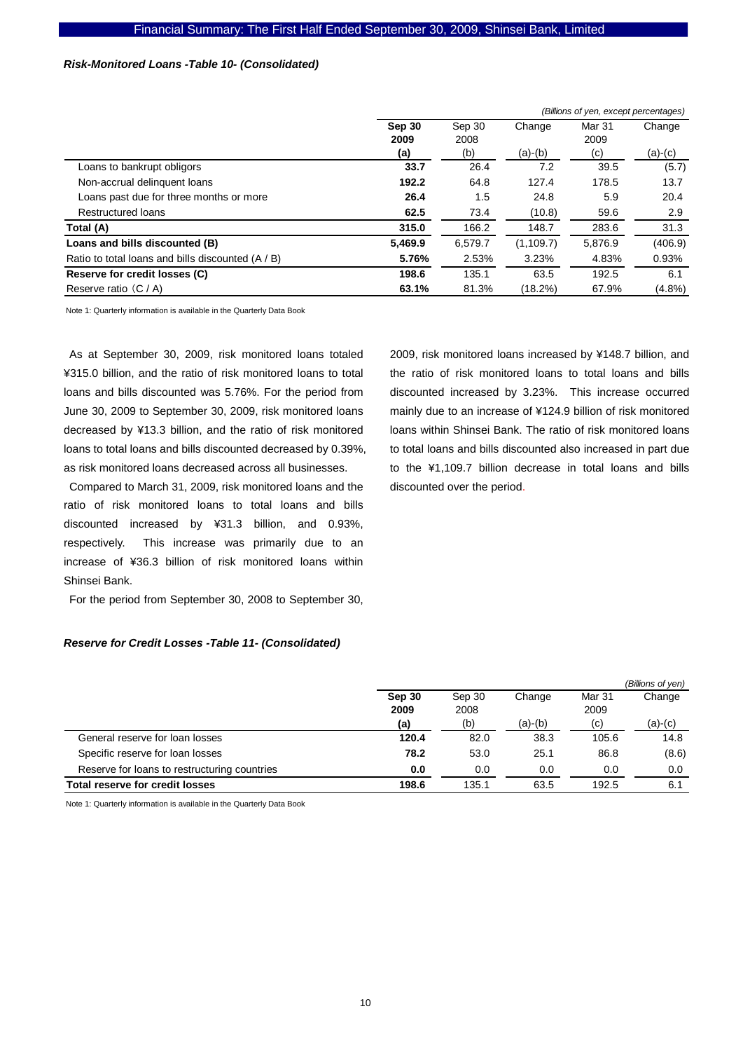### *Risk-Monitored Loans -Table 10- (Consolidated)*

*(Billions of yen, except percentages)*

| | **Sep 30 2009 (a)** | Sep 30 2008 (b) | Change (a)-(b) | Mar 31 2009 (c) | Change (a)-(c) |
|---|---|---|---|---|---|
| Loans to bankrupt obligors | **33.7** | 26.4 | 7.2 | 39.5 | (5.7) |
| Non-accrual delinquent loans | **192.2** | 64.8 | 127.4 | 178.5 | 13.7 |
| Loans past due for three months or more | **26.4** | 1.5 | 24.8 | 5.9 | 20.4 |
| Restructured loans | **62.5** | 73.4 | (10.8) | 59.6 | 2.9 |
| **Total (A)** | **315.0** | 166.2 | 148.7 | 283.6 | 31.3 |
| **Loans and bills discounted (B)** | **5,469.9** | 6,579.7 | (1,109.7) | 5,876.9 | (406.9) |
| Ratio to total loans and bills discounted (A / B) | **5.76%** | 2.53% | 3.23% | 4.83% | 0.93% |
| **Reserve for credit losses (C)** | **198.6** | 135.1 | 63.5 | 192.5 | 6.1 |
| Reserve ratio（C / A) | **63.1%** | 81.3% | (18.2%) | 67.9% | (4.8%) |

Note 1: Quarterly information is available in the Quarterly Data Book

As at September 30, 2009, risk monitored loans totaled ¥315.0 billion, and the ratio of risk monitored loans to total loans and bills discounted was 5.76%. For the period from June 30, 2009 to September 30, 2009, risk monitored loans decreased by ¥13.3 billion, and the ratio of risk monitored loans to total loans and bills discounted decreased by 0.39%, as risk monitored loans decreased across all businesses.

Compared to March 31, 2009, risk monitored loans and the ratio of risk monitored loans to total loans and bills discounted increased by ¥31.3 billion, and 0.93%, respectively. This increase was primarily due to an increase of ¥36.3 billion of risk monitored loans within Shinsei Bank.

For the period from September 30, 2008 to September 30, 2009, risk monitored loans increased by ¥148.7 billion, and the ratio of risk monitored loans to total loans and bills discounted increased by 3.23%. This increase occurred mainly due to an increase of ¥124.9 billion of risk monitored loans within Shinsei Bank. The ratio of risk monitored loans to total loans and bills discounted also increased in part due to the ¥1,109.7 billion decrease in total loans and bills discounted over the period.

### *Reserve for Credit Losses -Table 11- (Consolidated)*

*(Billions of yen)*

| | **Sep 30 2009 (a)** | Sep 30 2008 (b) | Change (a)-(b) | Mar 31 2009 (c) | Change (a)-(c) |
|---|---|---|---|---|---|
| General reserve for loan losses | **120.4** | 82.0 | 38.3 | 105.6 | 14.8 |
| Specific reserve for loan losses | **78.2** | 53.0 | 25.1 | 86.8 | (8.6) |
| Reserve for loans to restructuring countries | **0.0** | 0.0 | 0.0 | 0.0 | 0.0 |
| **Total reserve for credit losses** | **198.6** | 135.1 | 63.5 | 192.5 | 6.1 |

Note 1: Quarterly information is available in the Quarterly Data Book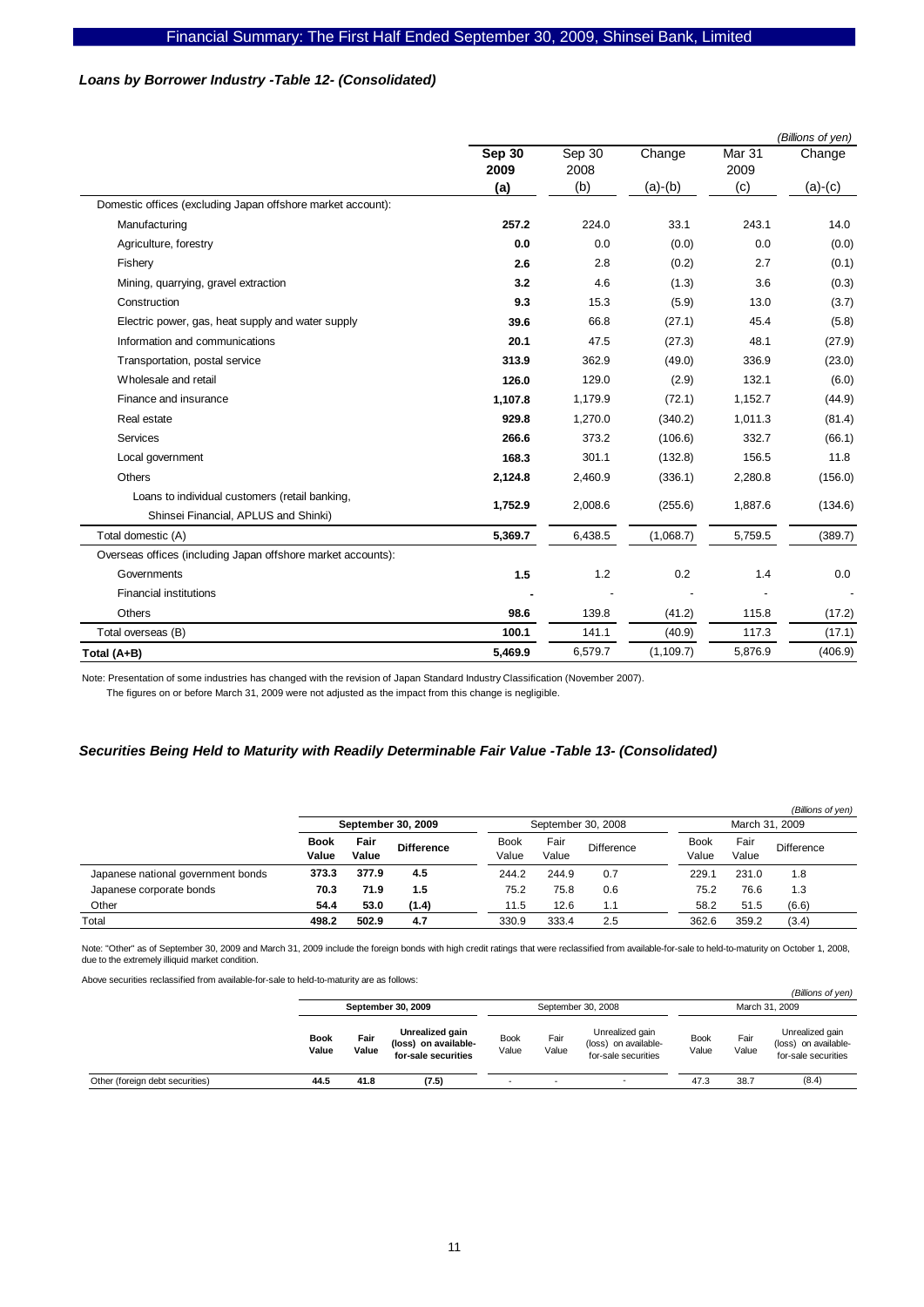### *Loans by Borrower Industry -Table 12- (Consolidated)*

*(Billions of yen)*

| | **Sep 30 2009 (a)** | Sep 30 2008 (b) | Change (a)-(b) | Mar 31 2009 (c) | Change (a)-(c) |
|---|---|---|---|---|---|
| Domestic offices (excluding Japan offshore market account): | | | | | |
| Manufacturing | **257.2** | 224.0 | 33.1 | 243.1 | 14.0 |
| Agriculture, forestry | **0.0** | 0.0 | (0.0) | 0.0 | (0.0) |
| Fishery | **2.6** | 2.8 | (0.2) | 2.7 | (0.1) |
| Mining, quarrying, gravel extraction | **3.2** | 4.6 | (1.3) | 3.6 | (0.3) |
| Construction | **9.3** | 15.3 | (5.9) | 13.0 | (3.7) |
| Electric power, gas, heat supply and water supply | **39.6** | 66.8 | (27.1) | 45.4 | (5.8) |
| Information and communications | **20.1** | 47.5 | (27.3) | 48.1 | (27.9) |
| Transportation, postal service | **313.9** | 362.9 | (49.0) | 336.9 | (23.0) |
| Wholesale and retail | **126.0** | 129.0 | (2.9) | 132.1 | (6.0) |
| Finance and insurance | **1,107.8** | 1,179.9 | (72.1) | 1,152.7 | (44.9) |
| Real estate | **929.8** | 1,270.0 | (340.2) | 1,011.3 | (81.4) |
| Services | **266.6** | 373.2 | (106.6) | 332.7 | (66.1) |
| Local government | **168.3** | 301.1 | (132.8) | 156.5 | 11.8 |
| Others | **2,124.8** | 2,460.9 | (336.1) | 2,280.8 | (156.0) |
| Loans to individual customers (retail banking, Shinsei Financial, APLUS and Shinki) | **1,752.9** | 2,008.6 | (255.6) | 1,887.6 | (134.6) |
| Total domestic (A) | **5,369.7** | 6,438.5 | (1,068.7) | 5,759.5 | (389.7) |
| Overseas offices (including Japan offshore market accounts): | | | | | |
| Governments | **1.5** | 1.2 | 0.2 | 1.4 | 0.0 |
| Financial institutions | **-** | - | - | - | - |
| Others | **98.6** | 139.8 | (41.2) | 115.8 | (17.2) |
| Total overseas (B) | **100.1** | 141.1 | (40.9) | 117.3 | (17.1) |
| **Total (A+B)** | **5,469.9** | 6,579.7 | (1,109.7) | 5,876.9 | (406.9) |

Note: Presentation of some industries has changed with the revision of Japan Standard Industry Classification (November 2007).
The figures on or before March 31, 2009 were not adjusted as the impact from this change is negligible.

### *Securities Being Held to Maturity with Readily Determinable Fair Value -Table 13- (Consolidated)*

*(Billions of yen)*

| | **September 30, 2009** | | | September 30, 2008 | | | March 31, 2009 | | |
|---|---|---|---|---|---|---|---|---|---|
| | **Book Value** | **Fair Value** | **Difference** | Book Value | Fair Value | Difference | Book Value | Fair Value | Difference |
| Japanese national government bonds | **373.3** | **377.9** | **4.5** | 244.2 | 244.9 | 0.7 | 229.1 | 231.0 | 1.8 |
| Japanese corporate bonds | **70.3** | **71.9** | **1.5** | 75.2 | 75.8 | 0.6 | 75.2 | 76.6 | 1.3 |
| Other | **54.4** | **53.0** | **(1.4)** | 11.5 | 12.6 | 1.1 | 58.2 | 51.5 | (6.6) |
| Total | **498.2** | **502.9** | **4.7** | 330.9 | 333.4 | 2.5 | 362.6 | 359.2 | (3.4) |

Note: "Other" as of September 30, 2009 and March 31, 2009 include the foreign bonds with high credit ratings that were reclassified from available-for-sale to held-to-maturity on October 1, 2008, due to the extremely illiquid market condition.

Above securities reclassified from available-for-sale to held-to-maturity are as follows:

*(Billions of yen)*

| | **September 30, 2009** | | | September 30, 2008 | | | March 31, 2009 | | |
|---|---|---|---|---|---|---|---|---|---|
| | **Book Value** | **Fair Value** | **Unrealized gain (loss) on available-for-sale securities** | Book Value | Fair Value | Unrealized gain (loss) on available-for-sale securities | Book Value | Fair Value | Unrealized gain (loss) on available-for-sale securities |
| Other (foreign debt securities) | **44.5** | **41.8** | **(7.5)** | - | - | - | 47.3 | 38.7 | (8.4) |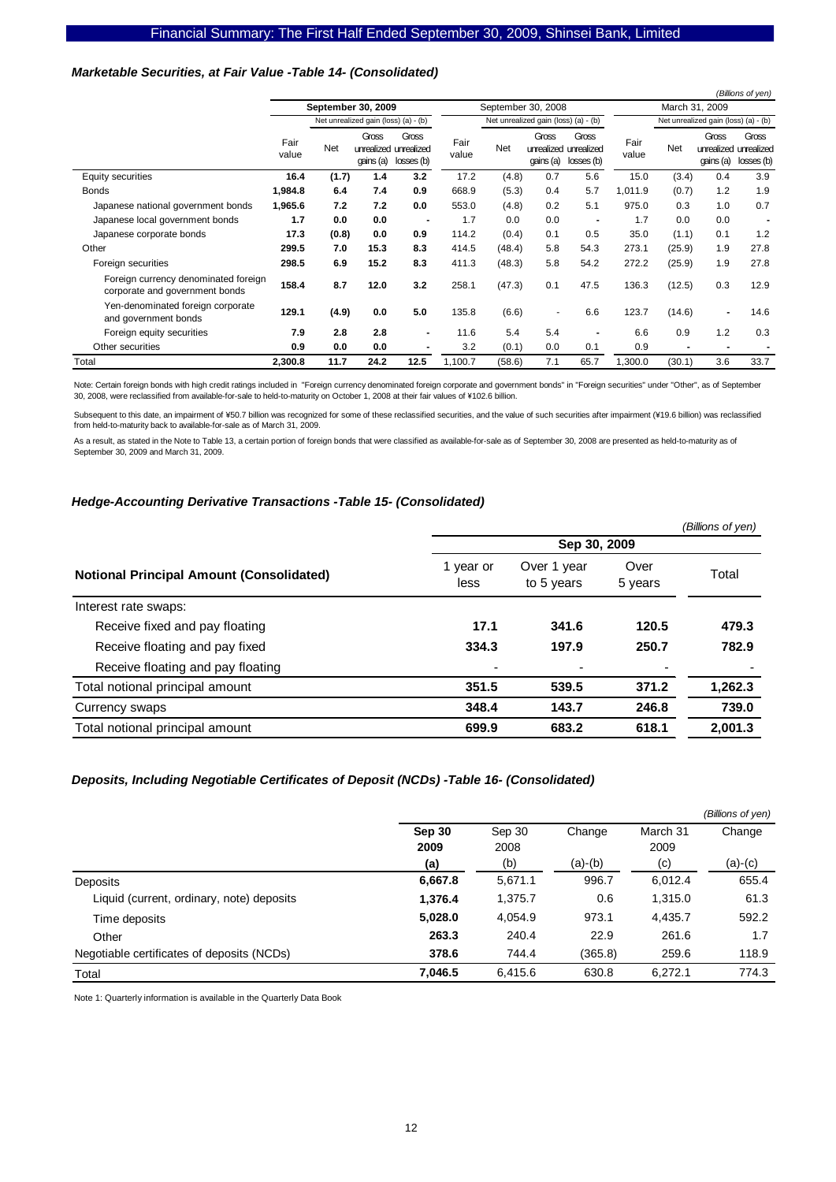### *Marketable Securities, at Fair Value -Table 14- (Consolidated)*

*(Billions of yen)*

| | September 30, 2009 | | | | September 30, 2008 | | | | March 31, 2009 | | | |
|---|---|---|---|---|---|---|---|---|---|---|---|---|
| | | Net unrealized gain (loss) (a) - (b) | | | | Net unrealized gain (loss) (a) - (b) | | | | Net unrealized gain (loss) (a) - (b) | | |
| | Fair value | Net | Gross unrealized gains (a) | Gross unrealized losses (b) | Fair value | Net | Gross unrealized gains (a) | Gross unrealized losses (b) | Fair value | Net | Gross unrealized gains (a) | Gross unrealized losses (b) |
| Equity securities | **16.4** | **(1.7)** | **1.4** | **3.2** | 17.2 | (4.8) | 0.7 | 5.6 | 15.0 | (3.4) | 0.4 | 3.9 |
| Bonds | **1,984.8** | **6.4** | **7.4** | **0.9** | 668.9 | (5.3) | 0.4 | 5.7 | 1,011.9 | (0.7) | 1.2 | 1.9 |
| Japanese national government bonds | **1,965.6** | **7.2** | **7.2** | **0.0** | 553.0 | (4.8) | 0.2 | 5.1 | 975.0 | 0.3 | 1.0 | 0.7 |
| Japanese local government bonds | **1.7** | **0.0** | **0.0** | **-** | 1.7 | 0.0 | 0.0 | - | 1.7 | 0.0 | 0.0 | - |
| Japanese corporate bonds | **17.3** | **(0.8)** | **0.0** | **0.9** | 114.2 | (0.4) | 0.1 | 0.5 | 35.0 | (1.1) | 0.1 | 1.2 |
| Other | **299.5** | **7.0** | **15.3** | **8.3** | 414.5 | (48.4) | 5.8 | 54.3 | 273.1 | (25.9) | 1.9 | 27.8 |
| Foreign securities | **298.5** | **6.9** | **15.2** | **8.3** | 411.3 | (48.3) | 5.8 | 54.2 | 272.2 | (25.9) | 1.9 | 27.8 |
| Foreign currency denominated foreign corporate and government bonds | **158.4** | **8.7** | **12.0** | **3.2** | 258.1 | (47.3) | 0.1 | 47.5 | 136.3 | (12.5) | 0.3 | 12.9 |
| Yen-denominated foreign corporate and government bonds | **129.1** | **(4.9)** | **0.0** | **5.0** | 135.8 | (6.6) | - | 6.6 | 123.7 | (14.6) | - | 14.6 |
| Foreign equity securities | **7.9** | **2.8** | **2.8** | **-** | 11.6 | 5.4 | 5.4 | - | 6.6 | 0.9 | 1.2 | 0.3 |
| Other securities | **0.9** | **0.0** | **0.0** | **-** | 3.2 | (0.1) | 0.0 | 0.1 | 0.9 | - | - | - |
| Total | **2,300.8** | **11.7** | **24.2** | **12.5** | 1,100.7 | (58.6) | 7.1 | 65.7 | 1,300.0 | (30.1) | 3.6 | 33.7 |

Note: Certain foreign bonds with high credit ratings included in "Foreign currency denominated foreign corporate and government bonds" in "Foreign securities" under "Other", as of September 30, 2008, were reclassified from available-for-sale to held-to-maturity on October 1, 2008 at their fair values of ¥102.6 billion.

Subsequent to this date, an impairment of ¥50.7 billion was recognized for some of these reclassified securities, and the value of such securities after impairment (¥19.6 billion) was reclassified from held-to-maturity back to available-for-sale as of March 31, 2009.

As a result, as stated in the Note to Table 13, a certain portion of foreign bonds that were classified as available-for-sale as of September 30, 2008 are presented as held-to-maturity as of September 30, 2009 and March 31, 2009.

### *Hedge-Accounting Derivative Transactions -Table 15- (Consolidated)*

*(Billions of yen)*

| | Sep 30, 2009 | | | |
|---|---|---|---|---|
| **Notional Principal Amount (Consolidated)** | 1 year or less | Over 1 year to 5 years | Over 5 years | Total |
| Interest rate swaps: | | | | |
| Receive fixed and pay floating | **17.1** | **341.6** | **120.5** | **479.3** |
| Receive floating and pay fixed | **334.3** | **197.9** | **250.7** | **782.9** |
| Receive floating and pay floating | **-** | **-** | **-** | **-** |
| Total notional principal amount | **351.5** | **539.5** | **371.2** | **1,262.3** |
| Currency swaps | **348.4** | **143.7** | **246.8** | **739.0** |
| Total notional principal amount | **699.9** | **683.2** | **618.1** | **2,001.3** |

### *Deposits, Including Negotiable Certificates of Deposit (NCDs) -Table 16- (Consolidated)*

*(Billions of yen)*

| | **Sep 30 2009 (a)** | Sep 30 2008 (b) | Change (a)-(b) | March 31 2009 (c) | Change (a)-(c) |
|---|---|---|---|---|---|
| Deposits | **6,667.8** | 5,671.1 | 996.7 | 6,012.4 | 655.4 |
| Liquid (current, ordinary, note) deposits | **1,376.4** | 1,375.7 | 0.6 | 1,315.0 | 61.3 |
| Time deposits | **5,028.0** | 4,054.9 | 973.1 | 4,435.7 | 592.2 |
| Other | **263.3** | 240.4 | 22.9 | 261.6 | 1.7 |
| Negotiable certificates of deposits (NCDs) | **378.6** | 744.4 | (365.8) | 259.6 | 118.9 |
| Total | **7,046.5** | 6,415.6 | 630.8 | 6,272.1 | 774.3 |

Note 1: Quarterly information is available in the Quarterly Data Book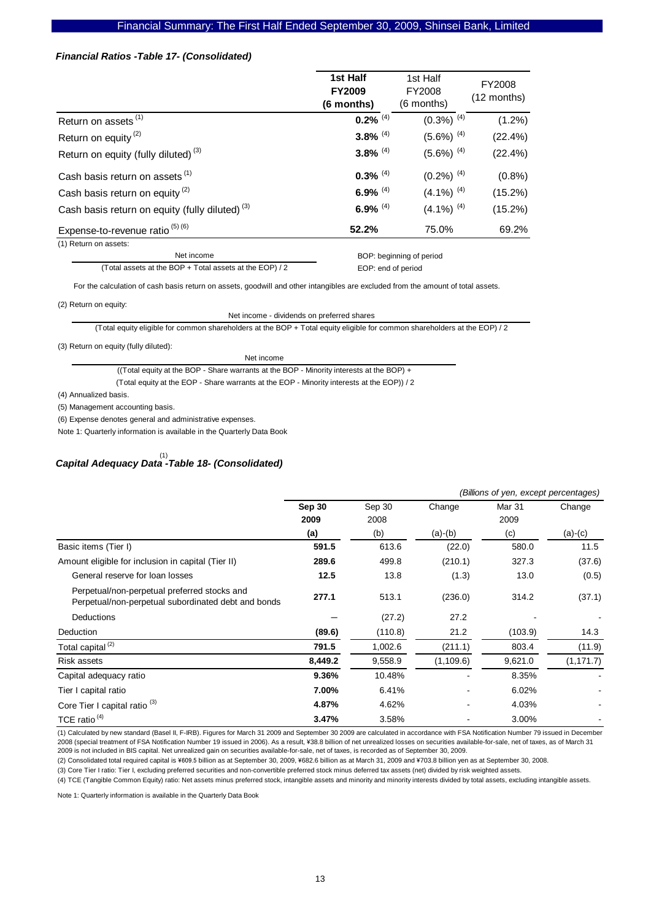### *Financial Ratios -Table 17- (Consolidated)*

| | 1st Half FY2009 (6 months) | 1st Half FY2008 (6 months) | FY2008 (12 months) |
|---|---|---|---|
| Return on assets [(1)] | **0.2%** [(4)] | (0.3%) [(4)] | (1.2%) |
| Return on equity [(2)] | **3.8%** [(4)] | (5.6%) [(4)] | (22.4%) |
| Return on equity (fully diluted) [(3)] | **3.8%** [(4)] | (5.6%) [(4)] | (22.4%) |
| Cash basis return on assets [(1)] | **0.3%** [(4)] | (0.2%) [(4)] | (0.8%) |
| Cash basis return on equity [(2)] | **6.9%** [(4)] | (4.1%) [(4)] | (15.2%) |
| Cash basis return on equity (fully diluted) [(3)] | **6.9%** [(4)] | (4.1%) [(4)] | (15.2%) |
| Expense-to-revenue ratio [(5) (6)] | **52.2%** | 75.0% | 69.2% |

(1) Return on assets:

$$\frac{\text{Net income}}{\text{(Total assets at the BOP + Total assets at the EOP) / 2}}$$

BOP: beginning of period
EOP: end of period

For the calculation of cash basis return on assets, goodwill and other intangibles are excluded from the amount of total assets.

(2) Return on equity:

$$\frac{\text{Net income - dividends on preferred shares}}{\text{(Total equity eligible for common shareholders at the BOP + Total equity eligible for common shareholders at the EOP) / 2}}$$

(3) Return on equity (fully diluted):

$$\frac{\text{Net income}}{\text{((Total equity at the BOP - Share warrants at the BOP - Minority interests at the BOP) + (Total equity at the EOP - Share warrants at the EOP - Minority interests at the EOP)) / 2}}$$

(4) Annualized basis.

(5) Management accounting basis.

(6) Expense denotes general and administrative expenses.

Note 1: Quarterly information is available in the Quarterly Data Book

### *Capital Adequacy Data [(1)] -Table 18- (Consolidated)*

*(Billions of yen, except percentages)*

| | Sep 30 2009 (a) | Sep 30 2008 (b) | Change (a)-(b) | Mar 31 2009 (c) | Change (a)-(c) |
|---|---|---|---|---|---|
| Basic items (Tier I) | **591.5** | 613.6 | (22.0) | 580.0 | 11.5 |
| Amount eligible for inclusion in capital (Tier II) | **289.6** | 499.8 | (210.1) | 327.3 | (37.6) |
| General reserve for loan losses | **12.5** | 13.8 | (1.3) | 13.0 | (0.5) |
| Perpetual/non-perpetual preferred stocks and Perpetual/non-perpetual subordinated debt and bonds | **277.1** | 513.1 | (236.0) | 314.2 | (37.1) |
| Deductions | **—** | (27.2) | 27.2 | - | - |
| Deduction | **(89.6)** | (110.8) | 21.2 | (103.9) | 14.3 |
| Total capital [(2)] | **791.5** | 1,002.6 | (211.1) | 803.4 | (11.9) |
| Risk assets | **8,449.2** | 9,558.9 | (1,109.6) | 9,621.0 | (1,171.7) |
| Capital adequacy ratio | **9.36%** | 10.48% | - | 8.35% | - |
| Tier I capital ratio | **7.00%** | 6.41% | - | 6.02% | - |
| Core Tier I capital ratio [(3)] | **4.87%** | 4.62% | - | 4.03% | - |
| TCE ratio [(4)] | **3.47%** | 3.58% | - | 3.00% | - |

(1) Calculated by new standard (Basel II, F-IRB). Figures for March 31 2009 and September 30 2009 are calculated in accordance with FSA Notification Number 79 issued in December 2008 (special treatment of FSA Notification Number 19 issued in 2006). As a result, ¥38.8 billion of net unrealized losses on securities available-for-sale, net of taxes, as of March 31 2009 is not included in BIS capital. Net unrealized gain on securities available-for-sale, net of taxes, is recorded as of September 30, 2009.

(2) Consolidated total required capital is ¥609.5 billion as at September 30, 2009, ¥682.6 billion as at March 31, 2009 and ¥703.8 billion yen as at September 30, 2008.

(3) Core Tier I ratio: Tier I, excluding preferred securities and non-convertible preferred stock minus deferred tax assets (net) divided by risk weighted assets.

(4) TCE (Tangible Common Equity) ratio: Net assets minus preferred stock, intangible assets and minority and minority interests divided by total assets, excluding intangible assets.

Note 1: Quarterly information is available in the Quarterly Data Book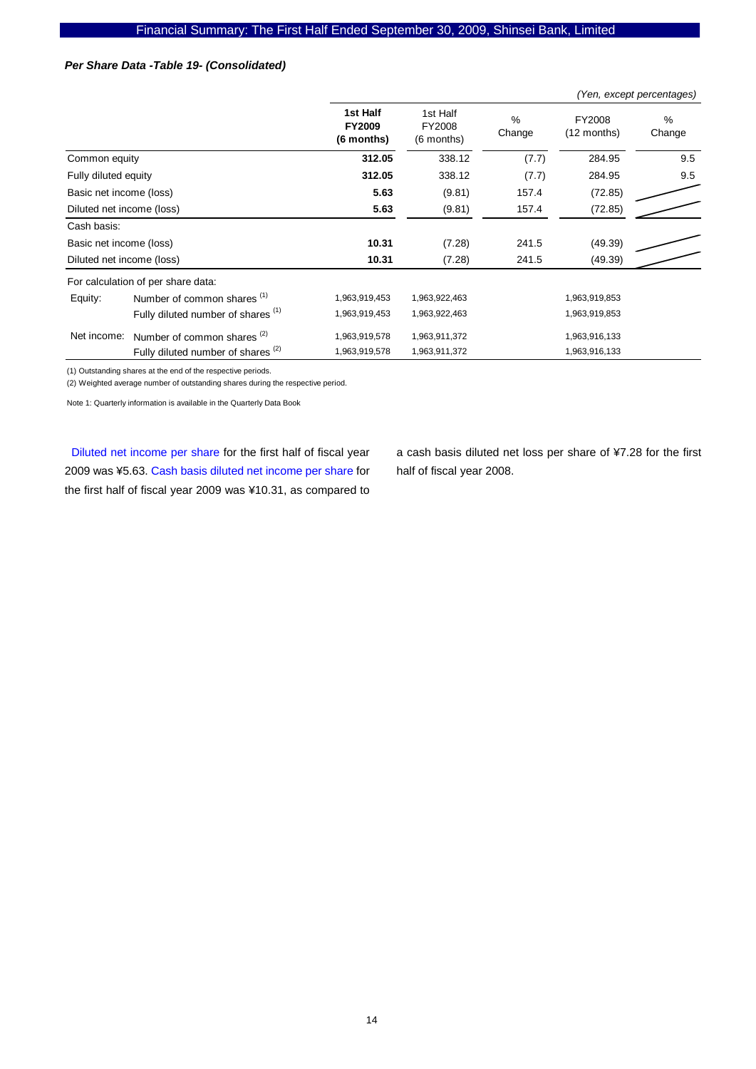### *Per Share Data -Table 19- (Consolidated)*

*(Yen, except percentages)*

| | | **1st Half FY2009 (6 months)** | 1st Half FY2008 (6 months) | % Change | FY2008 (12 months) | % Change |
|---|---|---|---|---|---|---|
| Common equity | | **312.05** | 338.12 | (7.7) | 284.95 | 9.5 |
| Fully diluted equity | | **312.05** | 338.12 | (7.7) | 284.95 | 9.5 |
| Basic net income (loss) | | **5.63** | (9.81) | 157.4 | (72.85) | |
| Diluted net income (loss) | | **5.63** | (9.81) | 157.4 | (72.85) | |
| Cash basis: | | | | | | |
| Basic net income (loss) | | **10.31** | (7.28) | 241.5 | (49.39) | |
| Diluted net income (loss) | | **10.31** | (7.28) | 241.5 | (49.39) | |
| For calculation of per share data: | | | | | | |
| Equity: | Number of common shares [1] | 1,963,919,453 | 1,963,922,463 | | 1,963,919,853 | |
| | Fully diluted number of shares [1] | 1,963,919,453 | 1,963,922,463 | | 1,963,919,853 | |
| Net income: | Number of common shares [2] | 1,963,919,578 | 1,963,911,372 | | 1,963,916,133 | |
| | Fully diluted number of shares [2] | 1,963,919,578 | 1,963,911,372 | | 1,963,916,133 | |

(1) Outstanding shares at the end of the respective periods.

(2) Weighted average number of outstanding shares during the respective period.

Note 1: Quarterly information is available in the Quarterly Data Book

Diluted net income per share for the first half of fiscal year 2009 was ¥5.63. Cash basis diluted net income per share for the first half of fiscal year 2009 was ¥10.31, as compared to a cash basis diluted net loss per share of ¥7.28 for the first half of fiscal year 2008.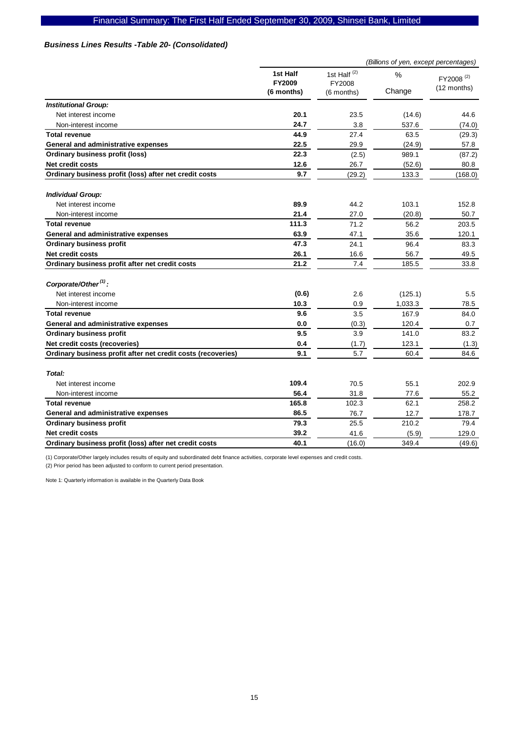### *Business Lines Results -Table 20- (Consolidated)*

*(Billions of yen, except percentages)*

| | 1st Half FY2009 (6 months) | 1st Half [(2)] FY2008 (6 months) | % Change | FY2008 [(2)] (12 months) |
|---|---|---|---|---|
| ***Institutional Group:*** | | | | |
| Net interest income | **20.1** | 23.5 | (14.6) | 44.6 |
| Non-interest income | **24.7** | 3.8 | 537.6 | (74.0) |
| **Total revenue** | **44.9** | 27.4 | 63.5 | (29.3) |
| **General and administrative expenses** | **22.5** | 29.9 | (24.9) | 57.8 |
| **Ordinary business profit (loss)** | **22.3** | (2.5) | 989.1 | (87.2) |
| **Net credit costs** | **12.6** | 26.7 | (52.6) | 80.8 |
| **Ordinary business profit (loss) after net credit costs** | **9.7** | (29.2) | 133.3 | (168.0) |
| ***Individual Group:*** | | | | |
| Net interest income | **89.9** | 44.2 | 103.1 | 152.8 |
| Non-interest income | **21.4** | 27.0 | (20.8) | 50.7 |
| **Total revenue** | **111.3** | 71.2 | 56.2 | 203.5 |
| **General and administrative expenses** | **63.9** | 47.1 | 35.6 | 120.1 |
| **Ordinary business profit** | **47.3** | 24.1 | 96.4 | 83.3 |
| **Net credit costs** | **26.1** | 16.6 | 56.7 | 49.5 |
| **Ordinary business profit after net credit costs** | **21.2** | 7.4 | 185.5 | 33.8 |
| ***Corporate/Other [(1)]:*** | | | | |
| Net interest income | **(0.6)** | 2.6 | (125.1) | 5.5 |
| Non-interest income | **10.3** | 0.9 | 1,033.3 | 78.5 |
| **Total revenue** | **9.6** | 3.5 | 167.9 | 84.0 |
| **General and administrative expenses** | **0.0** | (0.3) | 120.4 | 0.7 |
| **Ordinary business profit** | **9.5** | 3.9 | 141.0 | 83.2 |
| **Net credit costs (recoveries)** | **0.4** | (1.7) | 123.1 | (1.3) |
| **Ordinary business profit after net credit costs (recoveries)** | **9.1** | 5.7 | 60.4 | 84.6 |
| ***Total:*** | | | | |
| Net interest income | **109.4** | 70.5 | 55.1 | 202.9 |
| Non-interest income | **56.4** | 31.8 | 77.6 | 55.2 |
| **Total revenue** | **165.8** | 102.3 | 62.1 | 258.2 |
| **General and administrative expenses** | **86.5** | 76.7 | 12.7 | 178.7 |
| **Ordinary business profit** | **79.3** | 25.5 | 210.2 | 79.4 |
| **Net credit costs** | **39.2** | 41.6 | (5.9) | 129.0 |
| **Ordinary business profit (loss) after net credit costs** | **40.1** | (16.0) | 349.4 | (49.6) |

(1) Corporate/Other largely includes results of equity and subordinated debt finance activities, corporate level expenses and credit costs.

(2) Prior period has been adjusted to conform to current period presentation.

Note 1: Quarterly information is available in the Quarterly Data Book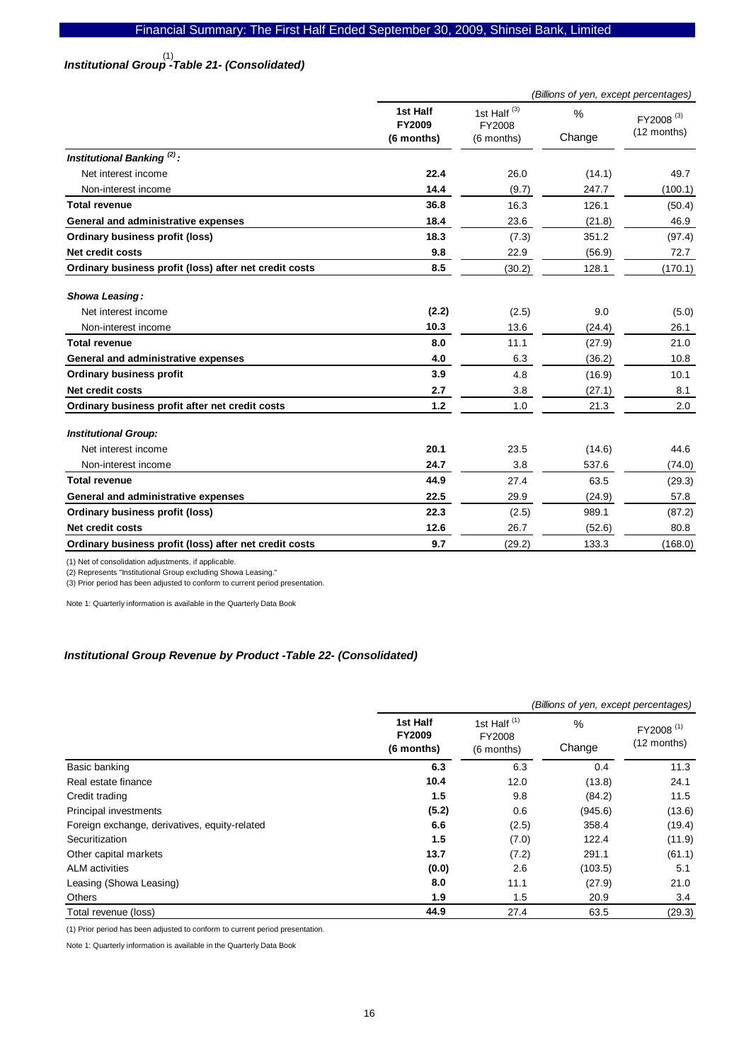### *Institutional Group[1] -Table 21- (Consolidated)*

| | | | | *(Billions of yen, except percentages)* |
|---|---|---|---|---|
| | **1st Half FY2009 (6 months)** | 1st Half [3] FY2008 (6 months) | % Change | FY2008 [3] (12 months) |
| ***Institutional Banking [2]:*** | | | | |
| Net interest income | **22.4** | 26.0 | (14.1) | 49.7 |
| Non-interest income | **14.4** | (9.7) | 247.7 | (100.1) |
| **Total revenue** | **36.8** | 16.3 | 126.1 | (50.4) |
| **General and administrative expenses** | **18.4** | 23.6 | (21.8) | 46.9 |
| **Ordinary business profit (loss)** | **18.3** | (7.3) | 351.2 | (97.4) |
| **Net credit costs** | **9.8** | 22.9 | (56.9) | 72.7 |
| **Ordinary business profit (loss) after net credit costs** | **8.5** | (30.2) | 128.1 | (170.1) |
| ***Showa Leasing:*** | | | | |
| Net interest income | **(2.2)** | (2.5) | 9.0 | (5.0) |
| Non-interest income | **10.3** | 13.6 | (24.4) | 26.1 |
| **Total revenue** | **8.0** | 11.1 | (27.9) | 21.0 |
| **General and administrative expenses** | **4.0** | 6.3 | (36.2) | 10.8 |
| **Ordinary business profit** | **3.9** | 4.8 | (16.9) | 10.1 |
| **Net credit costs** | **2.7** | 3.8 | (27.1) | 8.1 |
| **Ordinary business profit after net credit costs** | **1.2** | 1.0 | 21.3 | 2.0 |
| ***Institutional Group:*** | | | | |
| Net interest income | **20.1** | 23.5 | (14.6) | 44.6 |
| Non-interest income | **24.7** | 3.8 | 537.6 | (74.0) |
| **Total revenue** | **44.9** | 27.4 | 63.5 | (29.3) |
| **General and administrative expenses** | **22.5** | 29.9 | (24.9) | 57.8 |
| **Ordinary business profit (loss)** | **22.3** | (2.5) | 989.1 | (87.2) |
| **Net credit costs** | **12.6** | 26.7 | (52.6) | 80.8 |
| **Ordinary business profit (loss) after net credit costs** | **9.7** | (29.2) | 133.3 | (168.0) |

(1) Net of consolidation adjustments, if applicable.

(2) Represents "Institutional Group excluding Showa Leasing."

(3) Prior period has been adjusted to conform to current period presentation.

Note 1: Quarterly information is available in the Quarterly Data Book

### *Institutional Group Revenue by Product -Table 22- (Consolidated)*

| | | | | *(Billions of yen, except percentages)* |
|---|---|---|---|---|
| | **1st Half FY2009 (6 months)** | 1st Half [1] FY2008 (6 months) | % Change | FY2008 [1] (12 months) |
| Basic banking | **6.3** | 6.3 | 0.4 | 11.3 |
| Real estate finance | **10.4** | 12.0 | (13.8) | 24.1 |
| Credit trading | **1.5** | 9.8 | (84.2) | 11.5 |
| Principal investments | **(5.2)** | 0.6 | (945.6) | (13.6) |
| Foreign exchange, derivatives, equity-related | **6.6** | (2.5) | 358.4 | (19.4) |
| Securitization | **1.5** | (7.0) | 122.4 | (11.9) |
| Other capital markets | **13.7** | (7.2) | 291.1 | (61.1) |
| ALM activities | **(0.0)** | 2.6 | (103.5) | 5.1 |
| Leasing (Showa Leasing) | **8.0** | 11.1 | (27.9) | 21.0 |
| Others | **1.9** | 1.5 | 20.9 | 3.4 |
| Total revenue (loss) | **44.9** | 27.4 | 63.5 | (29.3) |

(1) Prior period has been adjusted to conform to current period presentation.

Note 1: Quarterly information is available in the Quarterly Data Book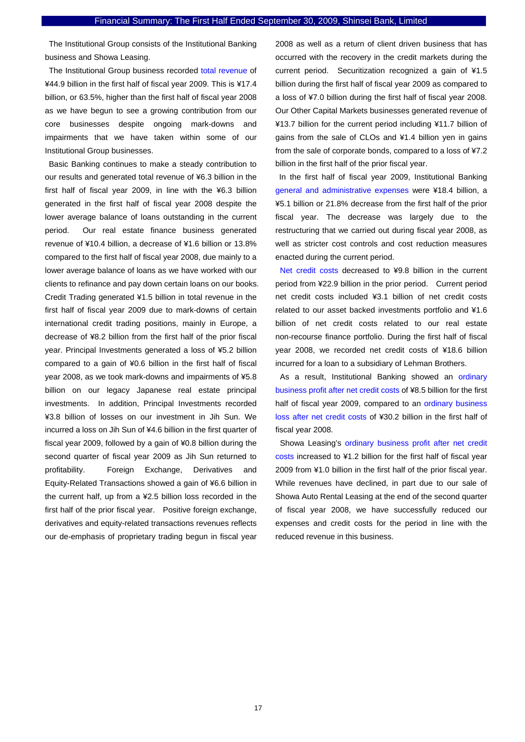The Institutional Group consists of the Institutional Banking business and Showa Leasing.

The Institutional Group business recorded total revenue of ¥44.9 billion in the first half of fiscal year 2009. This is ¥17.4 billion, or 63.5%, higher than the first half of fiscal year 2008 as we have begun to see a growing contribution from our core businesses despite ongoing mark-downs and impairments that we have taken within some of our Institutional Group businesses.

Basic Banking continues to make a steady contribution to our results and generated total revenue of ¥6.3 billion in the first half of fiscal year 2009, in line with the ¥6.3 billion generated in the first half of fiscal year 2008 despite the lower average balance of loans outstanding in the current period. Our real estate finance business generated revenue of ¥10.4 billion, a decrease of ¥1.6 billion or 13.8% compared to the first half of fiscal year 2008, due mainly to a lower average balance of loans as we have worked with our clients to refinance and pay down certain loans on our books. Credit Trading generated ¥1.5 billion in total revenue in the first half of fiscal year 2009 due to mark-downs of certain international credit trading positions, mainly in Europe, a decrease of ¥8.2 billion from the first half of the prior fiscal year. Principal Investments generated a loss of ¥5.2 billion compared to a gain of ¥0.6 billion in the first half of fiscal year 2008, as we took mark-downs and impairments of ¥5.8 billion on our legacy Japanese real estate principal investments. In addition, Principal Investments recorded ¥3.8 billion of losses on our investment in Jih Sun. We incurred a loss on Jih Sun of ¥4.6 billion in the first quarter of fiscal year 2009, followed by a gain of ¥0.8 billion during the second quarter of fiscal year 2009 as Jih Sun returned to profitability. Foreign Exchange, Derivatives and Equity-Related Transactions showed a gain of ¥6.6 billion in the current half, up from a ¥2.5 billion loss recorded in the first half of the prior fiscal year. Positive foreign exchange, derivatives and equity-related transactions revenues reflects our de-emphasis of proprietary trading begun in fiscal year 2008 as well as a return of client driven business that has occurred with the recovery in the credit markets during the current period. Securitization recognized a gain of ¥1.5 billion during the first half of fiscal year 2009 as compared to a loss of ¥7.0 billion during the first half of fiscal year 2008. Our Other Capital Markets businesses generated revenue of ¥13.7 billion for the current period including ¥11.7 billion of gains from the sale of CLOs and ¥1.4 billion yen in gains from the sale of corporate bonds, compared to a loss of ¥7.2 billion in the first half of the prior fiscal year.

In the first half of fiscal year 2009, Institutional Banking general and administrative expenses were ¥18.4 billion, a ¥5.1 billion or 21.8% decrease from the first half of the prior fiscal year. The decrease was largely due to the restructuring that we carried out during fiscal year 2008, as well as stricter cost controls and cost reduction measures enacted during the current period.

Net credit costs decreased to ¥9.8 billion in the current period from ¥22.9 billion in the prior period. Current period net credit costs included ¥3.1 billion of net credit costs related to our asset backed investments portfolio and ¥1.6 billion of net credit costs related to our real estate non-recourse finance portfolio. During the first half of fiscal year 2008, we recorded net credit costs of ¥18.6 billion incurred for a loan to a subsidiary of Lehman Brothers.

As a result, Institutional Banking showed an ordinary business profit after net credit costs of ¥8.5 billion for the first half of fiscal year 2009, compared to an ordinary business loss after net credit costs of ¥30.2 billion in the first half of fiscal year 2008.

Showa Leasing's ordinary business profit after net credit costs increased to ¥1.2 billion for the first half of fiscal year 2009 from ¥1.0 billion in the first half of the prior fiscal year. While revenues have declined, in part due to our sale of Showa Auto Rental Leasing at the end of the second quarter of fiscal year 2008, we have successfully reduced our expenses and credit costs for the period in line with the reduced revenue in this business.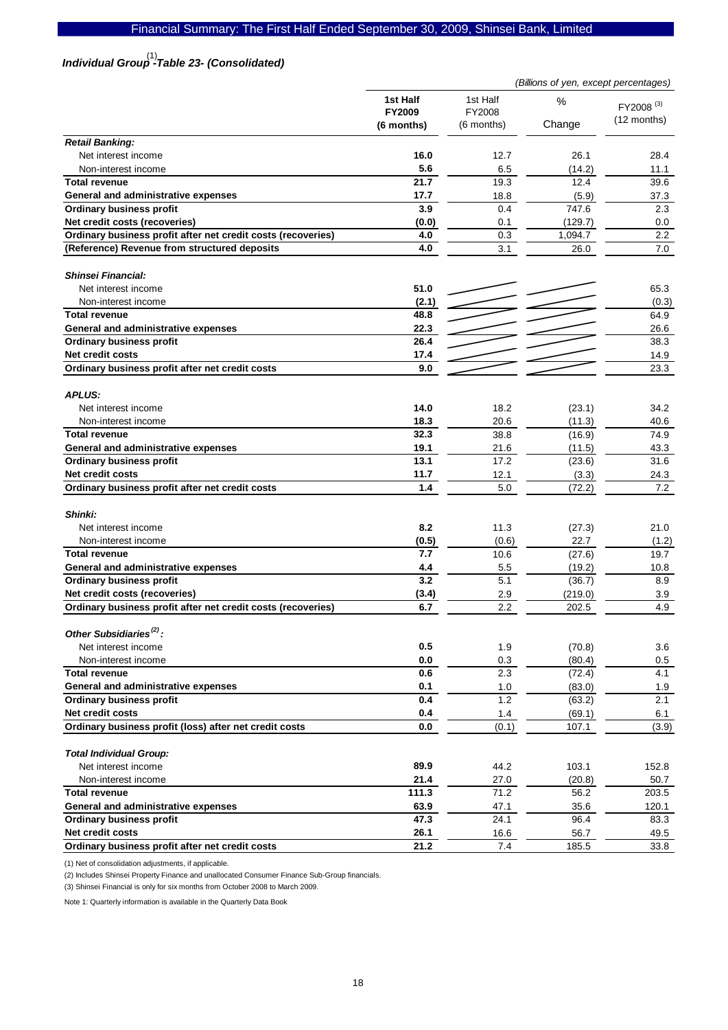### *Individual Group[1] -Table 23- (Consolidated)*

*(Billions of yen, except percentages)*

| | **1st Half FY2009 (6 months)** | 1st Half FY2008 (6 months) | % Change | FY2008 [3] (12 months) |
|---|---|---|---|---|
| ***Retail Banking:*** | | | | |
| Net interest income | **16.0** | 12.7 | 26.1 | 28.4 |
| Non-interest income | **5.6** | 6.5 | (14.2) | 11.1 |
| **Total revenue** | **21.7** | 19.3 | 12.4 | 39.6 |
| **General and administrative expenses** | **17.7** | 18.8 | (5.9) | 37.3 |
| **Ordinary business profit** | **3.9** | 0.4 | 747.6 | 2.3 |
| **Net credit costs (recoveries)** | **(0.0)** | 0.1 | (129.7) | 0.0 |
| **Ordinary business profit after net credit costs (recoveries)** | **4.0** | 0.3 | 1,094.7 | 2.2 |
| **(Reference) Revenue from structured deposits** | **4.0** | 3.1 | 26.0 | 7.0 |
| ***Shinsei Financial:*** | | | | |
| Net interest income | **51.0** | | | 65.3 |
| Non-interest income | **(2.1)** | | | (0.3) |
| **Total revenue** | **48.8** | | | 64.9 |
| **General and administrative expenses** | **22.3** | | | 26.6 |
| **Ordinary business profit** | **26.4** | | | 38.3 |
| **Net credit costs** | **17.4** | | | 14.9 |
| **Ordinary business profit after net credit costs** | **9.0** | | | 23.3 |
| ***APLUS:*** | | | | |
| Net interest income | **14.0** | 18.2 | (23.1) | 34.2 |
| Non-interest income | **18.3** | 20.6 | (11.3) | 40.6 |
| **Total revenue** | **32.3** | 38.8 | (16.9) | 74.9 |
| **General and administrative expenses** | **19.1** | 21.6 | (11.5) | 43.3 |
| **Ordinary business profit** | **13.1** | 17.2 | (23.6) | 31.6 |
| **Net credit costs** | **11.7** | 12.1 | (3.3) | 24.3 |
| **Ordinary business profit after net credit costs** | **1.4** | 5.0 | (72.2) | 7.2 |
| ***Shinki:*** | | | | |
| Net interest income | **8.2** | 11.3 | (27.3) | 21.0 |
| Non-interest income | **(0.5)** | (0.6) | 22.7 | (1.2) |
| **Total revenue** | **7.7** | 10.6 | (27.6) | 19.7 |
| **General and administrative expenses** | **4.4** | 5.5 | (19.2) | 10.8 |
| **Ordinary business profit** | **3.2** | 5.1 | (36.7) | 8.9 |
| **Net credit costs (recoveries)** | **(3.4)** | 2.9 | (219.0) | 3.9 |
| **Ordinary business profit after net credit costs (recoveries)** | **6.7** | 2.2 | 202.5 | 4.9 |
| ***Other Subsidiaries[2]:*** | | | | |
| Net interest income | **0.5** | 1.9 | (70.8) | 3.6 |
| Non-interest income | **0.0** | 0.3 | (80.4) | 0.5 |
| **Total revenue** | **0.6** | 2.3 | (72.4) | 4.1 |
| **General and administrative expenses** | **0.1** | 1.0 | (83.0) | 1.9 |
| **Ordinary business profit** | **0.4** | 1.2 | (63.2) | 2.1 |
| **Net credit costs** | **0.4** | 1.4 | (69.1) | 6.1 |
| **Ordinary business profit (loss) after net credit costs** | **0.0** | (0.1) | 107.1 | (3.9) |
| ***Total Individual Group:*** | | | | |
| Net interest income | **89.9** | 44.2 | 103.1 | 152.8 |
| Non-interest income | **21.4** | 27.0 | (20.8) | 50.7 |
| **Total revenue** | **111.3** | 71.2 | 56.2 | 203.5 |
| **General and administrative expenses** | **63.9** | 47.1 | 35.6 | 120.1 |
| **Ordinary business profit** | **47.3** | 24.1 | 96.4 | 83.3 |
| **Net credit costs** | **26.1** | 16.6 | 56.7 | 49.5 |
| **Ordinary business profit after net credit costs** | **21.2** | 7.4 | 185.5 | 33.8 |

(1) Net of consolidation adjustments, if applicable.

(2) Includes Shinsei Property Finance and unallocated Consumer Finance Sub-Group financials.

(3) Shinsei Financial is only for six months from October 2008 to March 2009.

Note 1: Quarterly information is available in the Quarterly Data Book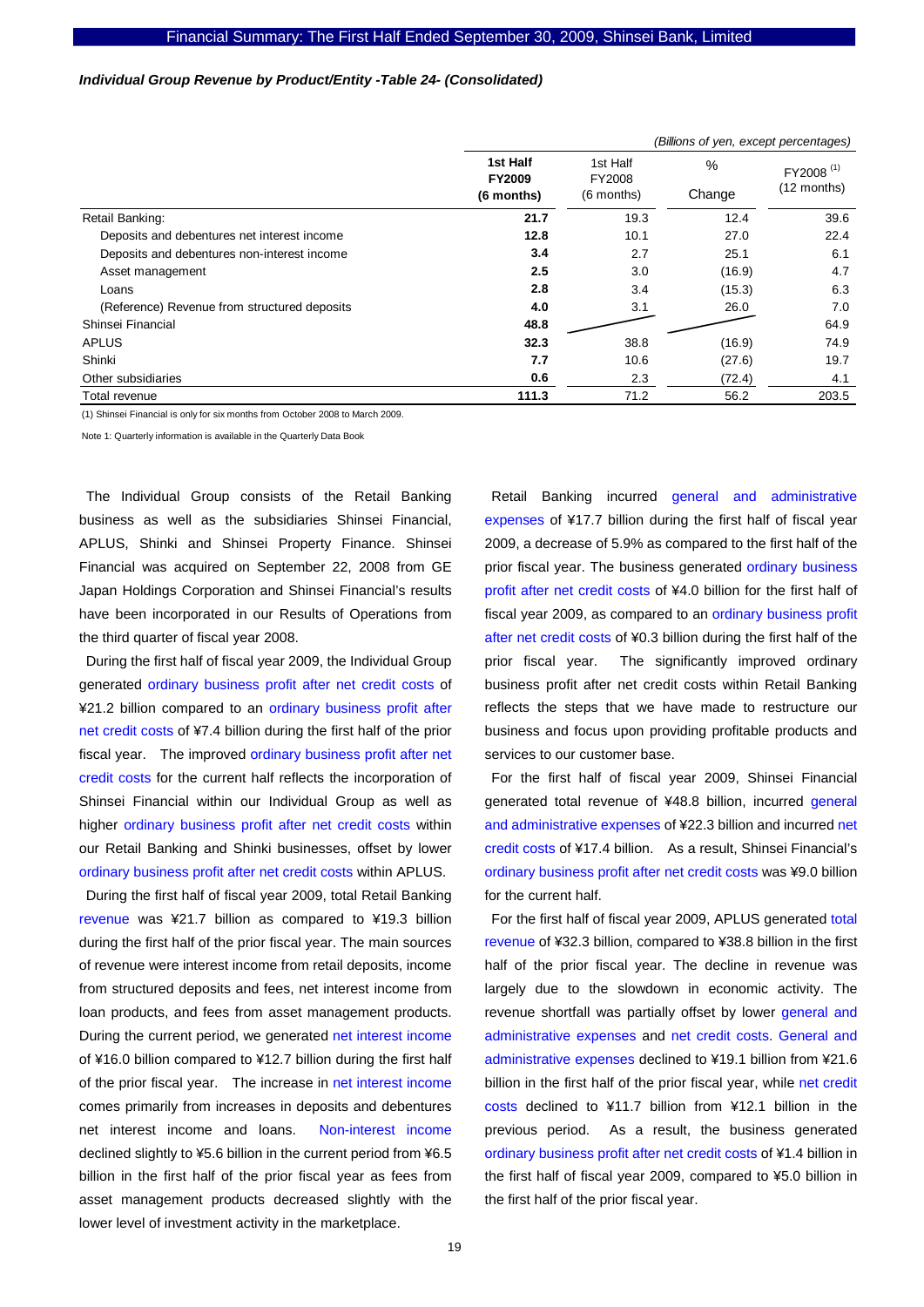***Individual Group Revenue by Product/Entity -Table 24- (Consolidated)***

| | **1st Half FY2009 (6 months)** | 1st Half FY2008 (6 months) | % Change | FY2008 [(1)] (12 months) |
|---|---|---|---|---|
| | *(Billions of yen, except percentages)* | | | |
| Retail Banking: | **21.7** | 19.3 | 12.4 | 39.6 |
| Deposits and debentures net interest income | **12.8** | 10.1 | 27.0 | 22.4 |
| Deposits and debentures non-interest income | **3.4** | 2.7 | 25.1 | 6.1 |
| Asset management | **2.5** | 3.0 | (16.9) | 4.7 |
| Loans | **2.8** | 3.4 | (15.3) | 6.3 |
| (Reference) Revenue from structured deposits | **4.0** | 3.1 | 26.0 | 7.0 |
| Shinsei Financial | **48.8** | | | 64.9 |
| APLUS | **32.3** | 38.8 | (16.9) | 74.9 |
| Shinki | **7.7** | 10.6 | (27.6) | 19.7 |
| Other subsidiaries | **0.6** | 2.3 | (72.4) | 4.1 |
| Total revenue | **111.3** | 71.2 | 56.2 | 203.5 |

(1) Shinsei Financial is only for six months from October 2008 to March 2009.

Note 1: Quarterly information is available in the Quarterly Data Book

The Individual Group consists of the Retail Banking business as well as the subsidiaries Shinsei Financial, APLUS, Shinki and Shinsei Property Finance. Shinsei Financial was acquired on September 22, 2008 from GE Japan Holdings Corporation and Shinsei Financial's results have been incorporated in our Results of Operations from the third quarter of fiscal year 2008.

During the first half of fiscal year 2009, the Individual Group generated ordinary business profit after net credit costs of ¥21.2 billion compared to an ordinary business profit after net credit costs of ¥7.4 billion during the first half of the prior fiscal year. The improved ordinary business profit after net credit costs for the current half reflects the incorporation of Shinsei Financial within our Individual Group as well as higher ordinary business profit after net credit costs within our Retail Banking and Shinki businesses, offset by lower ordinary business profit after net credit costs within APLUS.

During the first half of fiscal year 2009, total Retail Banking revenue was ¥21.7 billion as compared to ¥19.3 billion during the first half of the prior fiscal year. The main sources of revenue were interest income from retail deposits, income from structured deposits and fees, net interest income from loan products, and fees from asset management products. During the current period, we generated net interest income of ¥16.0 billion compared to ¥12.7 billion during the first half of the prior fiscal year. The increase in net interest income comes primarily from increases in deposits and debentures net interest income and loans. Non-interest income declined slightly to ¥5.6 billion in the current period from ¥6.5 billion in the first half of the prior fiscal year as fees from asset management products decreased slightly with the lower level of investment activity in the marketplace.

Retail Banking incurred general and administrative expenses of ¥17.7 billion during the first half of fiscal year 2009, a decrease of 5.9% as compared to the first half of the prior fiscal year. The business generated ordinary business profit after net credit costs of ¥4.0 billion for the first half of fiscal year 2009, as compared to an ordinary business profit after net credit costs of ¥0.3 billion during the first half of the prior fiscal year. The significantly improved ordinary business profit after net credit costs within Retail Banking reflects the steps that we have made to restructure our business and focus upon providing profitable products and services to our customer base.

For the first half of fiscal year 2009, Shinsei Financial generated total revenue of ¥48.8 billion, incurred general and administrative expenses of ¥22.3 billion and incurred net credit costs of ¥17.4 billion. As a result, Shinsei Financial's ordinary business profit after net credit costs was ¥9.0 billion for the current half.

For the first half of fiscal year 2009, APLUS generated total revenue of ¥32.3 billion, compared to ¥38.8 billion in the first half of the prior fiscal year. The decline in revenue was largely due to the slowdown in economic activity. The revenue shortfall was partially offset by lower general and administrative expenses and net credit costs. General and administrative expenses declined to ¥19.1 billion from ¥21.6 billion in the first half of the prior fiscal year, while net credit costs declined to ¥11.7 billion from ¥12.1 billion in the previous period. As a result, the business generated ordinary business profit after net credit costs of ¥1.4 billion in the first half of fiscal year 2009, compared to ¥5.0 billion in the first half of the prior fiscal year.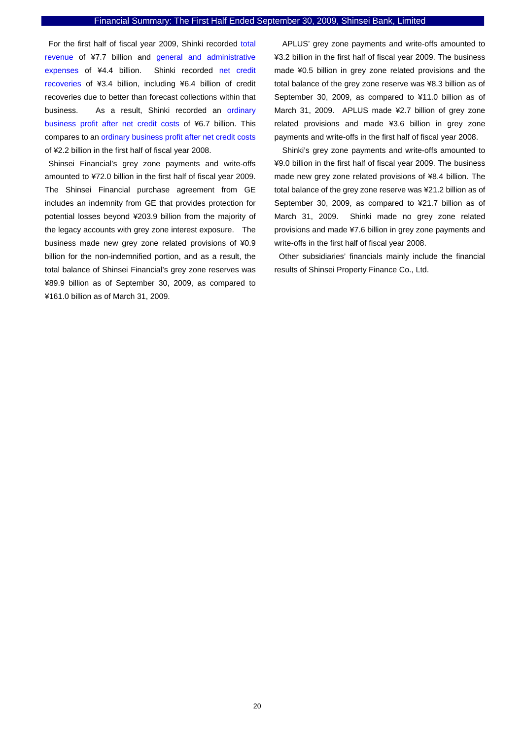For the first half of fiscal year 2009, Shinki recorded total revenue of ¥7.7 billion and general and administrative expenses of ¥4.4 billion. Shinki recorded net credit recoveries of ¥3.4 billion, including ¥6.4 billion of credit recoveries due to better than forecast collections within that business. As a result, Shinki recorded an ordinary business profit after net credit costs of ¥6.7 billion. This compares to an ordinary business profit after net credit costs of ¥2.2 billion in the first half of fiscal year 2008.

Shinsei Financial's grey zone payments and write-offs amounted to ¥72.0 billion in the first half of fiscal year 2009. The Shinsei Financial purchase agreement from GE includes an indemnity from GE that provides protection for potential losses beyond ¥203.9 billion from the majority of the legacy accounts with grey zone interest exposure. The business made new grey zone related provisions of ¥0.9 billion for the non-indemnified portion, and as a result, the total balance of Shinsei Financial's grey zone reserves was ¥89.9 billion as of September 30, 2009, as compared to ¥161.0 billion as of March 31, 2009.

APLUS' grey zone payments and write-offs amounted to ¥3.2 billion in the first half of fiscal year 2009. The business made ¥0.5 billion in grey zone related provisions and the total balance of the grey zone reserve was ¥8.3 billion as of September 30, 2009, as compared to ¥11.0 billion as of March 31, 2009. APLUS made ¥2.7 billion of grey zone related provisions and made ¥3.6 billion in grey zone payments and write-offs in the first half of fiscal year 2008.

Shinki's grey zone payments and write-offs amounted to ¥9.0 billion in the first half of fiscal year 2009. The business made new grey zone related provisions of ¥8.4 billion. The total balance of the grey zone reserve was ¥21.2 billion as of September 30, 2009, as compared to ¥21.7 billion as of March 31, 2009. Shinki made no grey zone related provisions and made ¥7.6 billion in grey zone payments and write-offs in the first half of fiscal year 2008.

Other subsidiaries' financials mainly include the financial results of Shinsei Property Finance Co., Ltd.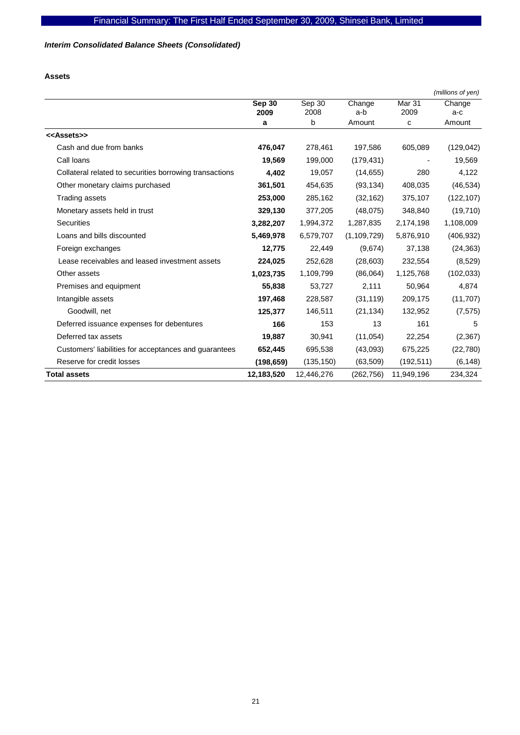*Interim Consolidated Balance Sheets (Consolidated)*

**Assets**

*(millions of yen)*

| | Sep 30 2009 | Sep 30 2008 | Change a-b | Mar 31 2009 | Change a-c |
|---|---|---|---|---|---|
| | a | b | Amount | c | Amount |
| <<Assets>> | | | | | |
| Cash and due from banks | **476,047** | 278,461 | 197,586 | 605,089 | (129,042) |
| Call loans | **19,569** | 199,000 | (179,431) | - | 19,569 |
| Collateral related to securities borrowing transactions | **4,402** | 19,057 | (14,655) | 280 | 4,122 |
| Other monetary claims purchased | **361,501** | 454,635 | (93,134) | 408,035 | (46,534) |
| Trading assets | **253,000** | 285,162 | (32,162) | 375,107 | (122,107) |
| Monetary assets held in trust | **329,130** | 377,205 | (48,075) | 348,840 | (19,710) |
| Securities | **3,282,207** | 1,994,372 | 1,287,835 | 2,174,198 | 1,108,009 |
| Loans and bills discounted | **5,469,978** | 6,579,707 | (1,109,729) | 5,876,910 | (406,932) |
| Foreign exchanges | **12,775** | 22,449 | (9,674) | 37,138 | (24,363) |
| Lease receivables and leased investment assets | **224,025** | 252,628 | (28,603) | 232,554 | (8,529) |
| Other assets | **1,023,735** | 1,109,799 | (86,064) | 1,125,768 | (102,033) |
| Premises and equipment | **55,838** | 53,727 | 2,111 | 50,964 | 4,874 |
| Intangible assets | **197,468** | 228,587 | (31,119) | 209,175 | (11,707) |
| Goodwill, net | **125,377** | 146,511 | (21,134) | 132,952 | (7,575) |
| Deferred issuance expenses for debentures | **166** | 153 | 13 | 161 | 5 |
| Deferred tax assets | **19,887** | 30,941 | (11,054) | 22,254 | (2,367) |
| Customers' liabilities for acceptances and guarantees | **652,445** | 695,538 | (43,093) | 675,225 | (22,780) |
| Reserve for credit losses | **(198,659)** | (135,150) | (63,509) | (192,511) | (6,148) |
| **Total assets** | **12,183,520** | 12,446,276 | (262,756) | 11,949,196 | 234,324 |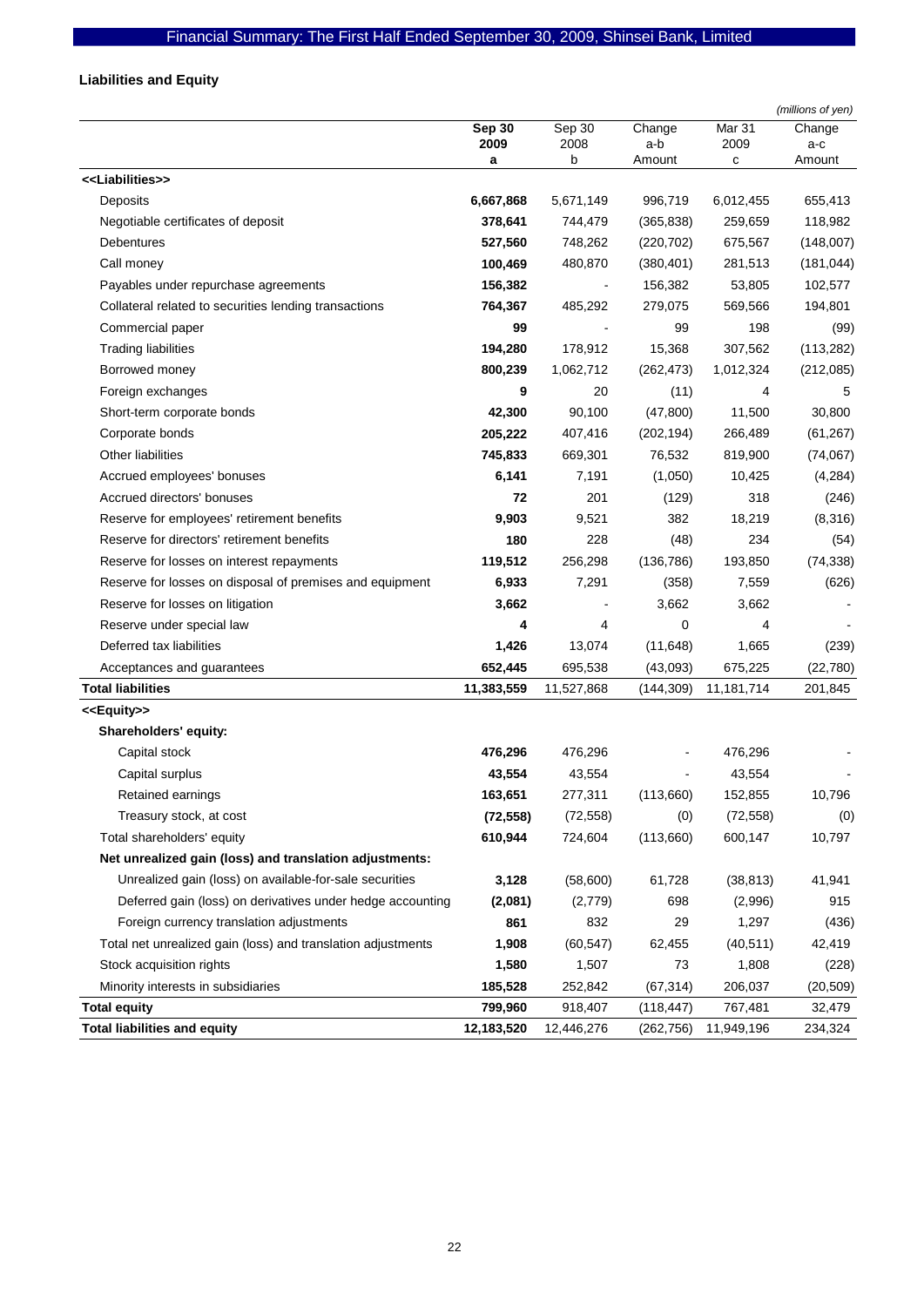## Liabilities and Equity

*(millions of yen)*

| | Sep 30 2009 a | Sep 30 2008 b | Change a-b Amount | Mar 31 2009 c | Change a-c Amount |
|---|---|---|---|---|---|
| **<<Liabilities>>** | | | | | |
| Deposits | **6,667,868** | 5,671,149 | 996,719 | 6,012,455 | 655,413 |
| Negotiable certificates of deposit | **378,641** | 744,479 | (365,838) | 259,659 | 118,982 |
| Debentures | **527,560** | 748,262 | (220,702) | 675,567 | (148,007) |
| Call money | **100,469** | 480,870 | (380,401) | 281,513 | (181,044) |
| Payables under repurchase agreements | **156,382** | - | 156,382 | 53,805 | 102,577 |
| Collateral related to securities lending transactions | **764,367** | 485,292 | 279,075 | 569,566 | 194,801 |
| Commercial paper | **99** | - | 99 | 198 | (99) |
| Trading liabilities | **194,280** | 178,912 | 15,368 | 307,562 | (113,282) |
| Borrowed money | **800,239** | 1,062,712 | (262,473) | 1,012,324 | (212,085) |
| Foreign exchanges | **9** | 20 | (11) | 4 | 5 |
| Short-term corporate bonds | **42,300** | 90,100 | (47,800) | 11,500 | 30,800 |
| Corporate bonds | **205,222** | 407,416 | (202,194) | 266,489 | (61,267) |
| Other liabilities | **745,833** | 669,301 | 76,532 | 819,900 | (74,067) |
| Accrued employees' bonuses | **6,141** | 7,191 | (1,050) | 10,425 | (4,284) |
| Accrued directors' bonuses | **72** | 201 | (129) | 318 | (246) |
| Reserve for employees' retirement benefits | **9,903** | 9,521 | 382 | 18,219 | (8,316) |
| Reserve for directors' retirement benefits | **180** | 228 | (48) | 234 | (54) |
| Reserve for losses on interest repayments | **119,512** | 256,298 | (136,786) | 193,850 | (74,338) |
| Reserve for losses on disposal of premises and equipment | **6,933** | 7,291 | (358) | 7,559 | (626) |
| Reserve for losses on litigation | **3,662** | - | 3,662 | 3,662 | - |
| Reserve under special law | **4** | 4 | 0 | 4 | - |
| Deferred tax liabilities | **1,426** | 13,074 | (11,648) | 1,665 | (239) |
| Acceptances and guarantees | **652,445** | 695,538 | (43,093) | 675,225 | (22,780) |
| **Total liabilities** | **11,383,559** | 11,527,868 | (144,309) | 11,181,714 | 201,845 |
| **<<Equity>>** | | | | | |
| **Shareholders' equity:** | | | | | |
| Capital stock | **476,296** | 476,296 | - | 476,296 | - |
| Capital surplus | **43,554** | 43,554 | - | 43,554 | - |
| Retained earnings | **163,651** | 277,311 | (113,660) | 152,855 | 10,796 |
| Treasury stock, at cost | **(72,558)** | (72,558) | (0) | (72,558) | (0) |
| Total shareholders' equity | **610,944** | 724,604 | (113,660) | 600,147 | 10,797 |
| **Net unrealized gain (loss) and translation adjustments:** | | | | | |
| Unrealized gain (loss) on available-for-sale securities | **3,128** | (58,600) | 61,728 | (38,813) | 41,941 |
| Deferred gain (loss) on derivatives under hedge accounting | **(2,081)** | (2,779) | 698 | (2,996) | 915 |
| Foreign currency translation adjustments | **861** | 832 | 29 | 1,297 | (436) |
| Total net unrealized gain (loss) and translation adjustments | **1,908** | (60,547) | 62,455 | (40,511) | 42,419 |
| Stock acquisition rights | **1,580** | 1,507 | 73 | 1,808 | (228) |
| Minority interests in subsidiaries | **185,528** | 252,842 | (67,314) | 206,037 | (20,509) |
| **Total equity** | **799,960** | 918,407 | (118,447) | 767,481 | 32,479 |
| **Total liabilities and equity** | **12,183,520** | 12,446,276 | (262,756) | 11,949,196 | 234,324 |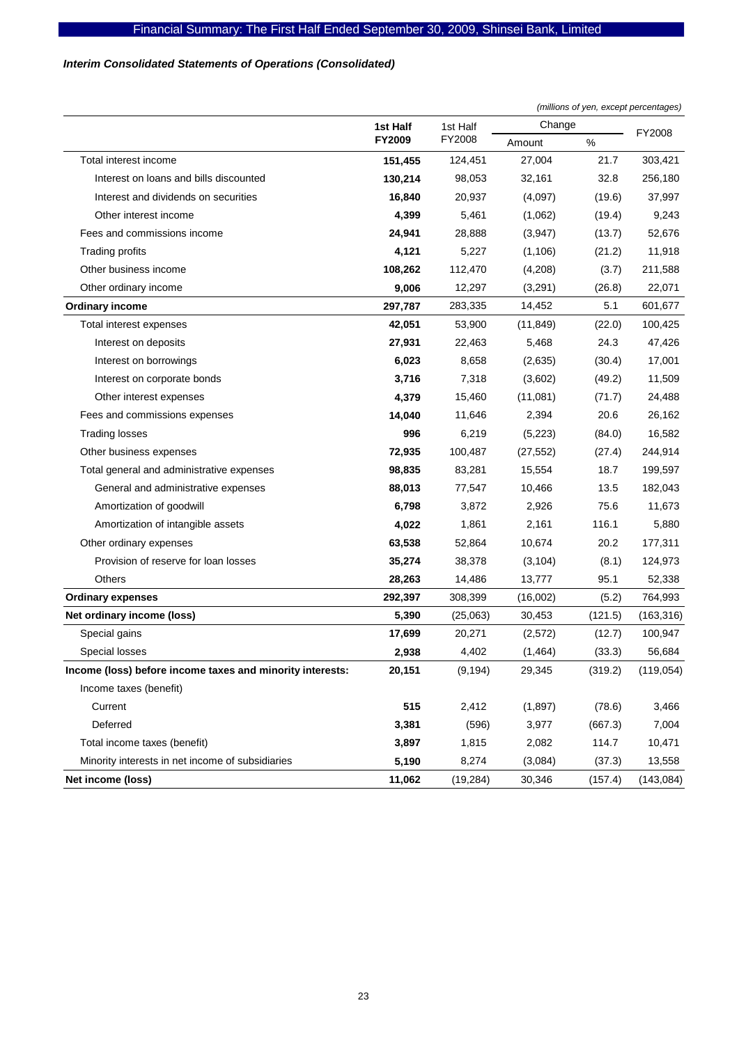*Interim Consolidated Statements of Operations (Consolidated)*

*(millions of yen, except percentages)*

| | **1st Half FY2009** | 1st Half FY2008 | Change | | FY2008 |
|---|---|---|---|---|---|
| | | | Amount | % | |
| Total interest income | **151,455** | 124,451 | 27,004 | 21.7 | 303,421 |
| Interest on loans and bills discounted | **130,214** | 98,053 | 32,161 | 32.8 | 256,180 |
| Interest and dividends on securities | **16,840** | 20,937 | (4,097) | (19.6) | 37,997 |
| Other interest income | **4,399** | 5,461 | (1,062) | (19.4) | 9,243 |
| Fees and commissions income | **24,941** | 28,888 | (3,947) | (13.7) | 52,676 |
| Trading profits | **4,121** | 5,227 | (1,106) | (21.2) | 11,918 |
| Other business income | **108,262** | 112,470 | (4,208) | (3.7) | 211,588 |
| Other ordinary income | **9,006** | 12,297 | (3,291) | (26.8) | 22,071 |
| **Ordinary income** | **297,787** | 283,335 | 14,452 | 5.1 | 601,677 |
| Total interest expenses | **42,051** | 53,900 | (11,849) | (22.0) | 100,425 |
| Interest on deposits | **27,931** | 22,463 | 5,468 | 24.3 | 47,426 |
| Interest on borrowings | **6,023** | 8,658 | (2,635) | (30.4) | 17,001 |
| Interest on corporate bonds | **3,716** | 7,318 | (3,602) | (49.2) | 11,509 |
| Other interest expenses | **4,379** | 15,460 | (11,081) | (71.7) | 24,488 |
| Fees and commissions expenses | **14,040** | 11,646 | 2,394 | 20.6 | 26,162 |
| Trading losses | **996** | 6,219 | (5,223) | (84.0) | 16,582 |
| Other business expenses | **72,935** | 100,487 | (27,552) | (27.4) | 244,914 |
| Total general and administrative expenses | **98,835** | 83,281 | 15,554 | 18.7 | 199,597 |
| General and administrative expenses | **88,013** | 77,547 | 10,466 | 13.5 | 182,043 |
| Amortization of goodwill | **6,798** | 3,872 | 2,926 | 75.6 | 11,673 |
| Amortization of intangible assets | **4,022** | 1,861 | 2,161 | 116.1 | 5,880 |
| Other ordinary expenses | **63,538** | 52,864 | 10,674 | 20.2 | 177,311 |
| Provision of reserve for loan losses | **35,274** | 38,378 | (3,104) | (8.1) | 124,973 |
| Others | **28,263** | 14,486 | 13,777 | 95.1 | 52,338 |
| **Ordinary expenses** | **292,397** | 308,399 | (16,002) | (5.2) | 764,993 |
| **Net ordinary income (loss)** | **5,390** | (25,063) | 30,453 | (121.5) | (163,316) |
| Special gains | **17,699** | 20,271 | (2,572) | (12.7) | 100,947 |
| Special losses | **2,938** | 4,402 | (1,464) | (33.3) | 56,684 |
| **Income (loss) before income taxes and minority interests:** | **20,151** | (9,194) | 29,345 | (319.2) | (119,054) |
| Income taxes (benefit) | | | | | |
| Current | **515** | 2,412 | (1,897) | (78.6) | 3,466 |
| Deferred | **3,381** | (596) | 3,977 | (667.3) | 7,004 |
| Total income taxes (benefit) | **3,897** | 1,815 | 2,082 | 114.7 | 10,471 |
| Minority interests in net income of subsidiaries | **5,190** | 8,274 | (3,084) | (37.3) | 13,558 |
| **Net income (loss)** | **11,062** | (19,284) | 30,346 | (157.4) | (143,084) |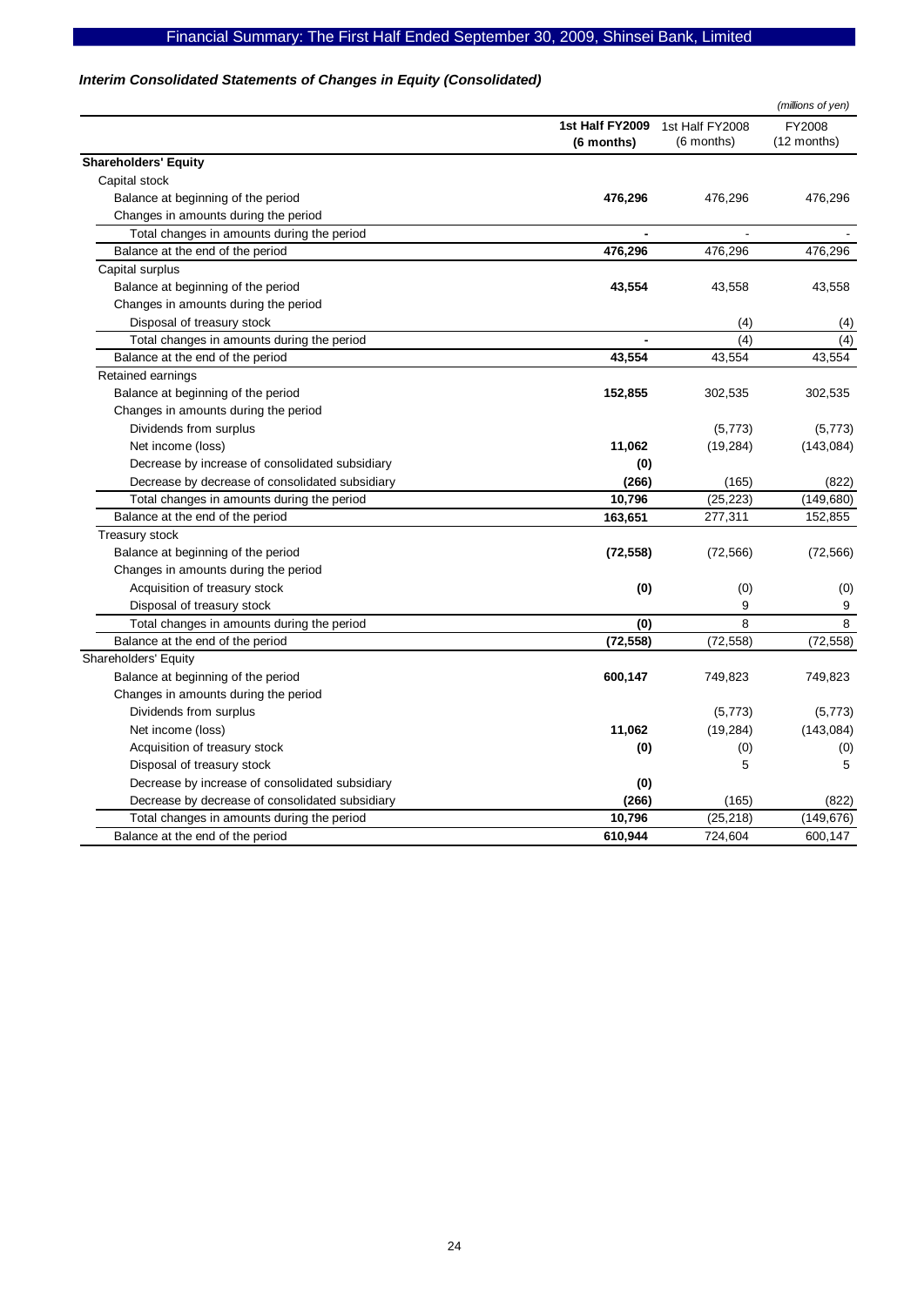### *Interim Consolidated Statements of Changes in Equity (Consolidated)*

*(millions of yen)*

| | 1st Half FY2009 (6 months) | 1st Half FY2008 (6 months) | FY2008 (12 months) |
|---|---|---|---|
| **Shareholders' Equity** | | | |
| Capital stock | | | |
| Balance at beginning of the period | **476,296** | 476,296 | 476,296 |
| Changes in amounts during the period | | | |
| Total changes in amounts during the period | **-** | - | - |
| Balance at the end of the period | **476,296** | 476,296 | 476,296 |
| Capital surplus | | | |
| Balance at beginning of the period | **43,554** | 43,558 | 43,558 |
| Changes in amounts during the period | | | |
| Disposal of treasury stock | | (4) | (4) |
| Total changes in amounts during the period | **-** | (4) | (4) |
| Balance at the end of the period | **43,554** | 43,554 | 43,554 |
| Retained earnings | | | |
| Balance at beginning of the period | **152,855** | 302,535 | 302,535 |
| Changes in amounts during the period | | | |
| Dividends from surplus | | (5,773) | (5,773) |
| Net income (loss) | **11,062** | (19,284) | (143,084) |
| Decrease by increase of consolidated subsidiary | **(0)** | | |
| Decrease by decrease of consolidated subsidiary | **(266)** | (165) | (822) |
| Total changes in amounts during the period | **10,796** | (25,223) | (149,680) |
| Balance at the end of the period | **163,651** | 277,311 | 152,855 |
| Treasury stock | | | |
| Balance at beginning of the period | **(72,558)** | (72,566) | (72,566) |
| Changes in amounts during the period | | | |
| Acquisition of treasury stock | **(0)** | (0) | (0) |
| Disposal of treasury stock | | 9 | 9 |
| Total changes in amounts during the period | **(0)** | 8 | 8 |
| Balance at the end of the period | **(72,558)** | (72,558) | (72,558) |
| Shareholders' Equity | | | |
| Balance at beginning of the period | **600,147** | 749,823 | 749,823 |
| Changes in amounts during the period | | | |
| Dividends from surplus | | (5,773) | (5,773) |
| Net income (loss) | **11,062** | (19,284) | (143,084) |
| Acquisition of treasury stock | **(0)** | (0) | (0) |
| Disposal of treasury stock | | 5 | 5 |
| Decrease by increase of consolidated subsidiary | **(0)** | | |
| Decrease by decrease of consolidated subsidiary | **(266)** | (165) | (822) |
| Total changes in amounts during the period | **10,796** | (25,218) | (149,676) |
| Balance at the end of the period | **610,944** | 724,604 | 600,147 |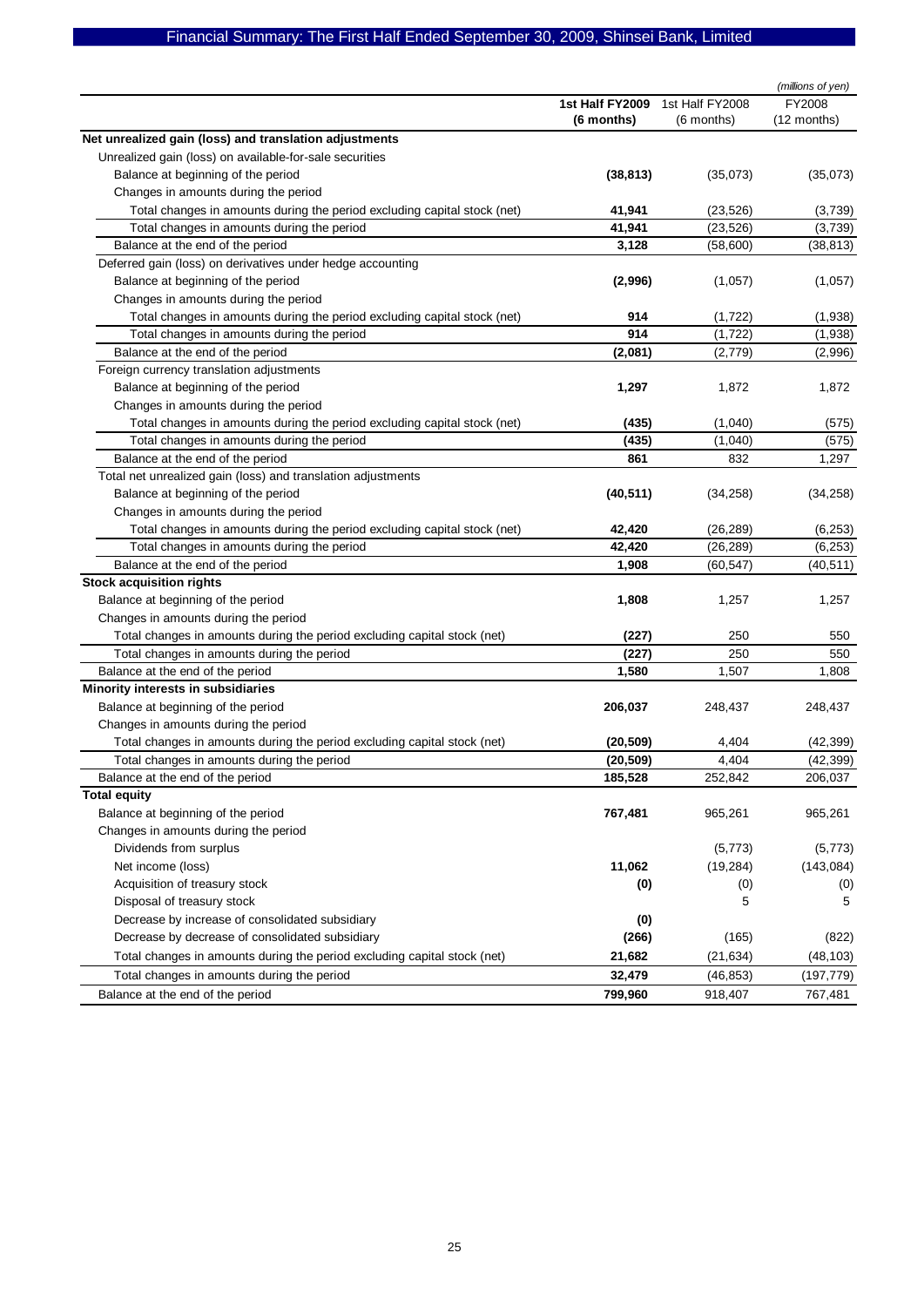(millions of yen)

| | 1st Half FY2009 (6 months) | 1st Half FY2008 (6 months) | FY2008 (12 months) |
|---|---|---|---|
| **Net unrealized gain (loss) and translation adjustments** | | | |
| Unrealized gain (loss) on available-for-sale securities | | | |
| Balance at beginning of the period | **(38,813)** | (35,073) | (35,073) |
| Changes in amounts during the period | | | |
| Total changes in amounts during the period excluding capital stock (net) | **41,941** | (23,526) | (3,739) |
| Total changes in amounts during the period | **41,941** | (23,526) | (3,739) |
| Balance at the end of the period | **3,128** | (58,600) | (38,813) |
| Deferred gain (loss) on derivatives under hedge accounting | | | |
| Balance at beginning of the period | **(2,996)** | (1,057) | (1,057) |
| Changes in amounts during the period | | | |
| Total changes in amounts during the period excluding capital stock (net) | **914** | (1,722) | (1,938) |
| Total changes in amounts during the period | **914** | (1,722) | (1,938) |
| Balance at the end of the period | **(2,081)** | (2,779) | (2,996) |
| Foreign currency translation adjustments | | | |
| Balance at beginning of the period | **1,297** | 1,872 | 1,872 |
| Changes in amounts during the period | | | |
| Total changes in amounts during the period excluding capital stock (net) | **(435)** | (1,040) | (575) |
| Total changes in amounts during the period | **(435)** | (1,040) | (575) |
| Balance at the end of the period | **861** | 832 | 1,297 |
| Total net unrealized gain (loss) and translation adjustments | | | |
| Balance at beginning of the period | **(40,511)** | (34,258) | (34,258) |
| Changes in amounts during the period | | | |
| Total changes in amounts during the period excluding capital stock (net) | **42,420** | (26,289) | (6,253) |
| Total changes in amounts during the period | **42,420** | (26,289) | (6,253) |
| Balance at the end of the period | **1,908** | (60,547) | (40,511) |
| **Stock acquisition rights** | | | |
| Balance at beginning of the period | **1,808** | 1,257 | 1,257 |
| Changes in amounts during the period | | | |
| Total changes in amounts during the period excluding capital stock (net) | **(227)** | 250 | 550 |
| Total changes in amounts during the period | **(227)** | 250 | 550 |
| Balance at the end of the period | **1,580** | 1,507 | 1,808 |
| **Minority interests in subsidiaries** | | | |
| Balance at beginning of the period | **206,037** | 248,437 | 248,437 |
| Changes in amounts during the period | | | |
| Total changes in amounts during the period excluding capital stock (net) | **(20,509)** | 4,404 | (42,399) |
| Total changes in amounts during the period | **(20,509)** | 4,404 | (42,399) |
| Balance at the end of the period | **185,528** | 252,842 | 206,037 |
| **Total equity** | | | |
| Balance at beginning of the period | **767,481** | 965,261 | 965,261 |
| Changes in amounts during the period | | | |
| Dividends from surplus | | (5,773) | (5,773) |
| Net income (loss) | **11,062** | (19,284) | (143,084) |
| Acquisition of treasury stock | **(0)** | (0) | (0) |
| Disposal of treasury stock | | 5 | 5 |
| Decrease by increase of consolidated subsidiary | **(0)** | | |
| Decrease by decrease of consolidated subsidiary | **(266)** | (165) | (822) |
| Total changes in amounts during the period excluding capital stock (net) | **21,682** | (21,634) | (48,103) |
| Total changes in amounts during the period | **32,479** | (46,853) | (197,779) |
| Balance at the end of the period | **799,960** | 918,407 | 767,481 |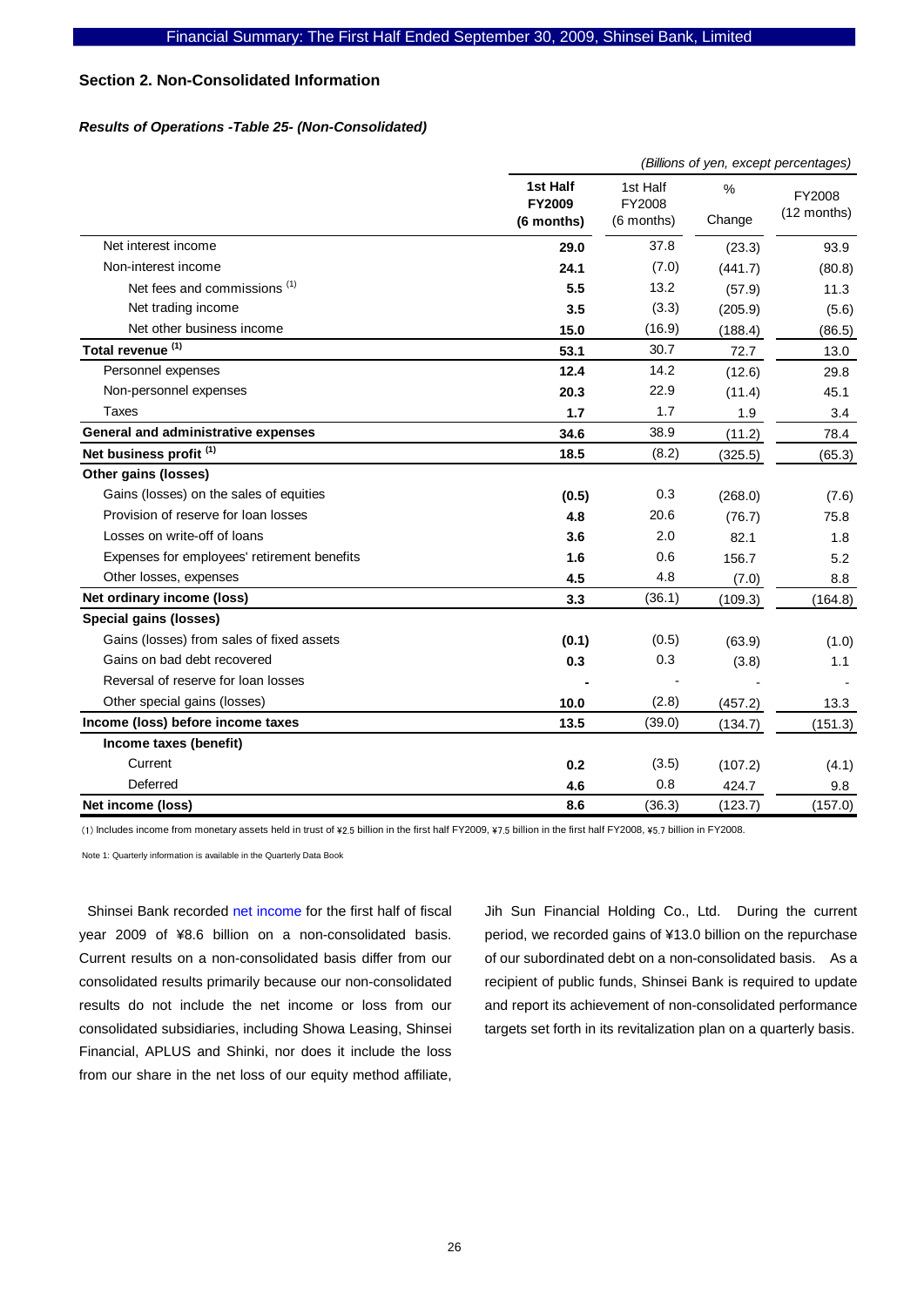## Section 2. Non-Consolidated Information

### *Results of Operations -Table 25- (Non-Consolidated)*

*(Billions of yen, except percentages)*

| | **1st Half FY2009 (6 months)** | 1st Half FY2008 (6 months) | % Change | FY2008 (12 months) |
|---|---|---|---|---|
| Net interest income | **29.0** | 37.8 | (23.3) | 93.9 |
| Non-interest income | **24.1** | (7.0) | (441.7) | (80.8) |
| Net fees and commissions [(1)] | **5.5** | 13.2 | (57.9) | 11.3 |
| Net trading income | **3.5** | (3.3) | (205.9) | (5.6) |
| Net other business income | **15.0** | (16.9) | (188.4) | (86.5) |
| **Total revenue [(1)]** | **53.1** | 30.7 | 72.7 | 13.0 |
| Personnel expenses | **12.4** | 14.2 | (12.6) | 29.8 |
| Non-personnel expenses | **20.3** | 22.9 | (11.4) | 45.1 |
| Taxes | **1.7** | 1.7 | 1.9 | 3.4 |
| **General and administrative expenses** | **34.6** | 38.9 | (11.2) | 78.4 |
| **Net business profit [(1)]** | **18.5** | (8.2) | (325.5) | (65.3) |
| **Other gains (losses)** | | | | |
| Gains (losses) on the sales of equities | **(0.5)** | 0.3 | (268.0) | (7.6) |
| Provision of reserve for loan losses | **4.8** | 20.6 | (76.7) | 75.8 |
| Losses on write-off of loans | **3.6** | 2.0 | 82.1 | 1.8 |
| Expenses for employees' retirement benefits | **1.6** | 0.6 | 156.7 | 5.2 |
| Other losses, expenses | **4.5** | 4.8 | (7.0) | 8.8 |
| **Net ordinary income (loss)** | **3.3** | (36.1) | (109.3) | (164.8) |
| **Special gains (losses)** | | | | |
| Gains (losses) from sales of fixed assets | **(0.1)** | (0.5) | (63.9) | (1.0) |
| Gains on bad debt recovered | **0.3** | 0.3 | (3.8) | 1.1 |
| Reversal of reserve for loan losses | **-** | - | - | - |
| Other special gains (losses) | **10.0** | (2.8) | (457.2) | 13.3 |
| **Income (loss) before income taxes** | **13.5** | (39.0) | (134.7) | (151.3) |
| **Income taxes (benefit)** | | | | |
| Current | **0.2** | (3.5) | (107.2) | (4.1) |
| Deferred | **4.6** | 0.8 | 424.7 | 9.8 |
| **Net income (loss)** | **8.6** | (36.3) | (123.7) | (157.0) |

(1) Includes income from monetary assets held in trust of ¥2.5 billion in the first half FY2009, ¥7.5 billion in the first half FY2008, ¥5.7 billion in FY2008.

Note 1: Quarterly information is available in the Quarterly Data Book

Shinsei Bank recorded net income for the first half of fiscal year 2009 of ¥8.6 billion on a non-consolidated basis. Current results on a non-consolidated basis differ from our consolidated results primarily because our non-consolidated results do not include the net income or loss from our consolidated subsidiaries, including Showa Leasing, Shinsei Financial, APLUS and Shinki, nor does it include the loss from our share in the net loss of our equity method affiliate, Jih Sun Financial Holding Co., Ltd. During the current period, we recorded gains of ¥13.0 billion on the repurchase of our subordinated debt on a non-consolidated basis. As a recipient of public funds, Shinsei Bank is required to update and report its achievement of non-consolidated performance targets set forth in its revitalization plan on a quarterly basis.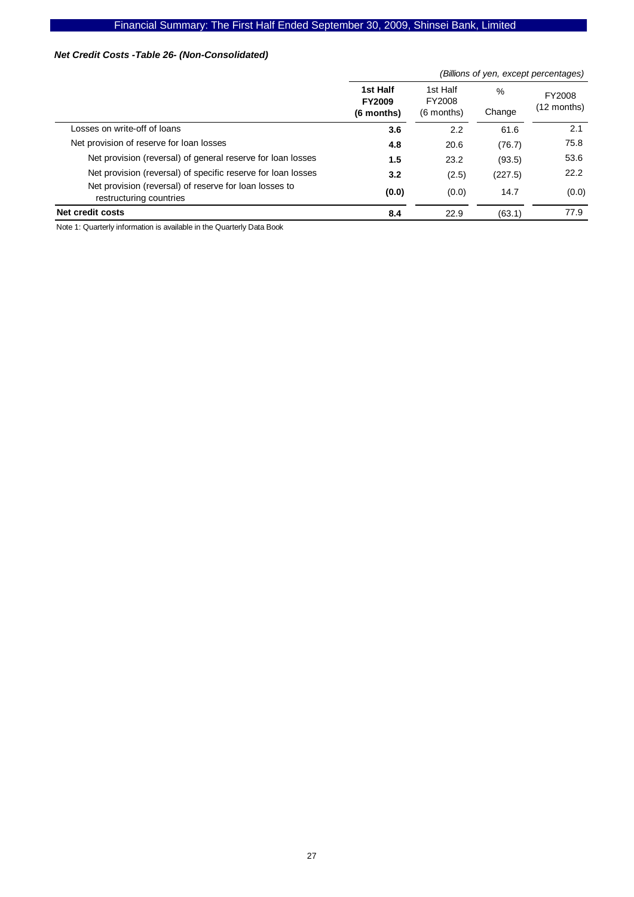### *Net Credit Costs -Table 26- (Non-Consolidated)*

*(Billions of yen, except percentages)*

| | **1st Half FY2009 (6 months)** | 1st Half FY2008 (6 months) | % Change | FY2008 (12 months) |
|---|---|---|---|---|
| Losses on write-off of loans | **3.6** | 2.2 | 61.6 | 2.1 |
| Net provision of reserve for loan losses | **4.8** | 20.6 | (76.7) | 75.8 |
| Net provision (reversal) of general reserve for loan losses | **1.5** | 23.2 | (93.5) | 53.6 |
| Net provision (reversal) of specific reserve for loan losses | **3.2** | (2.5) | (227.5) | 22.2 |
| Net provision (reversal) of reserve for loan losses to restructuring countries | **(0.0)** | (0.0) | 14.7 | (0.0) |
| **Net credit costs** | **8.4** | 22.9 | (63.1) | 77.9 |

Note 1: Quarterly information is available in the Quarterly Data Book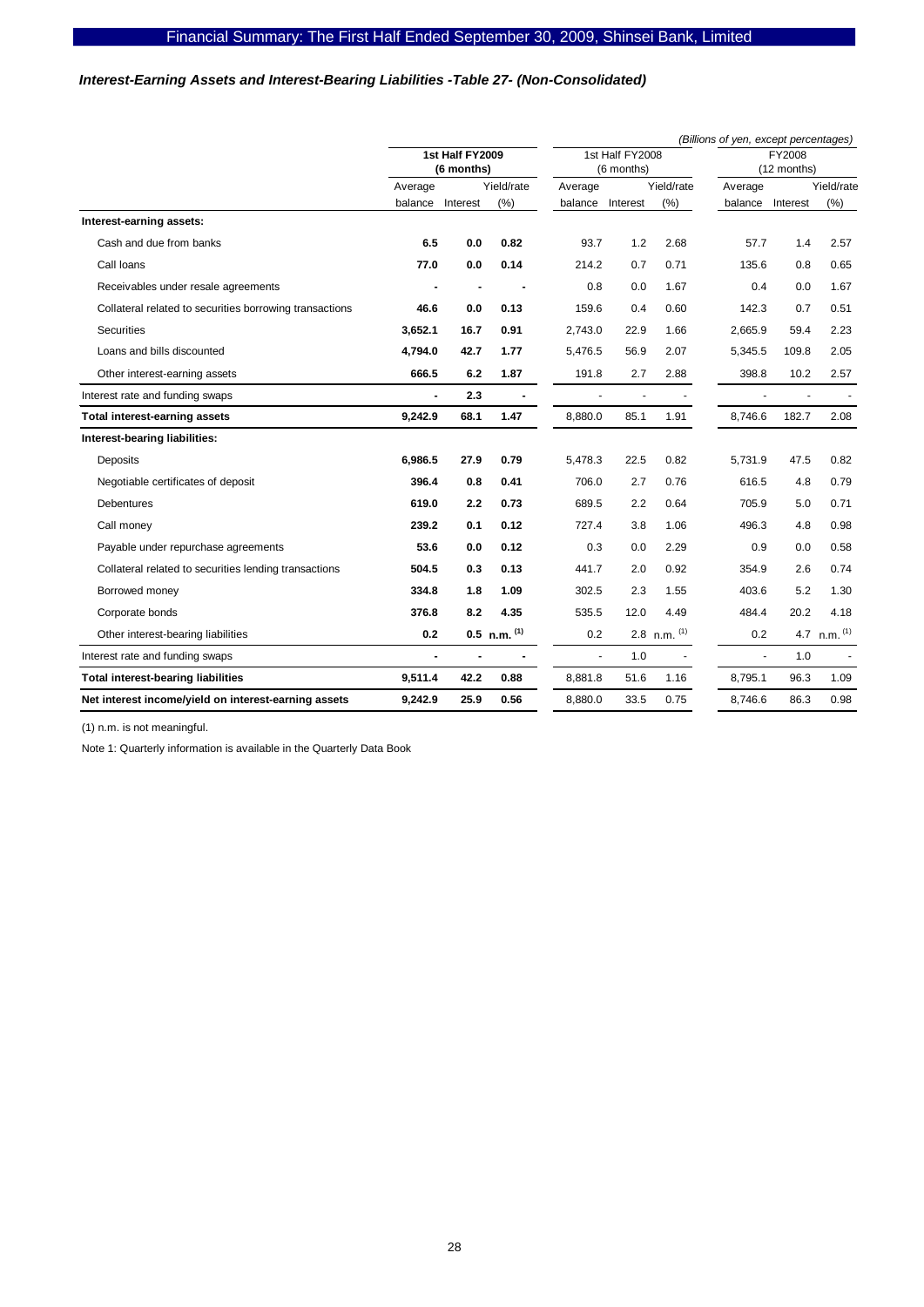### *Interest-Earning Assets and Interest-Bearing Liabilities -Table 27- (Non-Consolidated)*

*(Billions of yen, except percentages)*

| | 1st Half FY2009 (6 months) | | | 1st Half FY2008 (6 months) | | | FY2008 (12 months) | | |
|---|---|---|---|---|---|---|---|---|---|
| | Average balance | Interest | Yield/rate (%) | Average balance | Interest | Yield/rate (%) | Average balance | Interest | Yield/rate (%) |
| **Interest-earning assets:** | | | | | | | | | |
| Cash and due from banks | **6.5** | **0.0** | **0.82** | 93.7 | 1.2 | 2.68 | 57.7 | 1.4 | 2.57 |
| Call loans | **77.0** | **0.0** | **0.14** | 214.2 | 0.7 | 0.71 | 135.6 | 0.8 | 0.65 |
| Receivables under resale agreements | **-** | **-** | **-** | 0.8 | 0.0 | 1.67 | 0.4 | 0.0 | 1.67 |
| Collateral related to securities borrowing transactions | **46.6** | **0.0** | **0.13** | 159.6 | 0.4 | 0.60 | 142.3 | 0.7 | 0.51 |
| Securities | **3,652.1** | **16.7** | **0.91** | 2,743.0 | 22.9 | 1.66 | 2,665.9 | 59.4 | 2.23 |
| Loans and bills discounted | **4,794.0** | **42.7** | **1.77** | 5,476.5 | 56.9 | 2.07 | 5,345.5 | 109.8 | 2.05 |
| Other interest-earning assets | **666.5** | **6.2** | **1.87** | 191.8 | 2.7 | 2.88 | 398.8 | 10.2 | 2.57 |
| Interest rate and funding swaps | **-** | **2.3** | **-** | - | - | - | - | - | - |
| **Total interest-earning assets** | **9,242.9** | **68.1** | **1.47** | 8,880.0 | 85.1 | 1.91 | 8,746.6 | 182.7 | 2.08 |
| **Interest-bearing liabilities:** | | | | | | | | | |
| Deposits | **6,986.5** | **27.9** | **0.79** | 5,478.3 | 22.5 | 0.82 | 5,731.9 | 47.5 | 0.82 |
| Negotiable certificates of deposit | **396.4** | **0.8** | **0.41** | 706.0 | 2.7 | 0.76 | 616.5 | 4.8 | 0.79 |
| Debentures | **619.0** | **2.2** | **0.73** | 689.5 | 2.2 | 0.64 | 705.9 | 5.0 | 0.71 |
| Call money | **239.2** | **0.1** | **0.12** | 727.4 | 3.8 | 1.06 | 496.3 | 4.8 | 0.98 |
| Payable under repurchase agreements | **53.6** | **0.0** | **0.12** | 0.3 | 0.0 | 2.29 | 0.9 | 0.0 | 0.58 |
| Collateral related to securities lending transactions | **504.5** | **0.3** | **0.13** | 441.7 | 2.0 | 0.92 | 354.9 | 2.6 | 0.74 |
| Borrowed money | **334.8** | **1.8** | **1.09** | 302.5 | 2.3 | 1.55 | 403.6 | 5.2 | 1.30 |
| Corporate bonds | **376.8** | **8.2** | **4.35** | 535.5 | 12.0 | 4.49 | 484.4 | 20.2 | 4.18 |
| Other interest-bearing liabilities | **0.2** | **0.5** | **n.m. (1)** | 0.2 | 2.8 | n.m. (1) | 0.2 | 4.7 | n.m. (1) |
| Interest rate and funding swaps | **-** | **-** | **-** | - | 1.0 | - | - | 1.0 | - |
| **Total interest-bearing liabilities** | **9,511.4** | **42.2** | **0.88** | 8,881.8 | 51.6 | 1.16 | 8,795.1 | 96.3 | 1.09 |
| **Net interest income/yield on interest-earning assets** | **9,242.9** | **25.9** | **0.56** | 8,880.0 | 33.5 | 0.75 | 8,746.6 | 86.3 | 0.98 |

(1) n.m. is not meaningful.

Note 1: Quarterly information is available in the Quarterly Data Book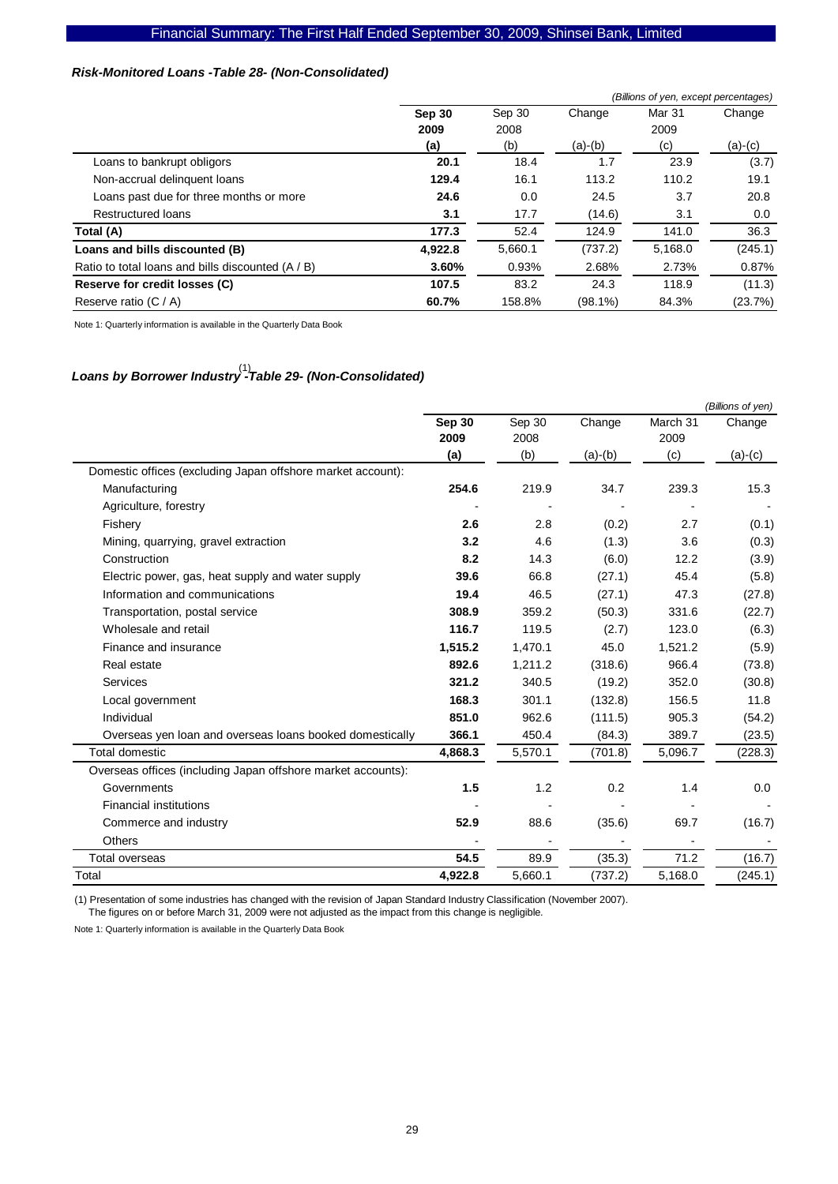### *Risk-Monitored Loans -Table 28- (Non-Consolidated)*

*(Billions of yen, except percentages)*

| | **Sep 30 2009 (a)** | Sep 30 2008 (b) | Change (a)-(b) | Mar 31 2009 (c) | Change (a)-(c) |
|---|---|---|---|---|---|
| Loans to bankrupt obligors | **20.1** | 18.4 | 1.7 | 23.9 | (3.7) |
| Non-accrual delinquent loans | **129.4** | 16.1 | 113.2 | 110.2 | 19.1 |
| Loans past due for three months or more | **24.6** | 0.0 | 24.5 | 3.7 | 20.8 |
| Restructured loans | **3.1** | 17.7 | (14.6) | 3.1 | 0.0 |
| **Total (A)** | **177.3** | 52.4 | 124.9 | 141.0 | 36.3 |
| **Loans and bills discounted (B)** | **4,922.8** | 5,660.1 | (737.2) | 5,168.0 | (245.1) |
| Ratio to total loans and bills discounted (A / B) | **3.60%** | 0.93% | 2.68% | 2.73% | 0.87% |
| **Reserve for credit losses (C)** | **107.5** | 83.2 | 24.3 | 118.9 | (11.3) |
| Reserve ratio (C / A) | **60.7%** | 158.8% | (98.1%) | 84.3% | (23.7%) |

Note 1: Quarterly information is available in the Quarterly Data Book

### *Loans by Borrower Industry[(1)] -Table 29- (Non-Consolidated)*

*(Billions of yen)*

| | **Sep 30 2009 (a)** | Sep 30 2008 (b) | Change (a)-(b) | March 31 2009 (c) | Change (a)-(c) |
|---|---|---|---|---|---|
| Domestic offices (excluding Japan offshore market account): | | | | | |
| Manufacturing | **254.6** | 219.9 | 34.7 | 239.3 | 15.3 |
| Agriculture, forestry | - | - | - | - | - |
| Fishery | **2.6** | 2.8 | (0.2) | 2.7 | (0.1) |
| Mining, quarrying, gravel extraction | **3.2** | 4.6 | (1.3) | 3.6 | (0.3) |
| Construction | **8.2** | 14.3 | (6.0) | 12.2 | (3.9) |
| Electric power, gas, heat supply and water supply | **39.6** | 66.8 | (27.1) | 45.4 | (5.8) |
| Information and communications | **19.4** | 46.5 | (27.1) | 47.3 | (27.8) |
| Transportation, postal service | **308.9** | 359.2 | (50.3) | 331.6 | (22.7) |
| Wholesale and retail | **116.7** | 119.5 | (2.7) | 123.0 | (6.3) |
| Finance and insurance | **1,515.2** | 1,470.1 | 45.0 | 1,521.2 | (5.9) |
| Real estate | **892.6** | 1,211.2 | (318.6) | 966.4 | (73.8) |
| Services | **321.2** | 340.5 | (19.2) | 352.0 | (30.8) |
| Local government | **168.3** | 301.1 | (132.8) | 156.5 | 11.8 |
| Individual | **851.0** | 962.6 | (111.5) | 905.3 | (54.2) |
| Overseas yen loan and overseas loans booked domestically | **366.1** | 450.4 | (84.3) | 389.7 | (23.5) |
| Total domestic | **4,868.3** | 5,570.1 | (701.8) | 5,096.7 | (228.3) |
| Overseas offices (including Japan offshore market accounts): | | | | | |
| Governments | **1.5** | 1.2 | 0.2 | 1.4 | 0.0 |
| Financial institutions | - | - | - | - | - |
| Commerce and industry | **52.9** | 88.6 | (35.6) | 69.7 | (16.7) |
| Others | - | - | - | - | - |
| Total overseas | **54.5** | 89.9 | (35.3) | 71.2 | (16.7) |
| Total | **4,922.8** | 5,660.1 | (737.2) | 5,168.0 | (245.1) |

(1) Presentation of some industries has changed with the revision of Japan Standard Industry Classification (November 2007).
The figures on or before March 31, 2009 were not adjusted as the impact from this change is negligible.

Note 1: Quarterly information is available in the Quarterly Data Book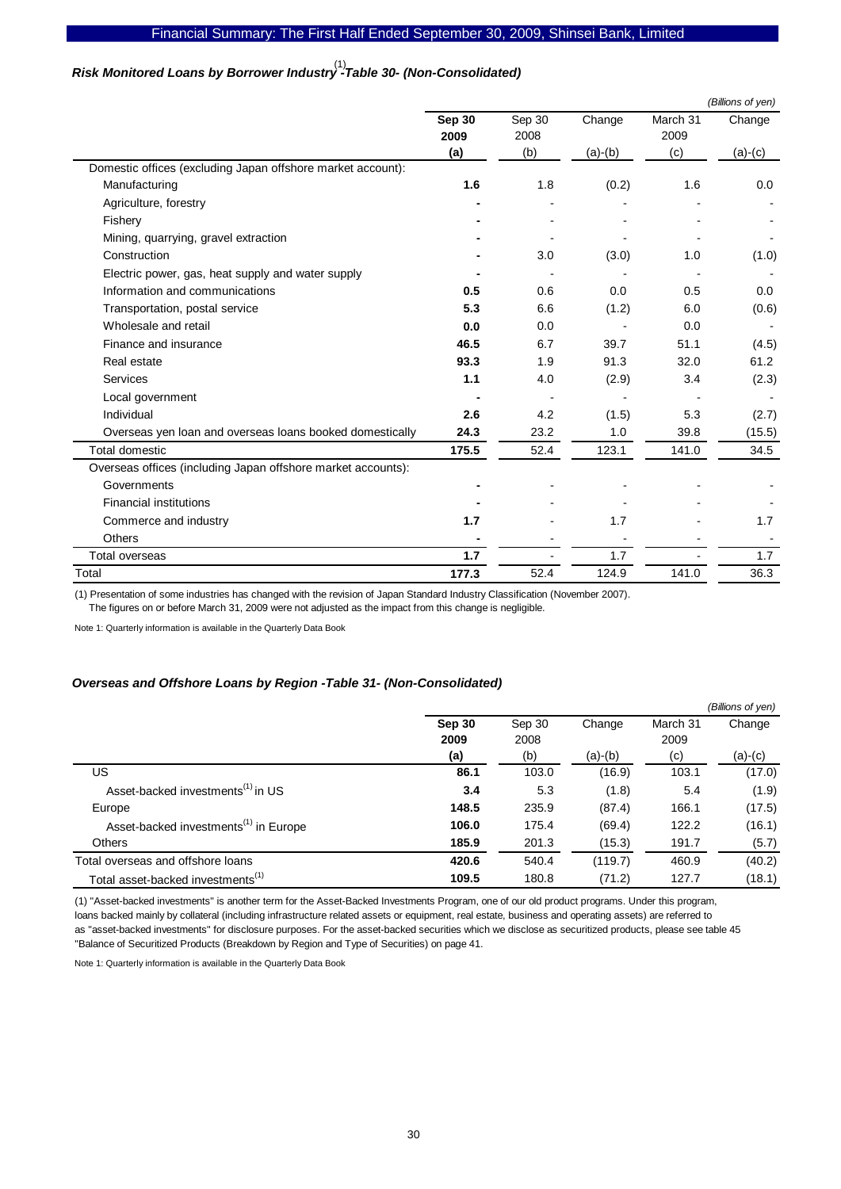### *Risk Monitored Loans by Borrower Industry[(1)] -Table 30- (Non-Consolidated)*

*(Billions of yen)*

| | **Sep 30 2009 (a)** | Sep 30 2008 (b) | Change (a)-(b) | March 31 2009 (c) | Change (a)-(c) |
|---|---|---|---|---|---|
| Domestic offices (excluding Japan offshore market account): | | | | | |
| Manufacturing | **1.6** | 1.8 | (0.2) | 1.6 | 0.0 |
| Agriculture, forestry | **-** | - | - | - | - |
| Fishery | **-** | - | - | - | - |
| Mining, quarrying, gravel extraction | **-** | - | - | - | - |
| Construction | **-** | 3.0 | (3.0) | 1.0 | (1.0) |
| Electric power, gas, heat supply and water supply | **-** | - | - | - | - |
| Information and communications | **0.5** | 0.6 | 0.0 | 0.5 | 0.0 |
| Transportation, postal service | **5.3** | 6.6 | (1.2) | 6.0 | (0.6) |
| Wholesale and retail | **0.0** | 0.0 | - | 0.0 | - |
| Finance and insurance | **46.5** | 6.7 | 39.7 | 51.1 | (4.5) |
| Real estate | **93.3** | 1.9 | 91.3 | 32.0 | 61.2 |
| Services | **1.1** | 4.0 | (2.9) | 3.4 | (2.3) |
| Local government | **-** | - | - | - | - |
| Individual | **2.6** | 4.2 | (1.5) | 5.3 | (2.7) |
| Overseas yen loan and overseas loans booked domestically | **24.3** | 23.2 | 1.0 | 39.8 | (15.5) |
| Total domestic | **175.5** | 52.4 | 123.1 | 141.0 | 34.5 |
| Overseas offices (including Japan offshore market accounts): | | | | | |
| Governments | **-** | - | - | - | - |
| Financial institutions | **-** | - | - | - | - |
| Commerce and industry | **1.7** | - | 1.7 | - | 1.7 |
| Others | **-** | - | - | - | - |
| Total overseas | **1.7** | - | 1.7 | - | 1.7 |
| Total | **177.3** | 52.4 | 124.9 | 141.0 | 36.3 |

(1) Presentation of some industries has changed with the revision of Japan Standard Industry Classification (November 2007).
The figures on or before March 31, 2009 were not adjusted as the impact from this change is negligible.

Note 1: Quarterly information is available in the Quarterly Data Book

### *Overseas and Offshore Loans by Region -Table 31- (Non-Consolidated)*

*(Billions of yen)*

| | **Sep 30 2009 (a)** | Sep 30 2008 (b) | Change (a)-(b) | March 31 2009 (c) | Change (a)-(c) |
|---|---|---|---|---|---|
| US | **86.1** | 103.0 | (16.9) | 103.1 | (17.0) |
| Asset-backed investments[(1)] in US | **3.4** | 5.3 | (1.8) | 5.4 | (1.9) |
| Europe | **148.5** | 235.9 | (87.4) | 166.1 | (17.5) |
| Asset-backed investments[(1)] in Europe | **106.0** | 175.4 | (69.4) | 122.2 | (16.1) |
| Others | **185.9** | 201.3 | (15.3) | 191.7 | (5.7) |
| Total overseas and offshore loans | **420.6** | 540.4 | (119.7) | 460.9 | (40.2) |
| Total asset-backed investments[(1)] | **109.5** | 180.8 | (71.2) | 127.7 | (18.1) |

(1) "Asset-backed investments" is another term for the Asset-Backed Investments Program, one of our old product programs. Under this program, loans backed mainly by collateral (including infrastructure related assets or equipment, real estate, business and operating assets) are referred to as "asset-backed investments" for disclosure purposes. For the asset-backed securities which we disclose as securitized products, please see table 45 "Balance of Securitized Products (Breakdown by Region and Type of Securities) on page 41.

Note 1: Quarterly information is available in the Quarterly Data Book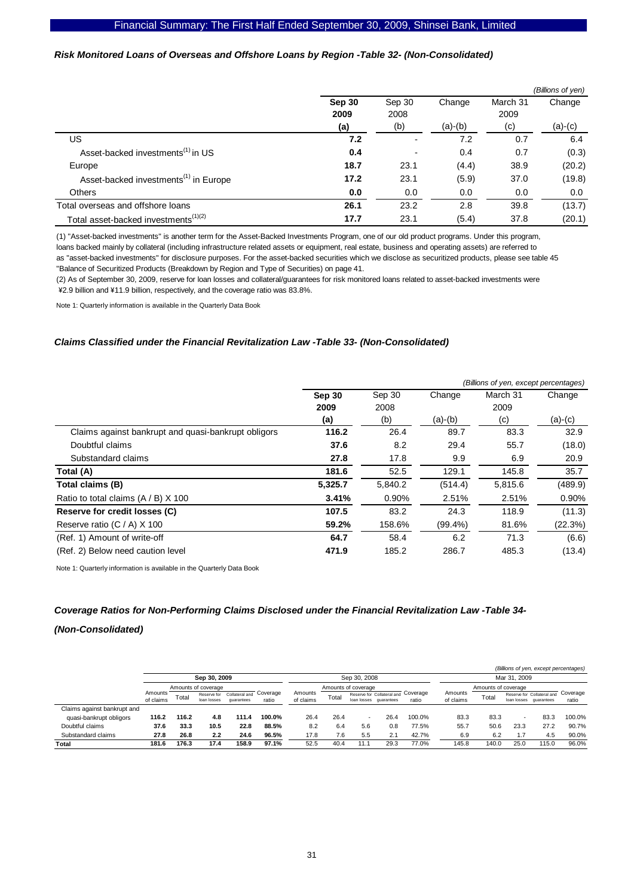### *Risk Monitored Loans of Overseas and Offshore Loans by Region -Table 32- (Non-Consolidated)*

*(Billions of yen)*

| | **Sep 30 2009 (a)** | Sep 30 2008 (b) | Change (a)-(b) | March 31 2009 (c) | Change (a)-(c) |
|---|---|---|---|---|---|
| US | **7.2** | - | 7.2 | 0.7 | 6.4 |
| Asset-backed investments[1] in US | **0.4** | - | 0.4 | 0.7 | (0.3) |
| Europe | **18.7** | 23.1 | (4.4) | 38.9 | (20.2) |
| Asset-backed investments[1] in Europe | **17.2** | 23.1 | (5.9) | 37.0 | (19.8) |
| Others | **0.0** | 0.0 | 0.0 | 0.0 | 0.0 |
| Total overseas and offshore loans | **26.1** | 23.2 | 2.8 | 39.8 | (13.7) |
| Total asset-backed investments[1][2] | **17.7** | 23.1 | (5.4) | 37.8 | (20.1) |

(1) "Asset-backed investments" is another term for the Asset-Backed Investments Program, one of our old product programs. Under this program, loans backed mainly by collateral (including infrastructure related assets or equipment, real estate, business and operating assets) are referred to as "asset-backed investments" for disclosure purposes. For the asset-backed securities which we disclose as securitized products, please see table 45 "Balance of Securitized Products (Breakdown by Region and Type of Securities) on page 41.

(2) As of September 30, 2009, reserve for loan losses and collateral/guarantees for risk monitored loans related to asset-backed investments were ¥2.9 billion and ¥11.9 billion, respectively, and the coverage ratio was 83.8%.

Note 1: Quarterly information is available in the Quarterly Data Book

### *Claims Classified under the Financial Revitalization Law -Table 33- (Non-Consolidated)*

*(Billions of yen, except percentages)*

| | **Sep 30 2009 (a)** | Sep 30 2008 (b) | Change (a)-(b) | March 31 2009 (c) | Change (a)-(c) |
|---|---|---|---|---|---|
| Claims against bankrupt and quasi-bankrupt obligors | **116.2** | 26.4 | 89.7 | 83.3 | 32.9 |
| Doubtful claims | **37.6** | 8.2 | 29.4 | 55.7 | (18.0) |
| Substandard claims | **27.8** | 17.8 | 9.9 | 6.9 | 20.9 |
| **Total (A)** | **181.6** | 52.5 | 129.1 | 145.8 | 35.7 |
| **Total claims (B)** | **5,325.7** | 5,840.2 | (514.4) | 5,815.6 | (489.9) |
| Ratio to total claims (A / B) X 100 | **3.41%** | 0.90% | 2.51% | 2.51% | 0.90% |
| **Reserve for credit losses (C)** | **107.5** | 83.2 | 24.3 | 118.9 | (11.3) |
| Reserve ratio (C / A) X 100 | **59.2%** | 158.6% | (99.4%) | 81.6% | (22.3%) |
| (Ref. 1) Amount of write-off | **64.7** | 58.4 | 6.2 | 71.3 | (6.6) |
| (Ref. 2) Below need caution level | **471.9** | 185.2 | 286.7 | 485.3 | (13.4) |

Note 1: Quarterly information is available in the Quarterly Data Book

### *Coverage Ratios for Non-Performing Claims Disclosed under the Financial Revitalization Law -Table 34- (Non-Consolidated)*

*(Billions of yen, except percentages)*

| | **Sep 30, 2009** | | | | | Sep 30, 2008 | | | | | Mar 31, 2009 | | | | |
|---|---|---|---|---|---|---|---|---|---|---|---|---|---|---|---|
| | Amounts of claims | Amounts of coverage: Total | Reserve for loan losses | Collateral and guarantees | Coverage ratio | Amounts of claims | Amounts of coverage: Total | Reserve for loan losses | Collateral and guarantees | Coverage ratio | Amounts of claims | Amounts of coverage: Total | Reserve for loan losses | Collateral and guarantees | Coverage ratio |
| Claims against bankrupt and quasi-bankrupt obligors | **116.2** | **116.2** | **4.8** | **111.4** | **100.0%** | 26.4 | 26.4 | - | 26.4 | 100.0% | 83.3 | 83.3 | - | 83.3 | 100.0% |
| Doubtful claims | **37.6** | **33.3** | **10.5** | **22.8** | **88.5%** | 8.2 | 6.4 | 5.6 | 0.8 | 77.5% | 55.7 | 50.6 | 23.3 | 27.2 | 90.7% |
| Substandard claims | **27.8** | **26.8** | **2.2** | **24.6** | **96.5%** | 17.8 | 7.6 | 5.5 | 2.1 | 42.7% | 6.9 | 6.2 | 1.7 | 4.5 | 90.0% |
| **Total** | **181.6** | **176.3** | **17.4** | **158.9** | **97.1%** | 52.5 | 40.4 | 11.1 | 29.3 | 77.0% | 145.8 | 140.0 | 25.0 | 115.0 | 96.0% |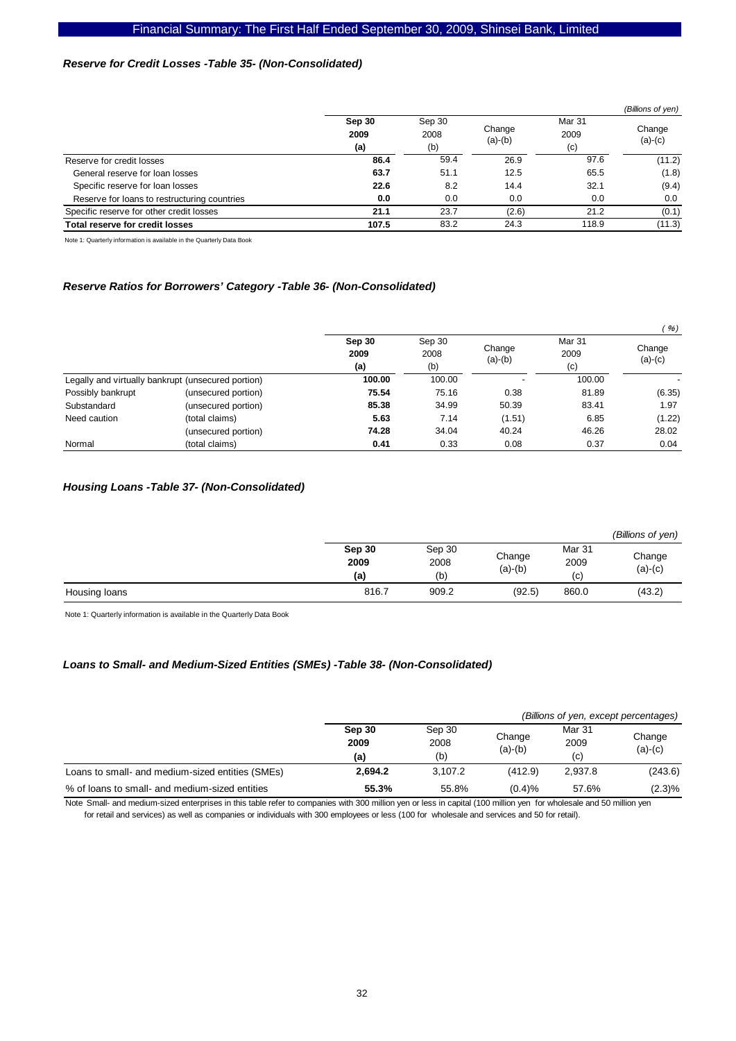### *Reserve for Credit Losses -Table 35- (Non-Consolidated)*

*(Billions of yen)*

| | **Sep 30 2009 (a)** | Sep 30 2008 (b) | Change (a)-(b) | Mar 31 2009 (c) | Change (a)-(c) |
|---|---|---|---|---|---|
| Reserve for credit losses | **86.4** | 59.4 | 26.9 | 97.6 | (11.2) |
| General reserve for loan losses | **63.7** | 51.1 | 12.5 | 65.5 | (1.8) |
| Specific reserve for loan losses | **22.6** | 8.2 | 14.4 | 32.1 | (9.4) |
| Reserve for loans to restructuring countries | **0.0** | 0.0 | 0.0 | 0.0 | 0.0 |
| Specific reserve for other credit losses | **21.1** | 23.7 | (2.6) | 21.2 | (0.1) |
| **Total reserve for credit losses** | **107.5** | 83.2 | 24.3 | 118.9 | (11.3) |

Note 1: Quarterly information is available in the Quarterly Data Book

### *Reserve Ratios for Borrowers' Category -Table 36- (Non-Consolidated)*

*( %)*

| | | **Sep 30 2009 (a)** | Sep 30 2008 (b) | Change (a)-(b) | Mar 31 2009 (c) | Change (a)-(c) |
|---|---|---|---|---|---|---|
| Legally and virtually bankrupt (unsecured portion) | | **100.00** | 100.00 | - | 100.00 | - |
| Possibly bankrupt | (unsecured portion) | **75.54** | 75.16 | 0.38 | 81.89 | (6.35) |
| Substandard | (unsecured portion) | **85.38** | 34.99 | 50.39 | 83.41 | 1.97 |
| Need caution | (total claims) | **5.63** | 7.14 | (1.51) | 6.85 | (1.22) |
| | (unsecured portion) | **74.28** | 34.04 | 40.24 | 46.26 | 28.02 |
| Normal | (total claims) | **0.41** | 0.33 | 0.08 | 0.37 | 0.04 |

### *Housing Loans -Table 37- (Non-Consolidated)*

*(Billions of yen)*

| | **Sep 30 2009 (a)** | Sep 30 2008 (b) | Change (a)-(b) | Mar 31 2009 (c) | Change (a)-(c) |
|---|---|---|---|---|---|
| Housing loans | 816.7 | 909.2 | (92.5) | 860.0 | (43.2) |

Note 1: Quarterly information is available in the Quarterly Data Book

### *Loans to Small- and Medium-Sized Entities (SMEs) -Table 38- (Non-Consolidated)*

*(Billions of yen, except percentages)*

| | **Sep 30 2009 (a)** | Sep 30 2008 (b) | Change (a)-(b) | Mar 31 2009 (c) | Change (a)-(c) |
|---|---|---|---|---|---|
| Loans to small- and medium-sized entities (SMEs) | **2,694.2** | 3,107.2 | (412.9) | 2,937.8 | (243.6) |
| % of loans to small- and medium-sized entities | **55.3%** | 55.8% | (0.4)% | 57.6% | (2.3)% |

Note Small- and medium-sized enterprises in this table refer to companies with 300 million yen or less in capital (100 million yen for wholesale and 50 million yen for retail and services) as well as companies or individuals with 300 employees or less (100 for wholesale and services and 50 for retail).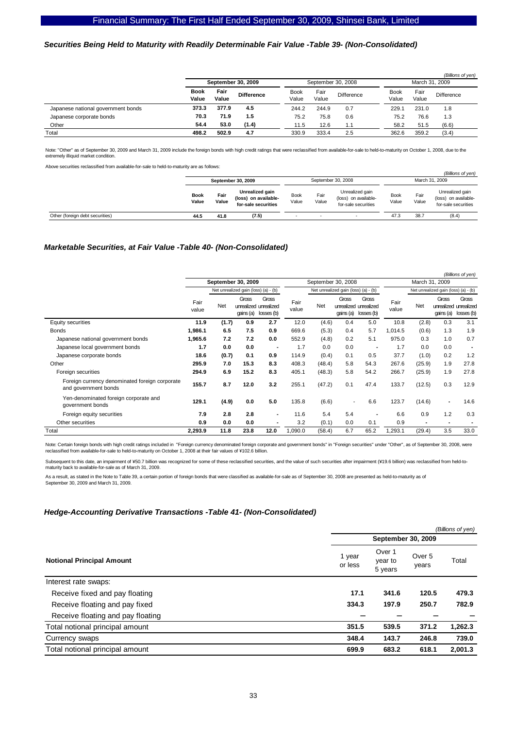### *Securities Being Held to Maturity with Readily Determinable Fair Value -Table 39- (Non-Consolidated)*

*(Billions of yen)*

| | September 30, 2009 | | | September 30, 2008 | | | March 31, 2009 | | |
|---|---|---|---|---|---|---|---|---|---|
| | Book Value | Fair Value | Difference | Book Value | Fair Value | Difference | Book Value | Fair Value | Difference |
| Japanese national government bonds | 373.3 | 377.9 | 4.5 | 244.2 | 244.9 | 0.7 | 229.1 | 231.0 | 1.8 |
| Japanese corporate bonds | 70.3 | 71.9 | 1.5 | 75.2 | 75.8 | 0.6 | 75.2 | 76.6 | 1.3 |
| Other | 54.4 | 53.0 | (1.4) | 11.5 | 12.6 | 1.1 | 58.2 | 51.5 | (6.6) |
| Total | 498.2 | 502.9 | 4.7 | 330.9 | 333.4 | 2.5 | 362.6 | 359.2 | (3.4) |

Note: "Other" as of September 30, 2009 and March 31, 2009 include the foreign bonds with high credit ratings that were reclassified from available-for-sale to held-to-maturity on October 1, 2008, due to the extremely illiquid market condition.

Above securities reclassified from available-for-sale to held-to-maturity are as follows:

*(Billions of yen)*

| | September 30, 2009 | | | September 30, 2008 | | | March 31, 2009 | | |
|---|---|---|---|---|---|---|---|---|---|
| | Book Value | Fair Value | Unrealized gain (loss) on available-for-sale securities | Book Value | Fair Value | Unrealized gain (loss) on available-for-sale securities | Book Value | Fair Value | Unrealized gain (loss) on available-for-sale securities |
| Other (foreign debt securities) | 44.5 | 41.8 | (7.5) | - | - | - | 47.3 | 38.7 | (8.4) |

### *Marketable Securities, at Fair Value -Table 40- (Non-Consolidated)*

*(Billions of yen)*

| | September 30, 2009 | | | | September 30, 2008 | | | | March 31, 2009 | | | |
|---|---|---|---|---|---|---|---|---|---|---|---|---|
| | | Net unrealized gain (loss) (a) - (b) | | | | Net unrealized gain (loss) (a) - (b) | | | | Net unrealized gain (loss) (a) - (b) | | |
| | Fair value | Net | Gross unrealized gains (a) | Gross unrealized losses (b) | Fair value | Net | Gross unrealized gains (a) | Gross unrealized losses (b) | Fair value | Net | Gross unrealized gains (a) | Gross unrealized losses (b) |
| Equity securities | 11.9 | (1.7) | 0.9 | 2.7 | 12.0 | (4.6) | 0.4 | 5.0 | 10.8 | (2.8) | 0.3 | 3.1 |
| Bonds | 1,986.1 | 6.5 | 7.5 | 0.9 | 669.6 | (5.3) | 0.4 | 5.7 | 1,014.5 | (0.6) | 1.3 | 1.9 |
| Japanese national government bonds | 1,965.6 | 7.2 | 7.2 | 0.0 | 552.9 | (4.8) | 0.2 | 5.1 | 975.0 | 0.3 | 1.0 | 0.7 |
| Japanese local government bonds | 1.7 | 0.0 | 0.0 | - | 1.7 | 0.0 | 0.0 | - | 1.7 | 0.0 | 0.0 | - |
| Japanese corporate bonds | 18.6 | (0.7) | 0.1 | 0.9 | 114.9 | (0.4) | 0.1 | 0.5 | 37.7 | (1.0) | 0.2 | 1.2 |
| Other | 295.9 | 7.0 | 15.3 | 8.3 | 408.3 | (48.4) | 5.8 | 54.3 | 267.6 | (25.9) | 1.9 | 27.8 |
| Foreign securities | 294.9 | 6.9 | 15.2 | 8.3 | 405.1 | (48.3) | 5.8 | 54.2 | 266.7 | (25.9) | 1.9 | 27.8 |
| Foreign currency denominated foreign corporate and government bonds | 155.7 | 8.7 | 12.0 | 3.2 | 255.1 | (47.2) | 0.1 | 47.4 | 133.7 | (12.5) | 0.3 | 12.9 |
| Yen-denominated foreign corporate and government bonds | 129.1 | (4.9) | 0.0 | 5.0 | 135.8 | (6.6) | - | 6.6 | 123.7 | (14.6) | - | 14.6 |
| Foreign equity securities | 7.9 | 2.8 | 2.8 | - | 11.6 | 5.4 | 5.4 | - | 6.6 | 0.9 | 1.2 | 0.3 |
| Other securities | 0.9 | 0.0 | 0.0 | - | 3.2 | (0.1) | 0.0 | 0.1 | 0.9 | - | - | - |
| Total | 2,293.9 | 11.8 | 23.8 | 12.0 | 1,090.0 | (58.4) | 6.7 | 65.2 | 1,293.1 | (29.4) | 3.5 | 33.0 |

Note: Certain foreign bonds with high credit ratings included in "Foreign currency denominated foreign corporate and government bonds" in "Foreign securities" under "Other", as of September 30, 2008, were reclassified from available-for-sale to held-to-maturity on October 1, 2008 at their fair values of ¥102.6 billion.

Subsequent to this date, an impairment of ¥50.7 billion was recognized for some of these reclassified securities, and the value of such securities after impairment (¥19.6 billion) was reclassified from held-to-maturity back to available-for-sale as of March 31, 2009.

As a result, as stated in the Note to Table 39, a certain portion of foreign bonds that were classified as available-for-sale as of September 30, 2008 are presented as held-to-maturity as of September 30, 2009 and March 31, 2009.

### *Hedge-Accounting Derivative Transactions -Table 41- (Non-Consolidated)*

*(Billions of yen)*

| | September 30, 2009 | | | |
|---|---|---|---|---|
| **Notional Principal Amount** | 1 year or less | Over 1 year to 5 years | Over 5 years | Total |
| Interest rate swaps: | | | | |
| Receive fixed and pay floating | 17.1 | 341.6 | 120.5 | 479.3 |
| Receive floating and pay fixed | 334.3 | 197.9 | 250.7 | 782.9 |
| Receive floating and pay floating | — | — | — | — |
| Total notional principal amount | 351.5 | 539.5 | 371.2 | 1,262.3 |
| Currency swaps | 348.4 | 143.7 | 246.8 | 739.0 |
| Total notional principal amount | 699.9 | 683.2 | 618.1 | 2,001.3 |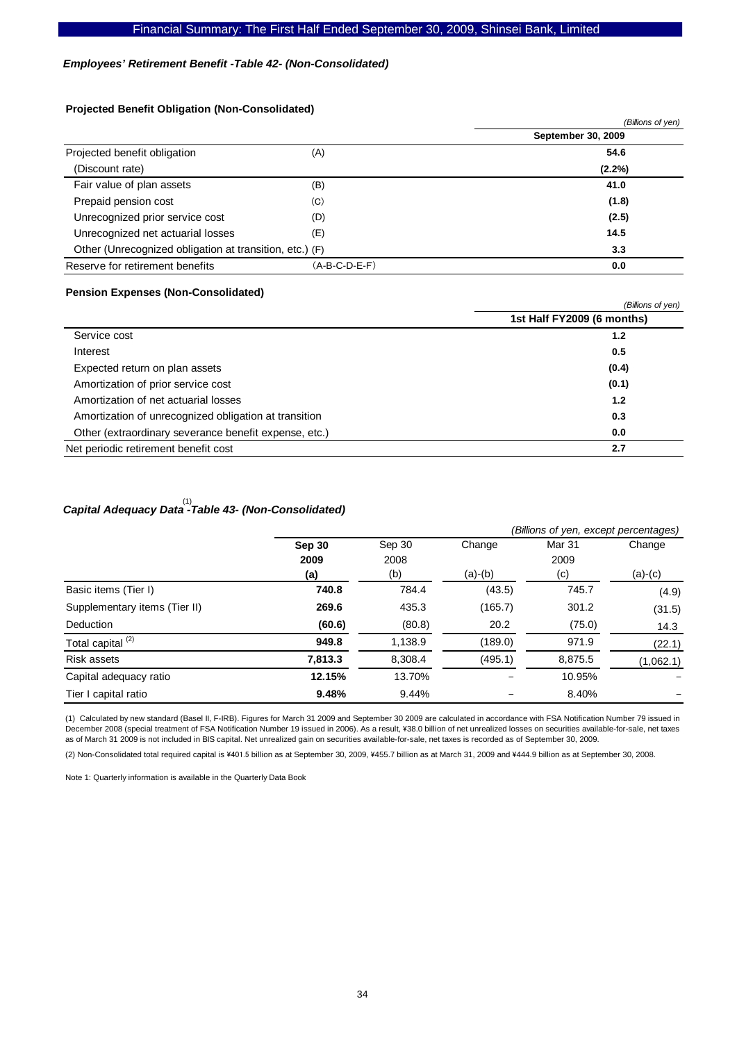### *Employees' Retirement Benefit -Table 42- (Non-Consolidated)*

**Projected Benefit Obligation (Non-Consolidated)**

*(Billions of yen)*

| | | **September 30, 2009** |
|---|---|---|
| Projected benefit obligation | (A) | **54.6** |
| (Discount rate) | | **(2.2%)** |
| Fair value of plan assets | (B) | **41.0** |
| Prepaid pension cost | (C) | **(1.8)** |
| Unrecognized prior service cost | (D) | **(2.5)** |
| Unrecognized net actuarial losses | (E) | **14.5** |
| Other (Unrecognized obligation at transition, etc.) | (F) | **3.3** |
| Reserve for retirement benefits | (A-B-C-D-E-F) | **0.0** |

**Pension Expenses (Non-Consolidated)**

*(Billions of yen)*

| | **1st Half FY2009 (6 months)** |
|---|---|
| Service cost | **1.2** |
| Interest | **0.5** |
| Expected return on plan assets | **(0.4)** |
| Amortization of prior service cost | **(0.1)** |
| Amortization of net actuarial losses | **1.2** |
| Amortization of unrecognized obligation at transition | **0.3** |
| Other (extraordinary severance benefit expense, etc.) | **0.0** |
| Net periodic retirement benefit cost | **2.7** |

### *Capital Adequacy Data [(1)] -Table 43- (Non-Consolidated)*

*(Billions of yen, except percentages)*

| | **Sep 30 2009 (a)** | Sep 30 2008 (b) | Change (a)-(b) | Mar 31 2009 (c) | Change (a)-(c) |
|---|---|---|---|---|---|
| Basic items (Tier I) | **740.8** | 784.4 | (43.5) | 745.7 | (4.9) |
| Supplementary items (Tier II) | **269.6** | 435.3 | (165.7) | 301.2 | (31.5) |
| Deduction | **(60.6)** | (80.8) | 20.2 | (75.0) | 14.3 |
| Total capital [(2)] | **949.8** | 1,138.9 | (189.0) | 971.9 | (22.1) |
| Risk assets | **7,813.3** | 8,308.4 | (495.1) | 8,875.5 | (1,062.1) |
| Capital adequacy ratio | **12.15%** | 13.70% | − | 10.95% | − |
| Tier I capital ratio | **9.48%** | 9.44% | − | 8.40% | − |

(1) Calculated by new standard (Basel II, F-IRB). Figures for March 31 2009 and September 30 2009 are calculated in accordance with FSA Notification Number 79 issued in December 2008 (special treatment of FSA Notification Number 19 issued in 2006). As a result, ¥38.0 billion of net unrealized losses on securities available-for-sale, net taxes as of March 31 2009 is not included in BIS capital. Net unrealized gain on securities available-for-sale, net taxes is recorded as of September 30, 2009.

(2) Non-Consolidated total required capital is ¥401.5 billion as at September 30, 2009, ¥455.7 billion as at March 31, 2009 and ¥444.9 billion as at September 30, 2008.

Note 1: Quarterly information is available in the Quarterly Data Book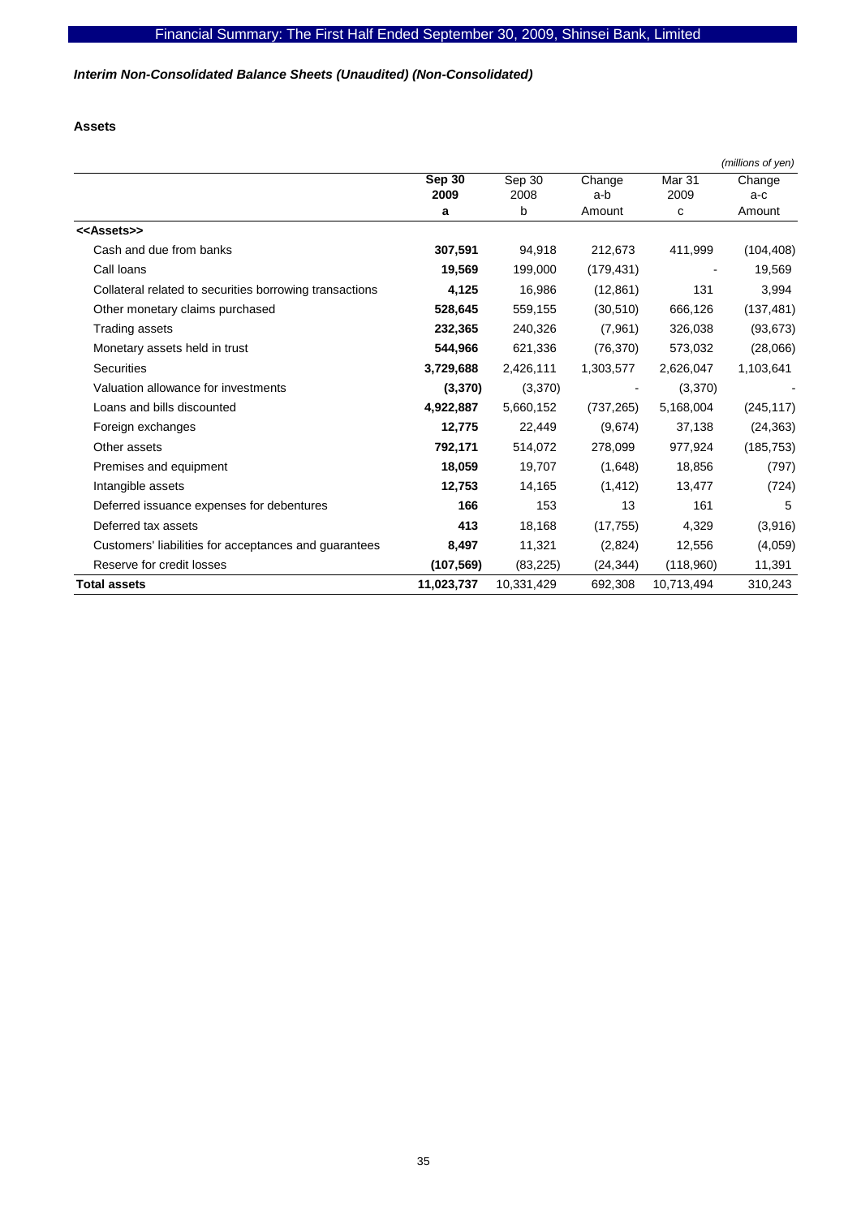Financial Summary: The First Half Ended September 30, 2009, Shinsei Bank, Limited

*Interim Non-Consolidated Balance Sheets (Unaudited) (Non-Consolidated)*

**Assets**

*(millions of yen)*

| | **Sep 30 2009 a** | Sep 30 2008 b | Change a-b Amount | Mar 31 2009 c | Change a-c Amount |
|---|---|---|---|---|---|
| **<<Assets>>** | | | | | |
| Cash and due from banks | **307,591** | 94,918 | 212,673 | 411,999 | (104,408) |
| Call loans | **19,569** | 199,000 | (179,431) | - | 19,569 |
| Collateral related to securities borrowing transactions | **4,125** | 16,986 | (12,861) | 131 | 3,994 |
| Other monetary claims purchased | **528,645** | 559,155 | (30,510) | 666,126 | (137,481) |
| Trading assets | **232,365** | 240,326 | (7,961) | 326,038 | (93,673) |
| Monetary assets held in trust | **544,966** | 621,336 | (76,370) | 573,032 | (28,066) |
| Securities | **3,729,688** | 2,426,111 | 1,303,577 | 2,626,047 | 1,103,641 |
| Valuation allowance for investments | **(3,370)** | (3,370) | - | (3,370) | - |
| Loans and bills discounted | **4,922,887** | 5,660,152 | (737,265) | 5,168,004 | (245,117) |
| Foreign exchanges | **12,775** | 22,449 | (9,674) | 37,138 | (24,363) |
| Other assets | **792,171** | 514,072 | 278,099 | 977,924 | (185,753) |
| Premises and equipment | **18,059** | 19,707 | (1,648) | 18,856 | (797) |
| Intangible assets | **12,753** | 14,165 | (1,412) | 13,477 | (724) |
| Deferred issuance expenses for debentures | **166** | 153 | 13 | 161 | 5 |
| Deferred tax assets | **413** | 18,168 | (17,755) | 4,329 | (3,916) |
| Customers' liabilities for acceptances and guarantees | **8,497** | 11,321 | (2,824) | 12,556 | (4,059) |
| Reserve for credit losses | **(107,569)** | (83,225) | (24,344) | (118,960) | 11,391 |
| **Total assets** | **11,023,737** | 10,331,429 | 692,308 | 10,713,494 | 310,243 |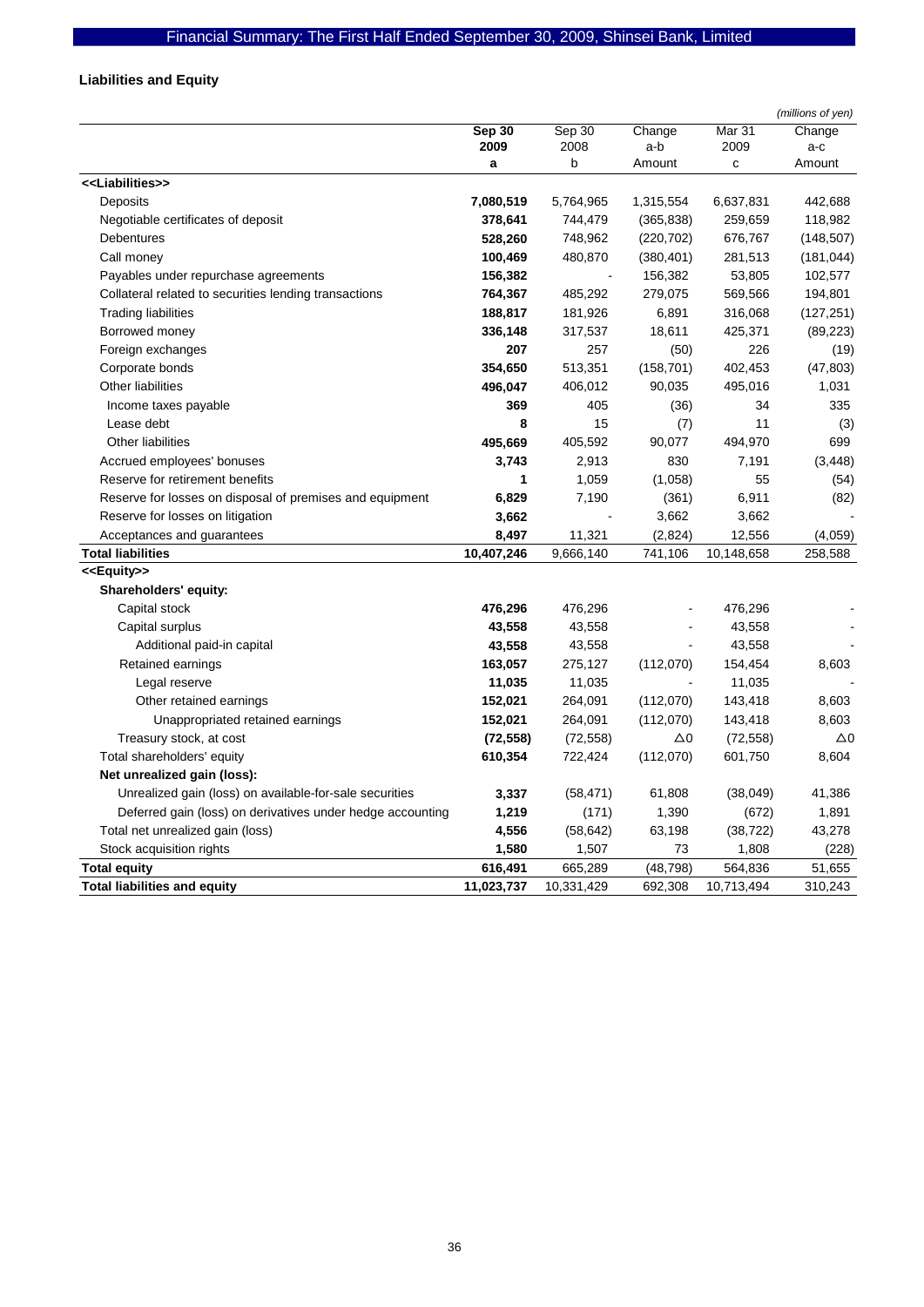## Liabilities and Equity

*(millions of yen)*

| | Sep 30 2009 a | Sep 30 2008 b | Change a-b Amount | Mar 31 2009 c | Change a-c Amount |
|---|---|---|---|---|---|
| **<<Liabilities>>** | | | | | |
| Deposits | **7,080,519** | 5,764,965 | 1,315,554 | 6,637,831 | 442,688 |
| Negotiable certificates of deposit | **378,641** | 744,479 | (365,838) | 259,659 | 118,982 |
| Debentures | **528,260** | 748,962 | (220,702) | 676,767 | (148,507) |
| Call money | **100,469** | 480,870 | (380,401) | 281,513 | (181,044) |
| Payables under repurchase agreements | **156,382** | - | 156,382 | 53,805 | 102,577 |
| Collateral related to securities lending transactions | **764,367** | 485,292 | 279,075 | 569,566 | 194,801 |
| Trading liabilities | **188,817** | 181,926 | 6,891 | 316,068 | (127,251) |
| Borrowed money | **336,148** | 317,537 | 18,611 | 425,371 | (89,223) |
| Foreign exchanges | **207** | 257 | (50) | 226 | (19) |
| Corporate bonds | **354,650** | 513,351 | (158,701) | 402,453 | (47,803) |
| Other liabilities | **496,047** | 406,012 | 90,035 | 495,016 | 1,031 |
| Income taxes payable | **369** | 405 | (36) | 34 | 335 |
| Lease debt | **8** | 15 | (7) | 11 | (3) |
| Other liabilities | **495,669** | 405,592 | 90,077 | 494,970 | 699 |
| Accrued employees' bonuses | **3,743** | 2,913 | 830 | 7,191 | (3,448) |
| Reserve for retirement benefits | **1** | 1,059 | (1,058) | 55 | (54) |
| Reserve for losses on disposal of premises and equipment | **6,829** | 7,190 | (361) | 6,911 | (82) |
| Reserve for losses on litigation | **3,662** | - | 3,662 | 3,662 | - |
| Acceptances and guarantees | **8,497** | 11,321 | (2,824) | 12,556 | (4,059) |
| **Total liabilities** | **10,407,246** | 9,666,140 | 741,106 | 10,148,658 | 258,588 |
| **<<Equity>>** | | | | | |
| **Shareholders' equity:** | | | | | |
| Capital stock | **476,296** | 476,296 | - | 476,296 | - |
| Capital surplus | **43,558** | 43,558 | - | 43,558 | - |
| Additional paid-in capital | **43,558** | 43,558 | - | 43,558 | - |
| Retained earnings | **163,057** | 275,127 | (112,070) | 154,454 | 8,603 |
| Legal reserve | **11,035** | 11,035 | - | 11,035 | - |
| Other retained earnings | **152,021** | 264,091 | (112,070) | 143,418 | 8,603 |
| Unappropriated retained earnings | **152,021** | 264,091 | (112,070) | 143,418 | 8,603 |
| Treasury stock, at cost | **(72,558)** | (72,558) | △0 | (72,558) | △0 |
| Total shareholders' equity | **610,354** | 722,424 | (112,070) | 601,750 | 8,604 |
| **Net unrealized gain (loss):** | | | | | |
| Unrealized gain (loss) on available-for-sale securities | **3,337** | (58,471) | 61,808 | (38,049) | 41,386 |
| Deferred gain (loss) on derivatives under hedge accounting | **1,219** | (171) | 1,390 | (672) | 1,891 |
| Total net unrealized gain (loss) | **4,556** | (58,642) | 63,198 | (38,722) | 43,278 |
| Stock acquisition rights | **1,580** | 1,507 | 73 | 1,808 | (228) |
| **Total equity** | **616,491** | 665,289 | (48,798) | 564,836 | 51,655 |
| **Total liabilities and equity** | **11,023,737** | 10,331,429 | 692,308 | 10,713,494 | 310,243 |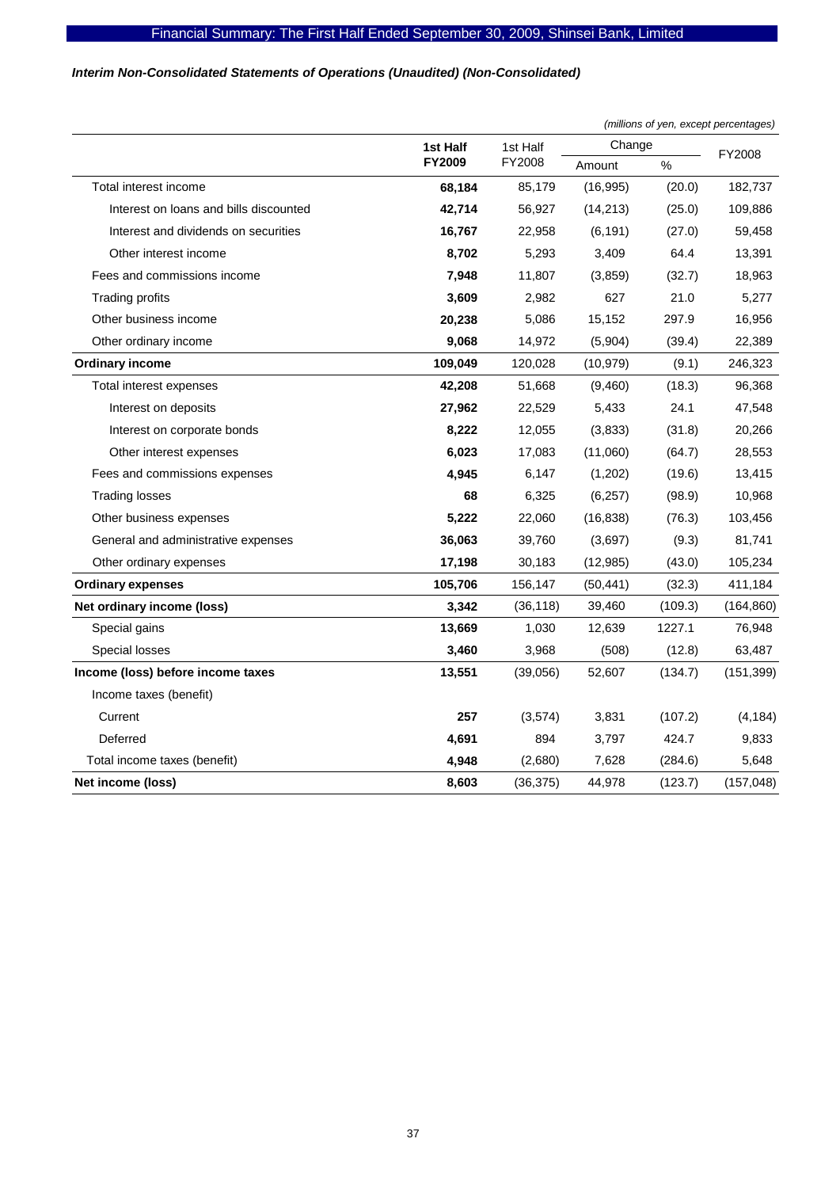*Interim Non-Consolidated Statements of Operations (Unaudited) (Non-Consolidated)*

*(millions of yen, except percentages)*

| | **1st Half FY2009** | 1st Half FY2008 | Change | | FY2008 |
|---|---|---|---|---|---|
| | | | Amount | % | |
| Total interest income | **68,184** | 85,179 | (16,995) | (20.0) | 182,737 |
| Interest on loans and bills discounted | **42,714** | 56,927 | (14,213) | (25.0) | 109,886 |
| Interest and dividends on securities | **16,767** | 22,958 | (6,191) | (27.0) | 59,458 |
| Other interest income | **8,702** | 5,293 | 3,409 | 64.4 | 13,391 |
| Fees and commissions income | **7,948** | 11,807 | (3,859) | (32.7) | 18,963 |
| Trading profits | **3,609** | 2,982 | 627 | 21.0 | 5,277 |
| Other business income | **20,238** | 5,086 | 15,152 | 297.9 | 16,956 |
| Other ordinary income | **9,068** | 14,972 | (5,904) | (39.4) | 22,389 |
| **Ordinary income** | **109,049** | 120,028 | (10,979) | (9.1) | 246,323 |
| Total interest expenses | **42,208** | 51,668 | (9,460) | (18.3) | 96,368 |
| Interest on deposits | **27,962** | 22,529 | 5,433 | 24.1 | 47,548 |
| Interest on corporate bonds | **8,222** | 12,055 | (3,833) | (31.8) | 20,266 |
| Other interest expenses | **6,023** | 17,083 | (11,060) | (64.7) | 28,553 |
| Fees and commissions expenses | **4,945** | 6,147 | (1,202) | (19.6) | 13,415 |
| Trading losses | **68** | 6,325 | (6,257) | (98.9) | 10,968 |
| Other business expenses | **5,222** | 22,060 | (16,838) | (76.3) | 103,456 |
| General and administrative expenses | **36,063** | 39,760 | (3,697) | (9.3) | 81,741 |
| Other ordinary expenses | **17,198** | 30,183 | (12,985) | (43.0) | 105,234 |
| **Ordinary expenses** | **105,706** | 156,147 | (50,441) | (32.3) | 411,184 |
| **Net ordinary income (loss)** | **3,342** | (36,118) | 39,460 | (109.3) | (164,860) |
| Special gains | **13,669** | 1,030 | 12,639 | 1227.1 | 76,948 |
| Special losses | **3,460** | 3,968 | (508) | (12.8) | 63,487 |
| **Income (loss) before income taxes** | **13,551** | (39,056) | 52,607 | (134.7) | (151,399) |
| Income taxes (benefit) | | | | | |
| Current | **257** | (3,574) | 3,831 | (107.2) | (4,184) |
| Deferred | **4,691** | 894 | 3,797 | 424.7 | 9,833 |
| Total income taxes (benefit) | **4,948** | (2,680) | 7,628 | (284.6) | 5,648 |
| **Net income (loss)** | **8,603** | (36,375) | 44,978 | (123.7) | (157,048) |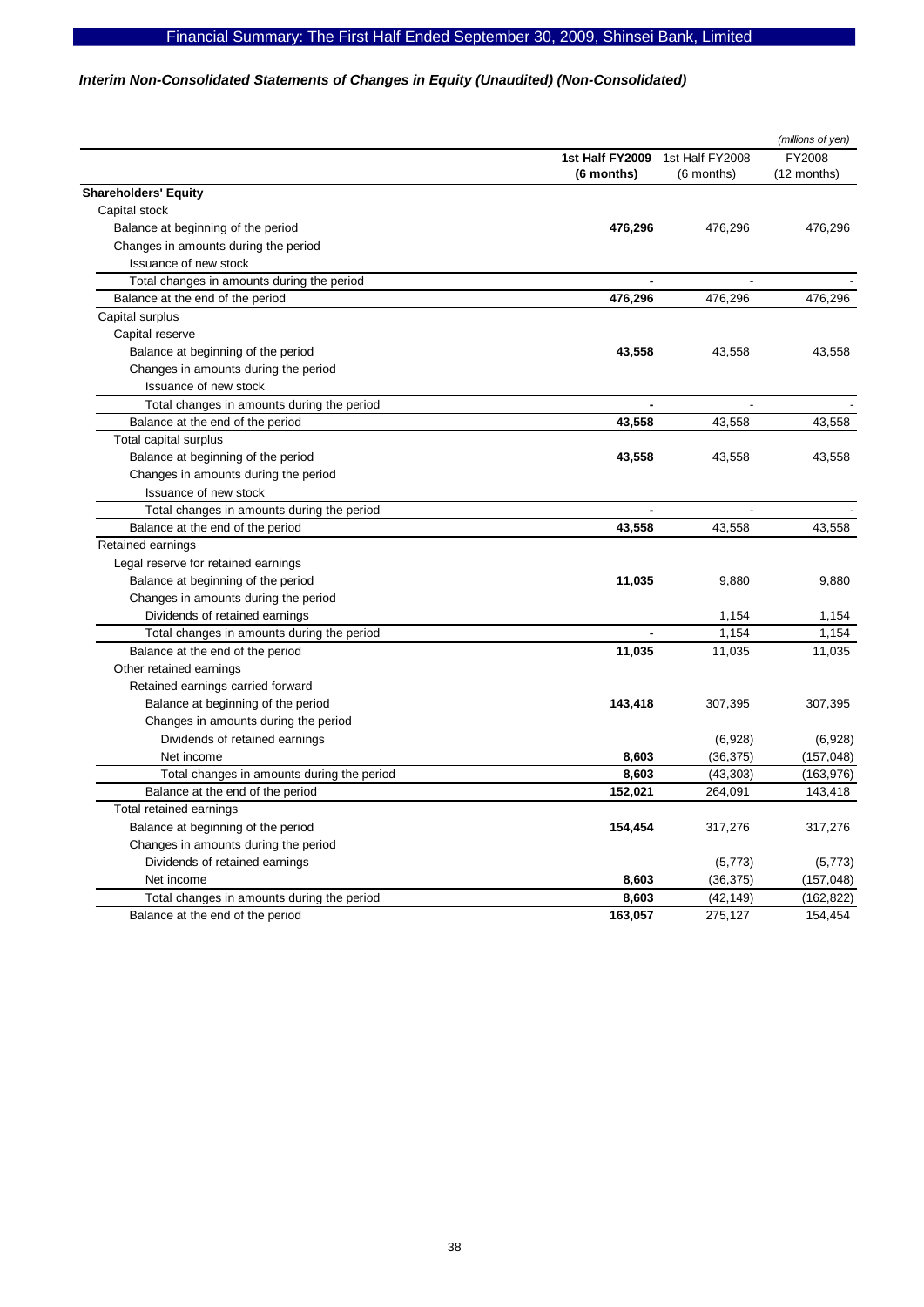### *Interim Non-Consolidated Statements of Changes in Equity (Unaudited) (Non-Consolidated)*

*(millions of yen)*

| | **1st Half FY2009 (6 months)** | 1st Half FY2008 (6 months) | FY2008 (12 months) |
|---|---|---|---|
| **Shareholders' Equity** | | | |
| Capital stock | | | |
| Balance at beginning of the period | **476,296** | 476,296 | 476,296 |
| Changes in amounts during the period | | | |
| Issuance of new stock | | | |
| Total changes in amounts during the period | **-** | - | - |
| Balance at the end of the period | **476,296** | 476,296 | 476,296 |
| Capital surplus | | | |
| Capital reserve | | | |
| Balance at beginning of the period | **43,558** | 43,558 | 43,558 |
| Changes in amounts during the period | | | |
| Issuance of new stock | | | |
| Total changes in amounts during the period | **-** | - | - |
| Balance at the end of the period | **43,558** | 43,558 | 43,558 |
| Total capital surplus | | | |
| Balance at beginning of the period | **43,558** | 43,558 | 43,558 |
| Changes in amounts during the period | | | |
| Issuance of new stock | | | |
| Total changes in amounts during the period | **-** | - | - |
| Balance at the end of the period | **43,558** | 43,558 | 43,558 |
| Retained earnings | | | |
| Legal reserve for retained earnings | | | |
| Balance at beginning of the period | **11,035** | 9,880 | 9,880 |
| Changes in amounts during the period | | | |
| Dividends of retained earnings | | 1,154 | 1,154 |
| Total changes in amounts during the period | **-** | 1,154 | 1,154 |
| Balance at the end of the period | **11,035** | 11,035 | 11,035 |
| Other retained earnings | | | |
| Retained earnings carried forward | | | |
| Balance at beginning of the period | **143,418** | 307,395 | 307,395 |
| Changes in amounts during the period | | | |
| Dividends of retained earnings | | (6,928) | (6,928) |
| Net income | **8,603** | (36,375) | (157,048) |
| Total changes in amounts during the period | **8,603** | (43,303) | (163,976) |
| Balance at the end of the period | **152,021** | 264,091 | 143,418 |
| Total retained earnings | | | |
| Balance at beginning of the period | **154,454** | 317,276 | 317,276 |
| Changes in amounts during the period | | | |
| Dividends of retained earnings | | (5,773) | (5,773) |
| Net income | **8,603** | (36,375) | (157,048) |
| Total changes in amounts during the period | **8,603** | (42,149) | (162,822) |
| Balance at the end of the period | **163,057** | 275,127 | 154,454 |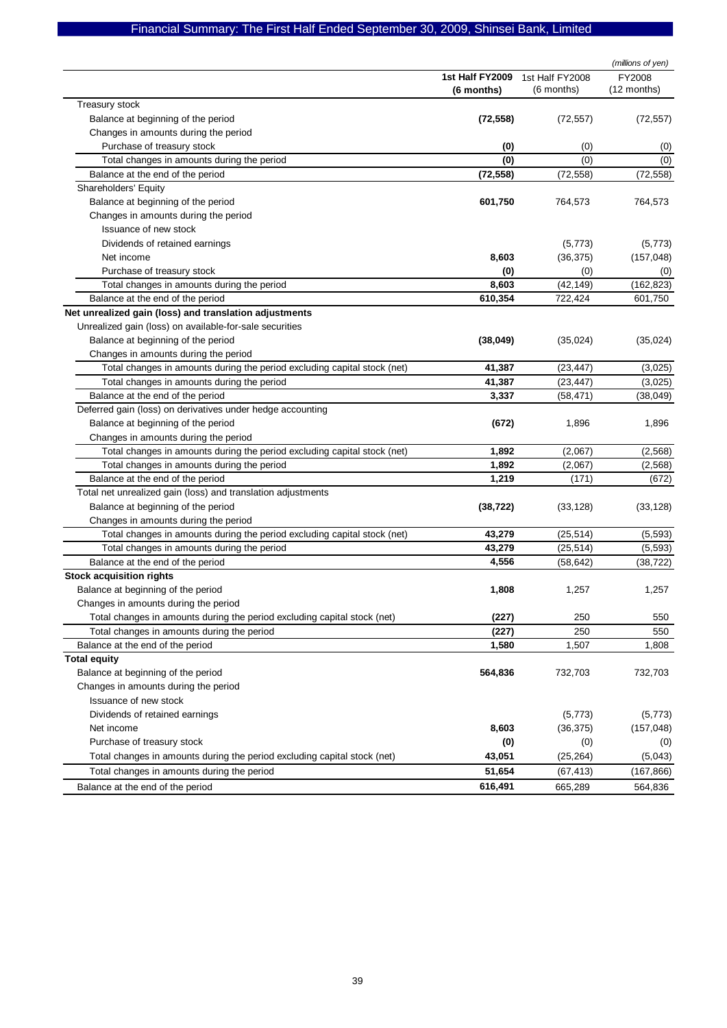(millions of yen)

| | 1st Half FY2009 (6 months) | 1st Half FY2008 (6 months) | FY2008 (12 months) |
|---|---|---|---|
| Treasury stock | | | |
| Balance at beginning of the period | **(72,558)** | (72,557) | (72,557) |
| Changes in amounts during the period | | | |
| Purchase of treasury stock | **(0)** | (0) | (0) |
| Total changes in amounts during the period | **(0)** | (0) | (0) |
| Balance at the end of the period | **(72,558)** | (72,558) | (72,558) |
| Shareholders' Equity | | | |
| Balance at beginning of the period | **601,750** | 764,573 | 764,573 |
| Changes in amounts during the period | | | |
| Issuance of new stock | | | |
| Dividends of retained earnings | | (5,773) | (5,773) |
| Net income | **8,603** | (36,375) | (157,048) |
| Purchase of treasury stock | **(0)** | (0) | (0) |
| Total changes in amounts during the period | **8,603** | (42,149) | (162,823) |
| Balance at the end of the period | **610,354** | 722,424 | 601,750 |
| **Net unrealized gain (loss) and translation adjustments** | | | |
| Unrealized gain (loss) on available-for-sale securities | | | |
| Balance at beginning of the period | **(38,049)** | (35,024) | (35,024) |
| Changes in amounts during the period | | | |
| Total changes in amounts during the period excluding capital stock (net) | **41,387** | (23,447) | (3,025) |
| Total changes in amounts during the period | **41,387** | (23,447) | (3,025) |
| Balance at the end of the period | **3,337** | (58,471) | (38,049) |
| Deferred gain (loss) on derivatives under hedge accounting | | | |
| Balance at beginning of the period | **(672)** | 1,896 | 1,896 |
| Changes in amounts during the period | | | |
| Total changes in amounts during the period excluding capital stock (net) | **1,892** | (2,067) | (2,568) |
| Total changes in amounts during the period | **1,892** | (2,067) | (2,568) |
| Balance at the end of the period | **1,219** | (171) | (672) |
| Total net unrealized gain (loss) and translation adjustments | | | |
| Balance at beginning of the period | **(38,722)** | (33,128) | (33,128) |
| Changes in amounts during the period | | | |
| Total changes in amounts during the period excluding capital stock (net) | **43,279** | (25,514) | (5,593) |
| Total changes in amounts during the period | **43,279** | (25,514) | (5,593) |
| Balance at the end of the period | **4,556** | (58,642) | (38,722) |
| **Stock acquisition rights** | | | |
| Balance at beginning of the period | **1,808** | 1,257 | 1,257 |
| Changes in amounts during the period | | | |
| Total changes in amounts during the period excluding capital stock (net) | **(227)** | 250 | 550 |
| Total changes in amounts during the period | **(227)** | 250 | 550 |
| Balance at the end of the period | **1,580** | 1,507 | 1,808 |
| **Total equity** | | | |
| Balance at beginning of the period | **564,836** | 732,703 | 732,703 |
| Changes in amounts during the period | | | |
| Issuance of new stock | | | |
| Dividends of retained earnings | | (5,773) | (5,773) |
| Net income | **8,603** | (36,375) | (157,048) |
| Purchase of treasury stock | **(0)** | (0) | (0) |
| Total changes in amounts during the period excluding capital stock (net) | **43,051** | (25,264) | (5,043) |
| Total changes in amounts during the period | **51,654** | (67,413) | (167,866) |
| Balance at the end of the period | **616,491** | 665,289 | 564,836 |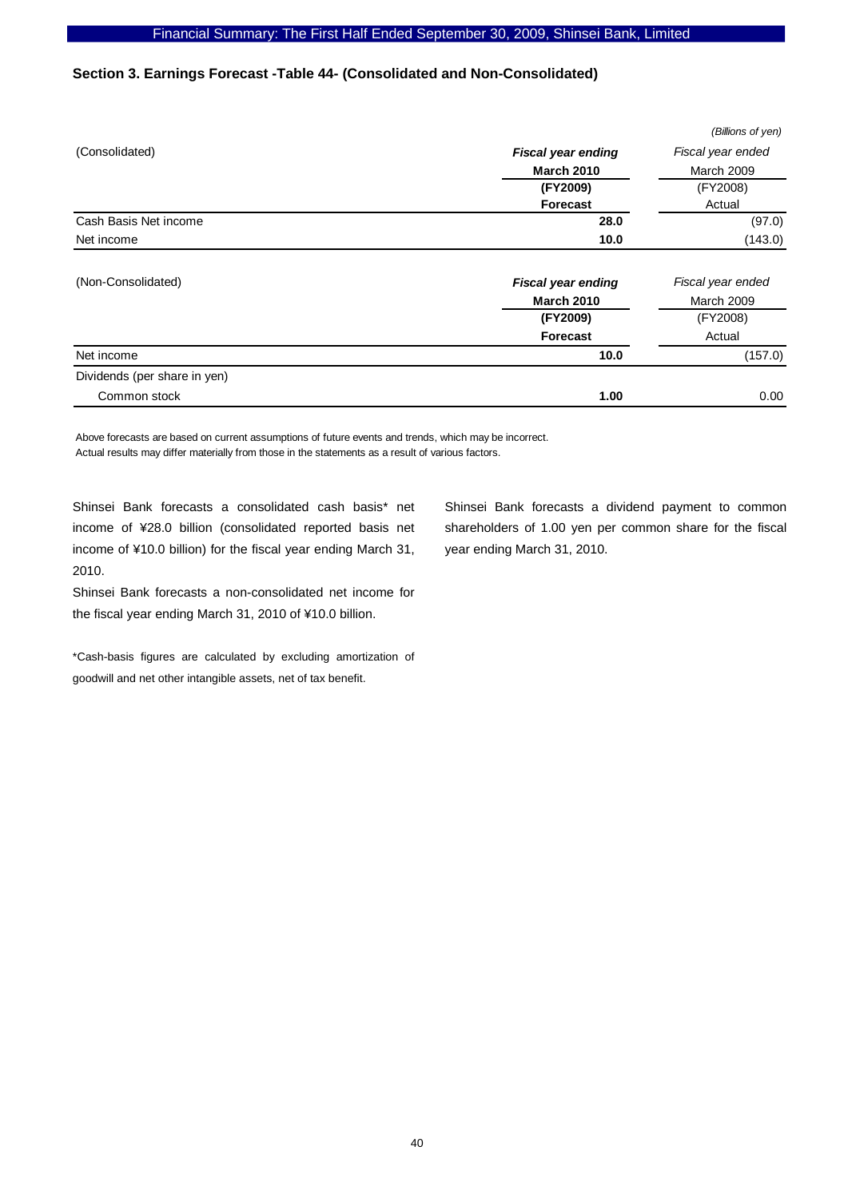## Section 3. Earnings Forecast -Table 44- (Consolidated and Non-Consolidated)

*(Billions of yen)*

| (Consolidated) | ***Fiscal year ending*** **March 2010** **(FY2009)** **Forecast** | *Fiscal year ended* March 2009 (FY2008) Actual |
|---|---|---|
| Cash Basis Net income | **28.0** | (97.0) |
| Net income | **10.0** | (143.0) |

| (Non-Consolidated) | ***Fiscal year ending*** **March 2010** **(FY2009)** **Forecast** | *Fiscal year ended* March 2009 (FY2008) Actual |
|---|---|---|
| Net income | **10.0** | (157.0) |
| Dividends (per share in yen) | | |
| Common stock | **1.00** | 0.00 |

Above forecasts are based on current assumptions of future events and trends, which may be incorrect.
Actual results may differ materially from those in the statements as a result of various factors.

Shinsei Bank forecasts a consolidated cash basis* net income of ¥28.0 billion (consolidated reported basis net income of ¥10.0 billion) for the fiscal year ending March 31, 2010.

Shinsei Bank forecasts a non-consolidated net income for the fiscal year ending March 31, 2010 of ¥10.0 billion.

*Cash-basis figures are calculated by excluding amortization of goodwill and net other intangible assets, net of tax benefit.

Shinsei Bank forecasts a dividend payment to common shareholders of 1.00 yen per common share for the fiscal year ending March 31, 2010.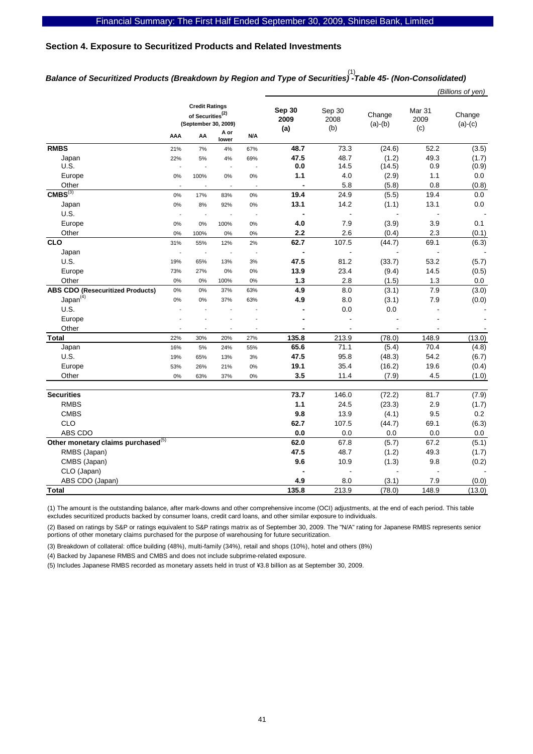## Section 4. Exposure to Securitized Products and Related Investments

### *Balance of Securitized Products (Breakdown by Region and Type of Securities)[1] -Table 45- (Non-Consolidated)*

*(Billions of yen)*

| | Credit Ratings of Securities[2] (September 30, 2009) | | | | Sep 30 2009 (a) | Sep 30 2008 (b) | Change (a)-(b) | Mar 31 2009 (c) | Change (a)-(c) |
|---|---|---|---|---|---|---|---|---|---|
| | AAA | AA | A or lower | N/A | | | | | |
| **RMBS** | 21% | 7% | 4% | 67% | **48.7** | 73.3 | (24.6) | 52.2 | (3.5) |
| Japan | 22% | 5% | 4% | 69% | **47.5** | 48.7 | (1.2) | 49.3 | (1.7) |
| U.S. | - | - | - | - | **0.0** | 14.5 | (14.5) | 0.9 | (0.9) |
| Europe | 0% | 100% | 0% | 0% | **1.1** | 4.0 | (2.9) | 1.1 | 0.0 |
| Other | - | - | - | - | **-** | 5.8 | (5.8) | 0.8 | (0.8) |
| **CMBS**[3] | 0% | 17% | 83% | 0% | **19.4** | 24.9 | (5.5) | 19.4 | 0.0 |
| Japan | 0% | 8% | 92% | 0% | **13.1** | 14.2 | (1.1) | 13.1 | 0.0 |
| U.S. | - | - | - | - | **-** | - | - | - | - |
| Europe | 0% | 0% | 100% | 0% | **4.0** | 7.9 | (3.9) | 3.9 | 0.1 |
| Other | 0% | 100% | 0% | 0% | **2.2** | 2.6 | (0.4) | 2.3 | (0.1) |
| **CLO** | 31% | 55% | 12% | 2% | **62.7** | 107.5 | (44.7) | 69.1 | (6.3) |
| Japan | - | - | - | - | **-** | - | - | - | - |
| U.S. | 19% | 65% | 13% | 3% | **47.5** | 81.2 | (33.7) | 53.2 | (5.7) |
| Europe | 73% | 27% | 0% | 0% | **13.9** | 23.4 | (9.4) | 14.5 | (0.5) |
| Other | 0% | 0% | 100% | 0% | **1.3** | 2.8 | (1.5) | 1.3 | 0.0 |
| **ABS CDO (Resecuritized Products)** | 0% | 0% | 37% | 63% | **4.9** | 8.0 | (3.1) | 7.9 | (3.0) |
| Japan[4] | 0% | 0% | 37% | 63% | **4.9** | 8.0 | (3.1) | 7.9 | (0.0) |
| U.S. | - | - | - | - | **-** | 0.0 | 0.0 | - | - |
| Europe | - | - | - | - | **-** | - | - | - | - |
| Other | - | - | - | - | **-** | - | - | - | - |
| **Total** | 22% | 30% | 20% | 27% | **135.8** | 213.9 | (78.0) | 148.9 | (13.0) |
| Japan | 16% | 5% | 24% | 55% | **65.6** | 71.1 | (5.4) | 70.4 | (4.8) |
| U.S. | 19% | 65% | 13% | 3% | **47.5** | 95.8 | (48.3) | 54.2 | (6.7) |
| Europe | 53% | 26% | 21% | 0% | **19.1** | 35.4 | (16.2) | 19.6 | (0.4) |
| Other | 0% | 63% | 37% | 0% | **3.5** | 11.4 | (7.9) | 4.5 | (1.0) |
| | | | | | | | | | |
| **Securities** | | | | | **73.7** | 146.0 | (72.2) | 81.7 | (7.9) |
| RMBS | | | | | **1.1** | 24.5 | (23.3) | 2.9 | (1.7) |
| CMBS | | | | | **9.8** | 13.9 | (4.1) | 9.5 | 0.2 |
| CLO | | | | | **62.7** | 107.5 | (44.7) | 69.1 | (6.3) |
| ABS CDO | | | | | **0.0** | 0.0 | 0.0 | 0.0 | 0.0 |
| **Other monetary claims purchased**[5] | | | | | **62.0** | 67.8 | (5.7) | 67.2 | (5.1) |
| RMBS (Japan) | | | | | **47.5** | 48.7 | (1.2) | 49.3 | (1.7) |
| CMBS (Japan) | | | | | **9.6** | 10.9 | (1.3) | 9.8 | (0.2) |
| CLO (Japan) | | | | | **-** | - | - | - | - |
| ABS CDO (Japan) | | | | | **4.9** | 8.0 | (3.1) | 7.9 | (0.0) |
| **Total** | | | | | **135.8** | 213.9 | (78.0) | 148.9 | (13.0) |

(1) The amount is the outstanding balance, after mark-downs and other comprehensive income (OCI) adjustments, at the end of each period. This table excludes securitized products backed by consumer loans, credit card loans, and other similar exposure to individuals.

(2) Based on ratings by S&P or ratings equivalent to S&P ratings matrix as of September 30, 2009. The "N/A" rating for Japanese RMBS represents senior portions of other monetary claims purchased for the purpose of warehousing for future securitization.

(3) Breakdown of collateral: office building (48%), multi-family (34%), retail and shops (10%), hotel and others (8%)

(4) Backed by Japanese RMBS and CMBS and does not include subprime-related exposure.

(5) Includes Japanese RMBS recorded as monetary assets held in trust of ¥3.8 billion as at September 30, 2009.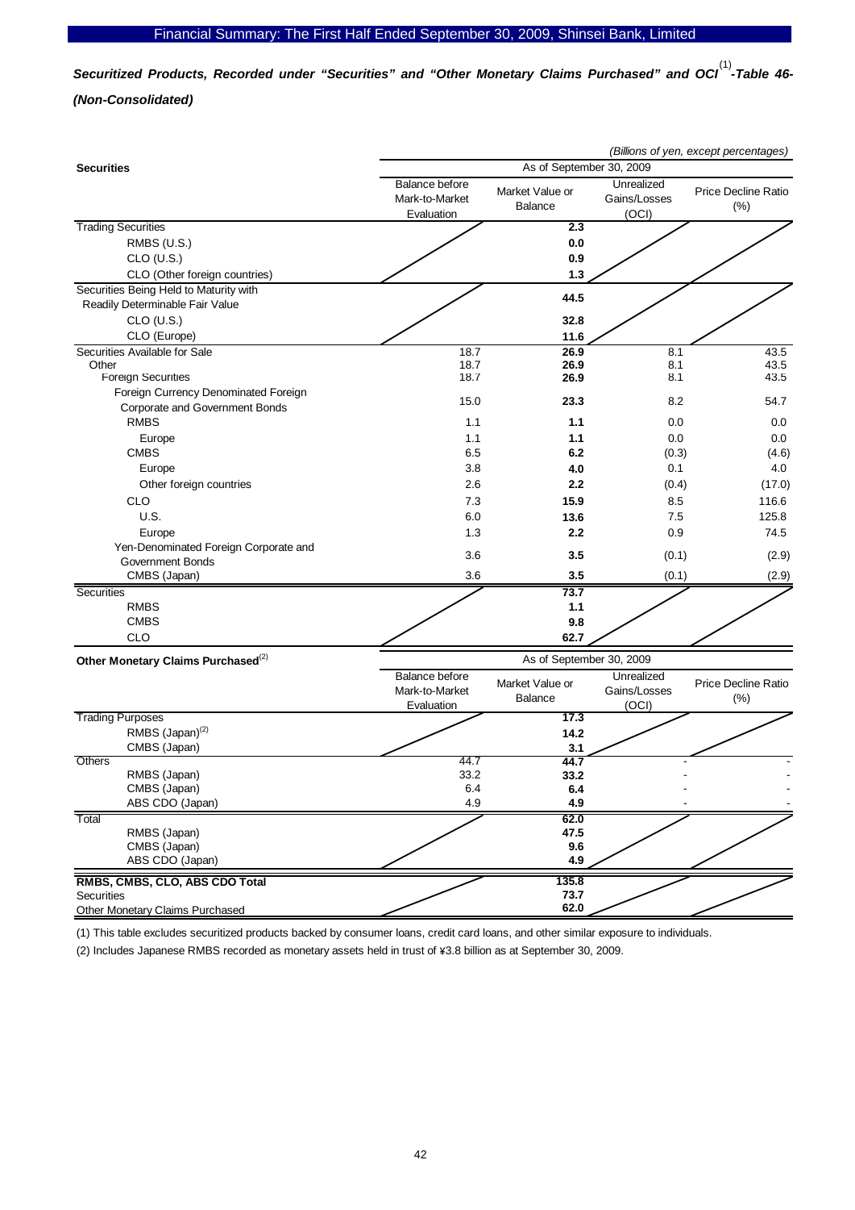*Securitized Products, Recorded under "Securities" and "Other Monetary Claims Purchased" and OCI[(1)]-Table 46-*

*(Non-Consolidated)*

*(Billions of yen, except percentages)*

| Securities | As of September 30, 2009 | | | |
|---|---|---|---|---|
| | Balance before Mark-to-Market Evaluation | Market Value or Balance | Unrealized Gains/Losses (OCI) | Price Decline Ratio (%) |
| Trading Securities | | **2.3** | | |
| RMBS (U.S.) | | **0.0** | | |
| CLO (U.S.) | | **0.9** | | |
| CLO (Other foreign countries) | | **1.3** | | |
| Securities Being Held to Maturity with Readily Determinable Fair Value | | **44.5** | | |
| CLO (U.S.) | | **32.8** | | |
| CLO (Europe) | | **11.6** | | |
| Securities Available for Sale | 18.7 | **26.9** | 8.1 | 43.5 |
| Other | 18.7 | **26.9** | 8.1 | 43.5 |
| Foreign Securities | 18.7 | **26.9** | 8.1 | 43.5 |
| Foreign Currency Denominated Foreign Corporate and Government Bonds | 15.0 | **23.3** | 8.2 | 54.7 |
| RMBS | 1.1 | **1.1** | 0.0 | 0.0 |
| Europe | 1.1 | **1.1** | 0.0 | 0.0 |
| CMBS | 6.5 | **6.2** | (0.3) | (4.6) |
| Europe | 3.8 | **4.0** | 0.1 | 4.0 |
| Other foreign countries | 2.6 | **2.2** | (0.4) | (17.0) |
| CLO | 7.3 | **15.9** | 8.5 | 116.6 |
| U.S. | 6.0 | **13.6** | 7.5 | 125.8 |
| Europe | 1.3 | **2.2** | 0.9 | 74.5 |
| Yen-Denominated Foreign Corporate and Government Bonds | 3.6 | **3.5** | (0.1) | (2.9) |
| CMBS (Japan) | 3.6 | **3.5** | (0.1) | (2.9) |
| Securities | | **73.7** | | |
| RMBS | | **1.1** | | |
| CMBS | | **9.8** | | |
| CLO | | **62.7** | | |

| **Other Monetary Claims Purchased[(2)]** | As of September 30, 2009 | | | |
|---|---|---|---|---|
| | Balance before Mark-to-Market Evaluation | Market Value or Balance | Unrealized Gains/Losses (OCI) | Price Decline Ratio (%) |
| Trading Purposes | | **17.3** | | |
| RMBS (Japan)[(2)] | | **14.2** | | |
| CMBS (Japan) | | **3.1** | | |
| Others | 44.7 | **44.7** | - | - |
| RMBS (Japan) | 33.2 | **33.2** | - | - |
| CMBS (Japan) | 6.4 | **6.4** | - | - |
| ABS CDO (Japan) | 4.9 | **4.9** | - | - |
| Total | | **62.0** | | |
| RMBS (Japan) | | **47.5** | | |
| CMBS (Japan) | | **9.6** | | |
| ABS CDO (Japan) | | **4.9** | | |
| **RMBS, CMBS, CLO, ABS CDO Total** | | **135.8** | | |
| Securities | | **73.7** | | |
| Other Monetary Claims Purchased | | **62.0** | | |

(1) This table excludes securitized products backed by consumer loans, credit card loans, and other similar exposure to individuals.

(2) Includes Japanese RMBS recorded as monetary assets held in trust of ¥3.8 billion as at September 30, 2009.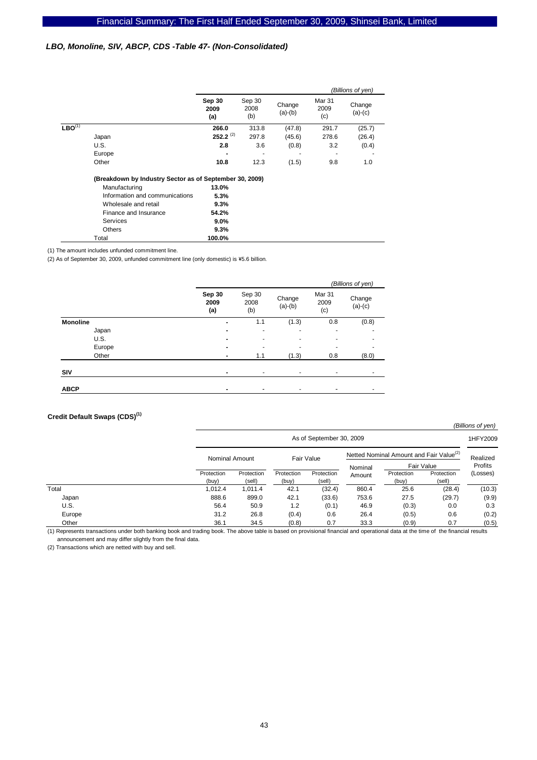### *LBO, Monoline, SIV, ABCP, CDS -Table 47- (Non-Consolidated)*

*(Billions of yen)*

| | Sep 30 2009 (a) | Sep 30 2008 (b) | Change (a)-(b) | Mar 31 2009 (c) | Change (a)-(c) |
|---|---|---|---|---|---|
| **LBO**[1] | **266.0** | 313.8 | (47.8) | 291.7 | (25.7) |
| Japan | **252.2** [2] | 297.8 | (45.6) | 278.6 | (26.4) |
| U.S. | **2.8** | 3.6 | (0.8) | 3.2 | (0.4) |
| Europe | **-** | - | - | - | - |
| Other | **10.8** | 12.3 | (1.5) | 9.8 | 1.0 |
| **(Breakdown by Industry Sector as of September 30, 2009)** | | | | | |
| Manufacturing | **13.0%** | | | | |
| Information and communications | **5.3%** | | | | |
| Wholesale and retail | **9.3%** | | | | |
| Finance and Insurance | **54.2%** | | | | |
| Services | **9.0%** | | | | |
| Others | **9.3%** | | | | |
| Total | **100.0%** | | | | |

(1) The amount includes unfunded commitment line.

(2) As of September 30, 2009, unfunded commitment line (only domestic) is ¥5.6 billion.

*(Billions of yen)*

| | Sep 30 2009 (a) | Sep 30 2008 (b) | Change (a)-(b) | Mar 31 2009 (c) | Change (a)-(c) |
|---|---|---|---|---|---|
| **Monoline** | **-** | 1.1 | (1.3) | 0.8 | (0.8) |
| Japan | **-** | - | - | - | - |
| U.S. | **-** | - | - | - | - |
| Europe | **-** | - | - | - | - |
| Other | **-** | 1.1 | (1.3) | 0.8 | (8.0) |
| **SIV** | **-** | - | - | - | - |
| **ABCP** | **-** | - | - | - | - |

**Credit Default Swaps (CDS)**[1]

*(Billions of yen)*

| | As of September 30, 2009 | | | | | | | 1HFY2009 |
|---|---|---|---|---|---|---|---|---|
| | Nominal Amount | | Fair Value | | Netted Nominal Amount and Fair Value[2] | | | Realized Profits (Losses) |
| | | | | | Nominal Amount | Fair Value | | |
| | Protection (buy) | Protection (sell) | Protection (buy) | Protection (sell) | | Protection (buy) | Protection (sell) | |
| Total | 1,012.4 | 1,011.4 | 42.1 | (32.4) | 860.4 | 25.6 | (28.4) | (10.3) |
| Japan | 888.6 | 899.0 | 42.1 | (33.6) | 753.6 | 27.5 | (29.7) | (9.9) |
| U.S. | 56.4 | 50.9 | 1.2 | (0.1) | 46.9 | (0.3) | 0.0 | 0.3 |
| Europe | 31.2 | 26.8 | (0.4) | 0.6 | 26.4 | (0.5) | 0.6 | (0.2) |
| Other | 36.1 | 34.5 | (0.8) | 0.7 | 33.3 | (0.9) | 0.7 | (0.5) |

(1) Represents transactions under both banking book and trading book. The above table is based on provisional financial and operational data at the time of the financial results announcement and may differ slightly from the final data.

(2) Transactions which are netted with buy and sell.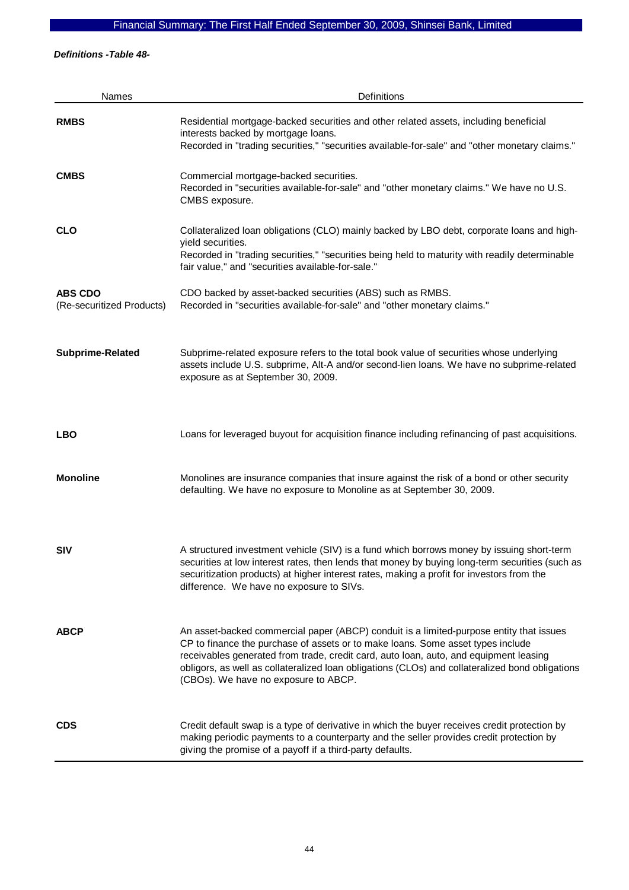***Definitions -Table 48-***

| Names | Definitions |
|---|---|
| **RMBS** | Residential mortgage-backed securities and other related assets, including beneficial interests backed by mortgage loans. Recorded in "trading securities," "securities available-for-sale" and "other monetary claims." |
| **CMBS** | Commercial mortgage-backed securities. Recorded in "securities available-for-sale" and "other monetary claims." We have no U.S. CMBS exposure. |
| **CLO** | Collateralized loan obligations (CLO) mainly backed by LBO debt, corporate loans and high-yield securities. Recorded in "trading securities," "securities being held to maturity with readily determinable fair value," and "securities available-for-sale." |
| **ABS CDO** (Re-securitized Products) | CDO backed by asset-backed securities (ABS) such as RMBS. Recorded in "securities available-for-sale" and "other monetary claims." |
| **Subprime-Related** | Subprime-related exposure refers to the total book value of securities whose underlying assets include U.S. subprime, Alt-A and/or second-lien loans. We have no subprime-related exposure as at September 30, 2009. |
| **LBO** | Loans for leveraged buyout for acquisition finance including refinancing of past acquisitions. |
| **Monoline** | Monolines are insurance companies that insure against the risk of a bond or other security defaulting. We have no exposure to Monoline as at September 30, 2009. |
| **SIV** | A structured investment vehicle (SIV) is a fund which borrows money by issuing short-term securities at low interest rates, then lends that money by buying long-term securities (such as securitization products) at higher interest rates, making a profit for investors from the difference. We have no exposure to SIVs. |
| **ABCP** | An asset-backed commercial paper (ABCP) conduit is a limited-purpose entity that issues CP to finance the purchase of assets or to make loans. Some asset types include receivables generated from trade, credit card, auto loan, auto, and equipment leasing obligors, as well as collateralized loan obligations (CLOs) and collateralized bond obligations (CBOs). We have no exposure to ABCP. |
| **CDS** | Credit default swap is a type of derivative in which the buyer receives credit protection by making periodic payments to a counterparty and the seller provides credit protection by giving the promise of a payoff if a third-party defaults. |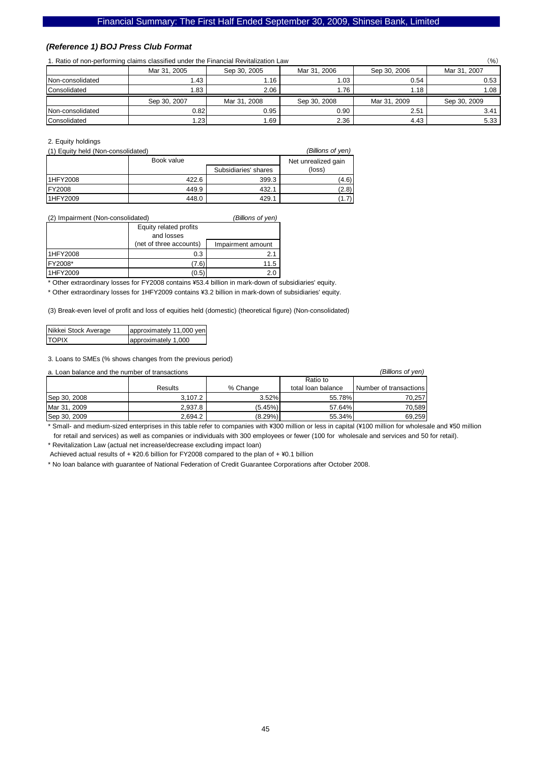### *(Reference 1) BOJ Press Club Format*

1. Ratio of non-performing claims classified under the Financial Revitalization Law

(%)

| | Mar 31, 2005 | Sep 30, 2005 | Mar 31, 2006 | Sep 30, 2006 | Mar 31, 2007 |
|---|---|---|---|---|---|
| Non-consolidated | 1.43 | 1.16 | 1.03 | 0.54 | 0.53 |
| Consolidated | 1.83 | 2.06 | 1.76 | 1.18 | 1.08 |
| | **Sep 30, 2007** | **Mar 31, 2008** | **Sep 30, 2008** | **Mar 31, 2009** | **Sep 30, 2009** |
| Non-consolidated | 0.82 | 0.95 | 0.90 | 2.51 | 3.41 |
| Consolidated | 1.23 | 1.69 | 2.36 | 4.43 | 5.33 |

2. Equity holdings

(1) Equity held (Non-consolidated) *(Billions of yen)*

| | Book value | | Net unrealized gain (loss) |
|---|---|---|---|
| | | Subsidiaries' shares | |
| 1HFY2008 | 422.6 | 399.3 | (4.6) |
| FY2008 | 449.9 | 432.1 | (2.8) |
| 1HFY2009 | 448.0 | 429.1 | (1.7) |

(2) Impairment (Non-consolidated) *(Billions of yen)*

| | Equity related profits and losses (net of three accounts) | Impairment amount |
|---|---|---|
| 1HFY2008 | 0.3 | 2.1 |
| FY2008* | (7.6) | 11.5 |
| 1HFY2009 | (0.5) | 2.0 |

\* Other extraordinary losses for FY2008 contains ¥53.4 billion in mark-down of subsidiaries' equity.

\* Other extraordinary losses for 1HFY2009 contains ¥3.2 billion in mark-down of subsidiaries' equity.

(3) Break-even level of profit and loss of equities held (domestic) (theoretical figure) (Non-consolidated)

| Nikkei Stock Average | approximately 11,000 yen |
|---|---|
| TOPIX | approximately 1,000 |

3. Loans to SMEs (% shows changes from the previous period)

a. Loan balance and the number of transactions *(Billions of yen)*

| | Results | % Change | Ratio to total loan balance | Number of transactions |
|---|---|---|---|---|
| Sep 30, 2008 | 3,107.2 | 3.52% | 55.78% | 70,257 |
| Mar 31, 2009 | 2,937.8 | (5.45%) | 57.64% | 70,589 |
| Sep 30, 2009 | 2,694.2 | (8.29%) | 55.34% | 69,259 |

\* Small- and medium-sized enterprises in this table refer to companies with ¥300 million or less in capital (¥100 million for wholesale and ¥50 million for retail and services) as well as companies or individuals with 300 employees or fewer (100 for wholesale and services and 50 for retail).

\* Revitalization Law (actual net increase/decrease excluding impact loan)

Achieved actual results of + ¥20.6 billion for FY2008 compared to the plan of + ¥0.1 billion

\* No loan balance with guarantee of National Federation of Credit Guarantee Corporations after October 2008.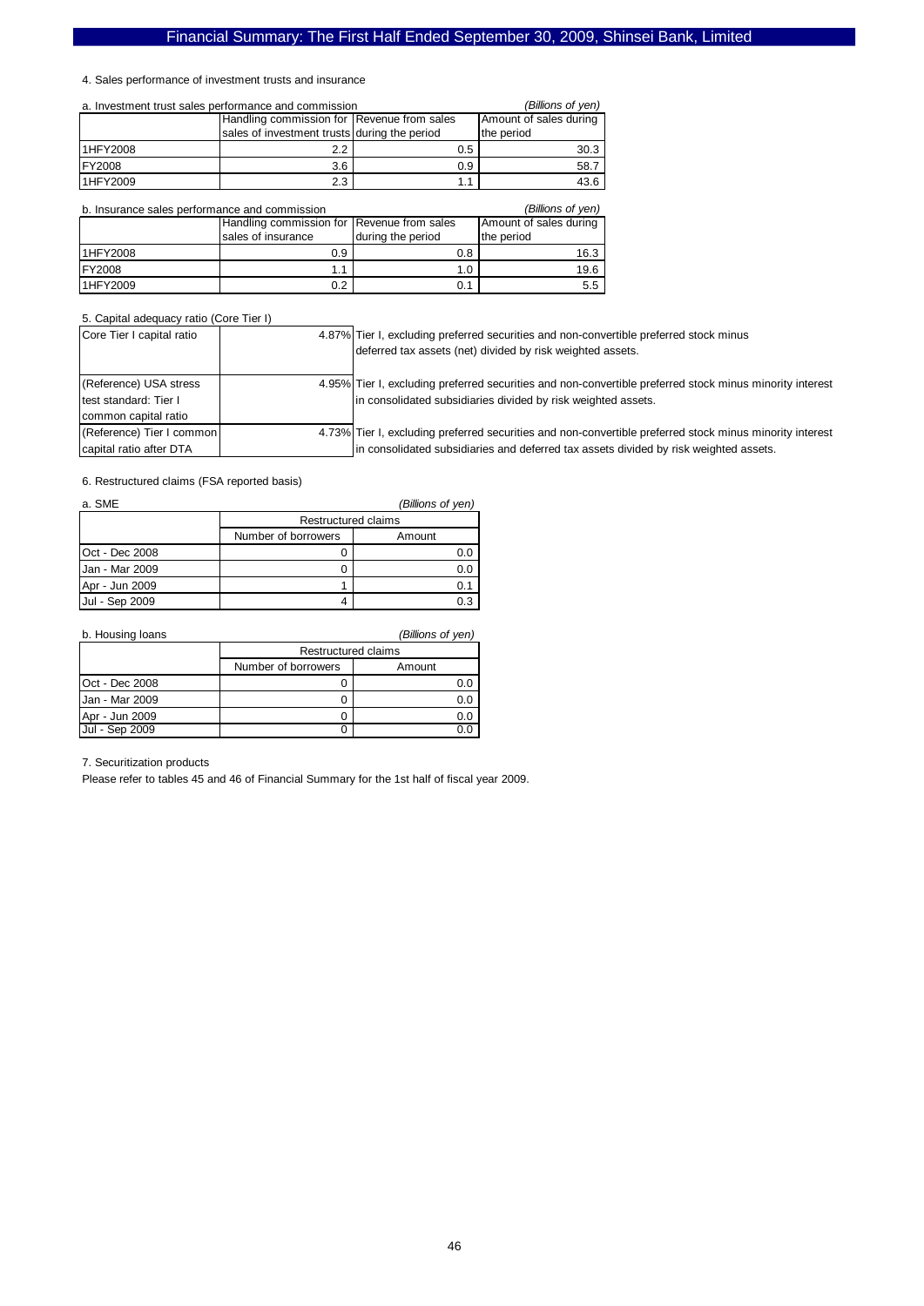4. Sales performance of investment trusts and insurance

a. Investment trust sales performance and commission *(Billions of yen)*

| | Handling commission for sales of investment trusts | Revenue from sales during the period | Amount of sales during the period |
|---|---|---|---|
| 1HFY2008 | 2.2 | 0.5 | 30.3 |
| FY2008 | 3.6 | 0.9 | 58.7 |
| 1HFY2009 | 2.3 | 1.1 | 43.6 |

b. Insurance sales performance and commission *(Billions of yen)*

| | Handling commission for sales of insurance | Revenue from sales during the period | Amount of sales during the period |
|---|---|---|---|
| 1HFY2008 | 0.9 | 0.8 | 16.3 |
| FY2008 | 1.1 | 1.0 | 19.6 |
| 1HFY2009 | 0.2 | 0.1 | 5.5 |

5. Capital adequacy ratio (Core Tier I)

| | | |
|---|---|---|
| Core Tier I capital ratio | 4.87% | Tier I, excluding preferred securities and non-convertible preferred stock minus deferred tax assets (net) divided by risk weighted assets. |
| (Reference) USA stress test standard: Tier I common capital ratio | 4.95% | Tier I, excluding preferred securities and non-convertible preferred stock minus minority interest in consolidated subsidiaries divided by risk weighted assets. |
| (Reference) Tier I common capital ratio after DTA | 4.73% | Tier I, excluding preferred securities and non-convertible preferred stock minus minority interest in consolidated subsidiaries and deferred tax assets divided by risk weighted assets. |

6. Restructured claims (FSA reported basis)

a. SME *(Billions of yen)*

| | Restructured claims | |
|---|---|---|
| | Number of borrowers | Amount |
| Oct - Dec 2008 | 0 | 0.0 |
| Jan - Mar 2009 | 0 | 0.0 |
| Apr - Jun 2009 | 1 | 0.1 |
| Jul - Sep 2009 | 4 | 0.3 |

b. Housing loans *(Billions of yen)*

| | Restructured claims | |
|---|---|---|
| | Number of borrowers | Amount |
| Oct - Dec 2008 | 0 | 0.0 |
| Jan - Mar 2009 | 0 | 0.0 |
| Apr - Jun 2009 | 0 | 0.0 |
| Jul - Sep 2009 | 0 | 0.0 |

7. Securitization products

Please refer to tables 45 and 46 of Financial Summary for the 1st half of fiscal year 2009.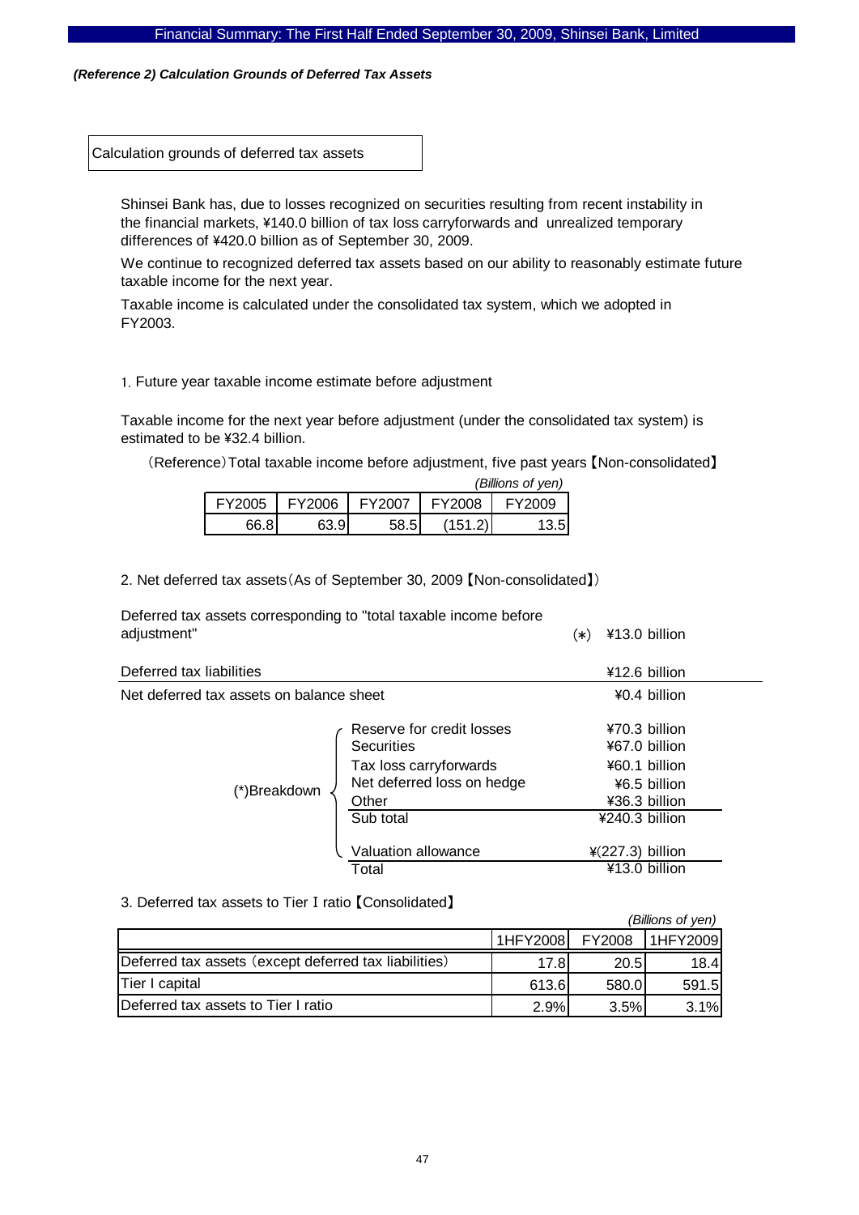*(Reference 2) Calculation Grounds of Deferred Tax Assets*

## Calculation grounds of deferred tax assets

Shinsei Bank has, due to losses recognized on securities resulting from recent instability in the financial markets, ¥140.0 billion of tax loss carryforwards and unrealized temporary differences of ¥420.0 billion as of September 30, 2009.

We continue to recognized deferred tax assets based on our ability to reasonably estimate future taxable income for the next year.

Taxable income is calculated under the consolidated tax system, which we adopted in FY2003.

### 1. Future year taxable income estimate before adjustment

Taxable income for the next year before adjustment (under the consolidated tax system) is estimated to be ¥32.4 billion.

（Reference）Total taxable income before adjustment, five past years【Non-consolidated】

*(Billions of yen)*

| FY2005 | FY2006 | FY2007 | FY2008 | FY2009 |
|---|---|---|---|---|
| 66.8 | 63.9 | 58.5 | (151.2) | 13.5 |

### 2. Net deferred tax assets（As of September 30, 2009【Non-consolidated】）

| | | |
|---|---|---|
| Deferred tax assets corresponding to "total taxable income before adjustment" | (*) | ¥13.0 billion |
| Deferred tax liabilities | | ¥12.6 billion |
| Net deferred tax assets on balance sheet | | ¥0.4 billion |

(*)Breakdown

| | |
|---|---|
| Reserve for credit losses | ¥70.3 billion |
| Securities | ¥67.0 billion |
| Tax loss carryforwards | ¥60.1 billion |
| Net deferred loss on hedge | ¥6.5 billion |
| Other | ¥36.3 billion |
| Sub total | ¥240.3 billion |
| Valuation allowance | ¥(227.3) billion |
| Total | ¥13.0 billion |

### 3. Deferred tax assets to Tier I ratio【Consolidated】

*(Billions of yen)*

| | 1HFY2008 | FY2008 | 1HFY2009 |
|---|---|---|---|
| Deferred tax assets (except deferred tax liabilities) | 17.8 | 20.5 | 18.4 |
| Tier I capital | 613.6 | 580.0 | 591.5 |
| Deferred tax assets to Tier I ratio | 2.9% | 3.5% | 3.1% |